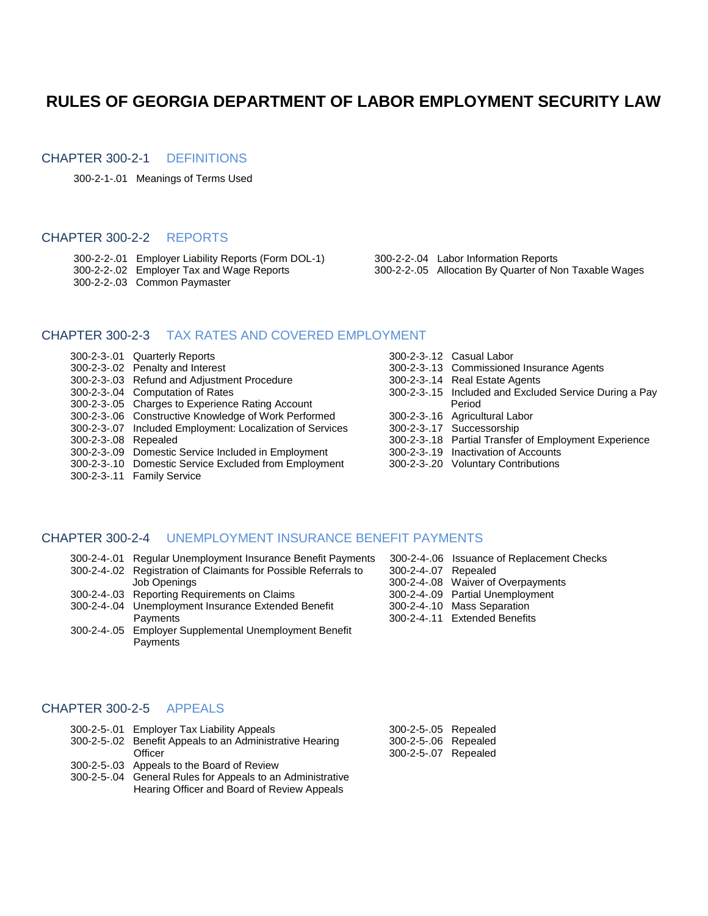# RULES OF GEORGIA DEPARTMENT OF LABOR EMPLOYMENT SECURITY LAW

## CHAPTER 300-2-1 DEFINITIONS

300-2-1-.01 Meanings of Terms Used

## CHAPTER 300-2-2 REPORTS

300-2-2-.01 Employer Liability Reports (Form DOL-1)
300-2-2-.02 Employer Tax and Wage Reports
300-2-2-.03 Common Paymaster
300-2-2-.04 Labor Information Reports
300-2-2-.05 Allocation By Quarter of Non Taxable Wages

## CHAPTER 300-2-3 TAX RATES AND COVERED EMPLOYMENT

300-2-3-.01 Quarterly Reports
300-2-3-.02 Penalty and Interest
300-2-3-.03 Refund and Adjustment Procedure
300-2-3-.04 Computation of Rates
300-2-3-.05 Charges to Experience Rating Account
300-2-3-.06 Constructive Knowledge of Work Performed
300-2-3-.07 Included Employment: Localization of Services
300-2-3-.08 Repealed
300-2-3-.09 Domestic Service Included in Employment
300-2-3-.10 Domestic Service Excluded from Employment
300-2-3-.11 Family Service
300-2-3-.12 Casual Labor
300-2-3-.13 Commissioned Insurance Agents
300-2-3-.14 Real Estate Agents
300-2-3-.15 Included and Excluded Service During a Pay Period
300-2-3-.16 Agricultural Labor
300-2-3-.17 Successorship
300-2-3-.18 Partial Transfer of Employment Experience
300-2-3-.19 Inactivation of Accounts
300-2-3-.20 Voluntary Contributions

## CHAPTER 300-2-4 UNEMPLOYMENT INSURANCE BENEFIT PAYMENTS

300-2-4-.01 Regular Unemployment Insurance Benefit Payments
300-2-4-.02 Registration of Claimants for Possible Referrals to Job Openings
300-2-4-.03 Reporting Requirements on Claims
300-2-4-.04 Unemployment Insurance Extended Benefit Payments
300-2-4-.05 Employer Supplemental Unemployment Benefit Payments
300-2-4-.06 Issuance of Replacement Checks
300-2-4-.07 Repealed
300-2-4-.08 Waiver of Overpayments
300-2-4-.09 Partial Unemployment
300-2-4-.10 Mass Separation
300-2-4-.11 Extended Benefits

## CHAPTER 300-2-5 APPEALS

300-2-5-.01 Employer Tax Liability Appeals
300-2-5-.02 Benefit Appeals to an Administrative Hearing Officer
300-2-5-.03 Appeals to the Board of Review
300-2-5-.04 General Rules for Appeals to an Administrative Hearing Officer and Board of Review Appeals
300-2-5-.05 Repealed
300-2-5-.06 Repealed
300-2-5-.07 Repealed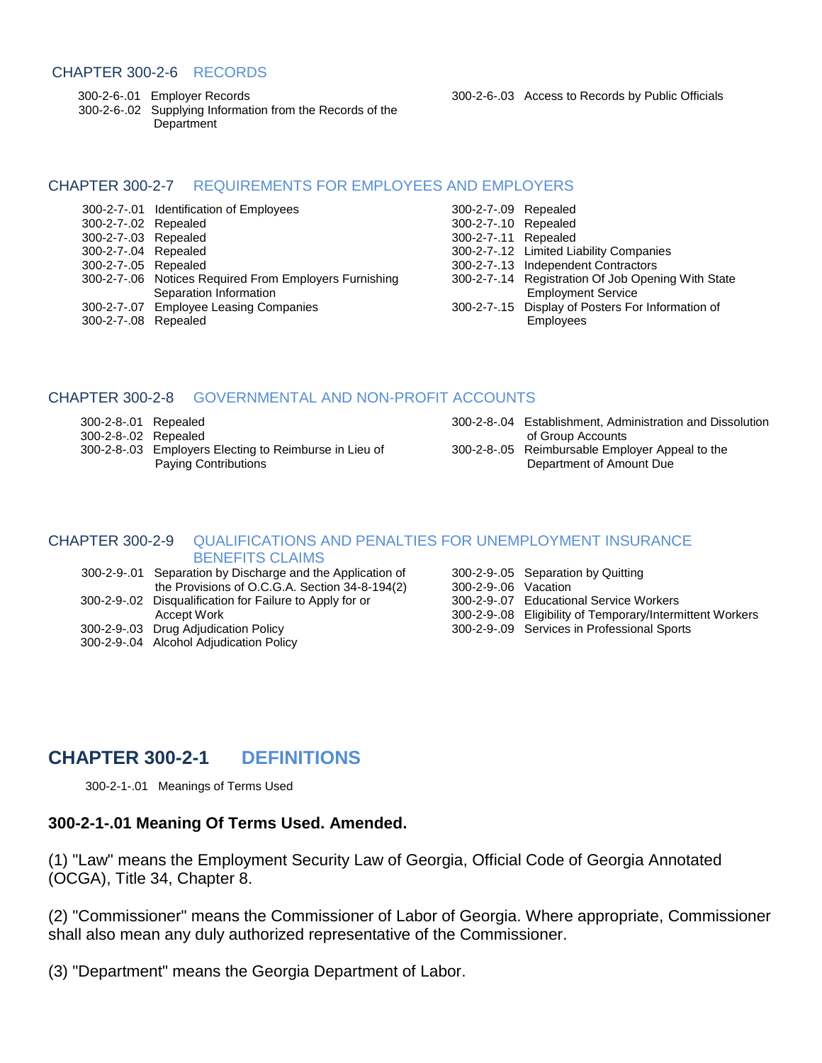## CHAPTER 300-2-6 RECORDS

300-2-6-.01 Employer Records
300-2-6-.02 Supplying Information from the Records of the Department
300-2-6-.03 Access to Records by Public Officials

## CHAPTER 300-2-7 REQUIREMENTS FOR EMPLOYEES AND EMPLOYERS

300-2-7-.01 Identification of Employees
300-2-7-.02 Repealed
300-2-7-.03 Repealed
300-2-7-.04 Repealed
300-2-7-.05 Repealed
300-2-7-.06 Notices Required From Employers Furnishing Separation Information
300-2-7-.07 Employee Leasing Companies
300-2-7-.08 Repealed
300-2-7-.09 Repealed
300-2-7-.10 Repealed
300-2-7-.11 Repealed
300-2-7-.12 Limited Liability Companies
300-2-7-.13 Independent Contractors
300-2-7-.14 Registration Of Job Opening With State Employment Service
300-2-7-.15 Display of Posters For Information of Employees

## CHAPTER 300-2-8 GOVERNMENTAL AND NON-PROFIT ACCOUNTS

300-2-8-.01 Repealed
300-2-8-.02 Repealed
300-2-8-.03 Employers Electing to Reimburse in Lieu of Paying Contributions
300-2-8-.04 Establishment, Administration and Dissolution of Group Accounts
300-2-8-.05 Reimbursable Employer Appeal to the Department of Amount Due

## CHAPTER 300-2-9 QUALIFICATIONS AND PENALTIES FOR UNEMPLOYMENT INSURANCE BENEFITS CLAIMS

300-2-9-.01 Separation by Discharge and the Application of the Provisions of O.C.G.A. Section 34-8-194(2)
300-2-9-.02 Disqualification for Failure to Apply for or Accept Work
300-2-9-.03 Drug Adjudication Policy
300-2-9-.04 Alcohol Adjudication Policy
300-2-9-.05 Separation by Quitting
300-2-9-.06 Vacation
300-2-9-.07 Educational Service Workers
300-2-9-.08 Eligibility of Temporary/Intermittent Workers
300-2-9-.09 Services in Professional Sports

# CHAPTER 300-2-1 DEFINITIONS

300-2-1-.01 Meanings of Terms Used

### 300-2-1-.01 Meaning Of Terms Used. Amended.

(1) "Law" means the Employment Security Law of Georgia, Official Code of Georgia Annotated (OCGA), Title 34, Chapter 8.

(2) "Commissioner" means the Commissioner of Labor of Georgia. Where appropriate, Commissioner shall also mean any duly authorized representative of the Commissioner.

(3) "Department" means the Georgia Department of Labor.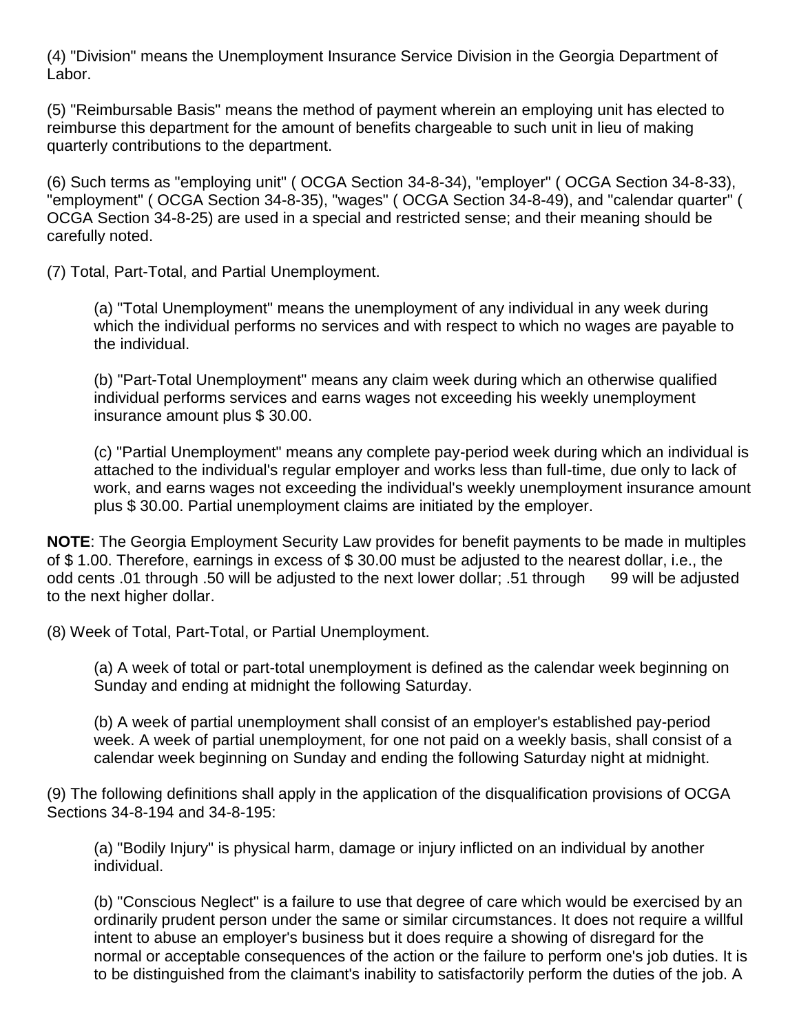(4) "Division" means the Unemployment Insurance Service Division in the Georgia Department of Labor.

(5) "Reimbursable Basis" means the method of payment wherein an employing unit has elected to reimburse this department for the amount of benefits chargeable to such unit in lieu of making quarterly contributions to the department.

(6) Such terms as "employing unit" ( OCGA Section 34-8-34), "employer" ( OCGA Section 34-8-33), "employment" ( OCGA Section 34-8-35), "wages" ( OCGA Section 34-8-49), and "calendar quarter" ( OCGA Section 34-8-25) are used in a special and restricted sense; and their meaning should be carefully noted.

(7) Total, Part-Total, and Partial Unemployment.

> (a) "Total Unemployment" means the unemployment of any individual in any week during which the individual performs no services and with respect to which no wages are payable to the individual.
>
> (b) "Part-Total Unemployment" means any claim week during which an otherwise qualified individual performs services and earns wages not exceeding his weekly unemployment insurance amount plus $ 30.00.
>
> (c) "Partial Unemployment" means any complete pay-period week during which an individual is attached to the individual's regular employer and works less than full-time, due only to lack of work, and earns wages not exceeding the individual's weekly unemployment insurance amount plus $ 30.00. Partial unemployment claims are initiated by the employer.

**NOTE**: The Georgia Employment Security Law provides for benefit payments to be made in multiples of $ 1.00. Therefore, earnings in excess of $ 30.00 must be adjusted to the nearest dollar, i.e., the odd cents .01 through .50 will be adjusted to the next lower dollar; .51 through 99 will be adjusted to the next higher dollar.

(8) Week of Total, Part-Total, or Partial Unemployment.

> (a) A week of total or part-total unemployment is defined as the calendar week beginning on Sunday and ending at midnight the following Saturday.
>
> (b) A week of partial unemployment shall consist of an employer's established pay-period week. A week of partial unemployment, for one not paid on a weekly basis, shall consist of a calendar week beginning on Sunday and ending the following Saturday night at midnight.

(9) The following definitions shall apply in the application of the disqualification provisions of OCGA Sections 34-8-194 and 34-8-195:

> (a) "Bodily Injury" is physical harm, damage or injury inflicted on an individual by another individual.
>
> (b) "Conscious Neglect" is a failure to use that degree of care which would be exercised by an ordinarily prudent person under the same or similar circumstances. It does not require a willful intent to abuse an employer's business but it does require a showing of disregard for the normal or acceptable consequences of the action or the failure to perform one's job duties. It is to be distinguished from the claimant's inability to satisfactorily perform the duties of the job. A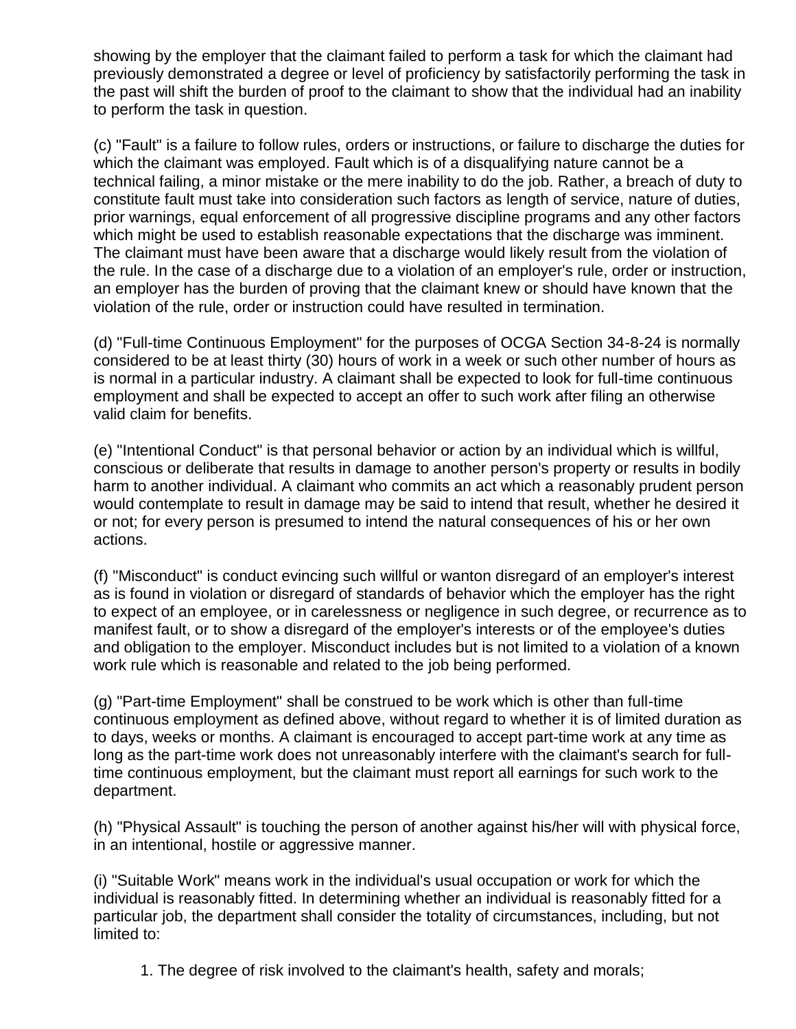showing by the employer that the claimant failed to perform a task for which the claimant had previously demonstrated a degree or level of proficiency by satisfactorily performing the task in the past will shift the burden of proof to the claimant to show that the individual had an inability to perform the task in question.

(c) "Fault" is a failure to follow rules, orders or instructions, or failure to discharge the duties for which the claimant was employed. Fault which is of a disqualifying nature cannot be a technical failing, a minor mistake or the mere inability to do the job. Rather, a breach of duty to constitute fault must take into consideration such factors as length of service, nature of duties, prior warnings, equal enforcement of all progressive discipline programs and any other factors which might be used to establish reasonable expectations that the discharge was imminent. The claimant must have been aware that a discharge would likely result from the violation of the rule. In the case of a discharge due to a violation of an employer's rule, order or instruction, an employer has the burden of proving that the claimant knew or should have known that the violation of the rule, order or instruction could have resulted in termination.

(d) "Full-time Continuous Employment" for the purposes of OCGA Section 34-8-24 is normally considered to be at least thirty (30) hours of work in a week or such other number of hours as is normal in a particular industry. A claimant shall be expected to look for full-time continuous employment and shall be expected to accept an offer to such work after filing an otherwise valid claim for benefits.

(e) "Intentional Conduct" is that personal behavior or action by an individual which is willful, conscious or deliberate that results in damage to another person's property or results in bodily harm to another individual. A claimant who commits an act which a reasonably prudent person would contemplate to result in damage may be said to intend that result, whether he desired it or not; for every person is presumed to intend the natural consequences of his or her own actions.

(f) "Misconduct" is conduct evincing such willful or wanton disregard of an employer's interest as is found in violation or disregard of standards of behavior which the employer has the right to expect of an employee, or in carelessness or negligence in such degree, or recurrence as to manifest fault, or to show a disregard of the employer's interests or of the employee's duties and obligation to the employer. Misconduct includes but is not limited to a violation of a known work rule which is reasonable and related to the job being performed.

(g) "Part-time Employment" shall be construed to be work which is other than full-time continuous employment as defined above, without regard to whether it is of limited duration as to days, weeks or months. A claimant is encouraged to accept part-time work at any time as long as the part-time work does not unreasonably interfere with the claimant's search for full-time continuous employment, but the claimant must report all earnings for such work to the department.

(h) "Physical Assault" is touching the person of another against his/her will with physical force, in an intentional, hostile or aggressive manner.

(i) "Suitable Work" means work in the individual's usual occupation or work for which the individual is reasonably fitted. In determining whether an individual is reasonably fitted for a particular job, the department shall consider the totality of circumstances, including, but not limited to:

1. The degree of risk involved to the claimant's health, safety and morals;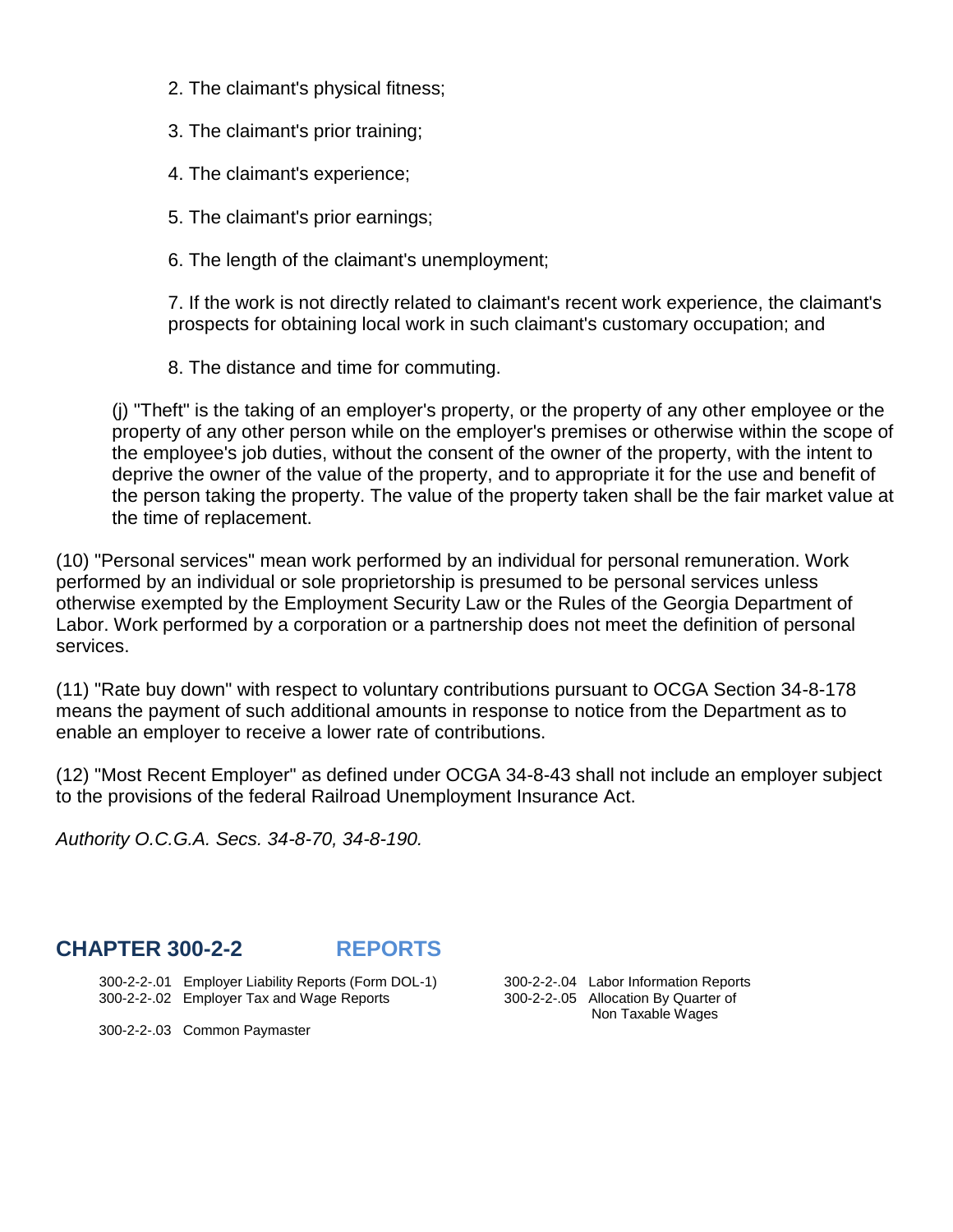2. The claimant's physical fitness;

3. The claimant's prior training;

4. The claimant's experience;

5. The claimant's prior earnings;

6. The length of the claimant's unemployment;

7. If the work is not directly related to claimant's recent work experience, the claimant's prospects for obtaining local work in such claimant's customary occupation; and

8. The distance and time for commuting.

(j) "Theft" is the taking of an employer's property, or the property of any other employee or the property of any other person while on the employer's premises or otherwise within the scope of the employee's job duties, without the consent of the owner of the property, with the intent to deprive the owner of the value of the property, and to appropriate it for the use and benefit of the person taking the property. The value of the property taken shall be the fair market value at the time of replacement.

(10) "Personal services" mean work performed by an individual for personal remuneration. Work performed by an individual or sole proprietorship is presumed to be personal services unless otherwise exempted by the Employment Security Law or the Rules of the Georgia Department of Labor. Work performed by a corporation or a partnership does not meet the definition of personal services.

(11) "Rate buy down" with respect to voluntary contributions pursuant to OCGA Section 34-8-178 means the payment of such additional amounts in response to notice from the Department as to enable an employer to receive a lower rate of contributions.

(12) "Most Recent Employer" as defined under OCGA 34-8-43 shall not include an employer subject to the provisions of the federal Railroad Unemployment Insurance Act.

*Authority O.C.G.A. Secs. 34-8-70, 34-8-190.*

## CHAPTER 300-2-2 REPORTS

300-2-2-.01 Employer Liability Reports (Form DOL-1)
300-2-2-.02 Employer Tax and Wage Reports
300-2-2-.03 Common Paymaster
300-2-2-.04 Labor Information Reports
300-2-2-.05 Allocation By Quarter of Non Taxable Wages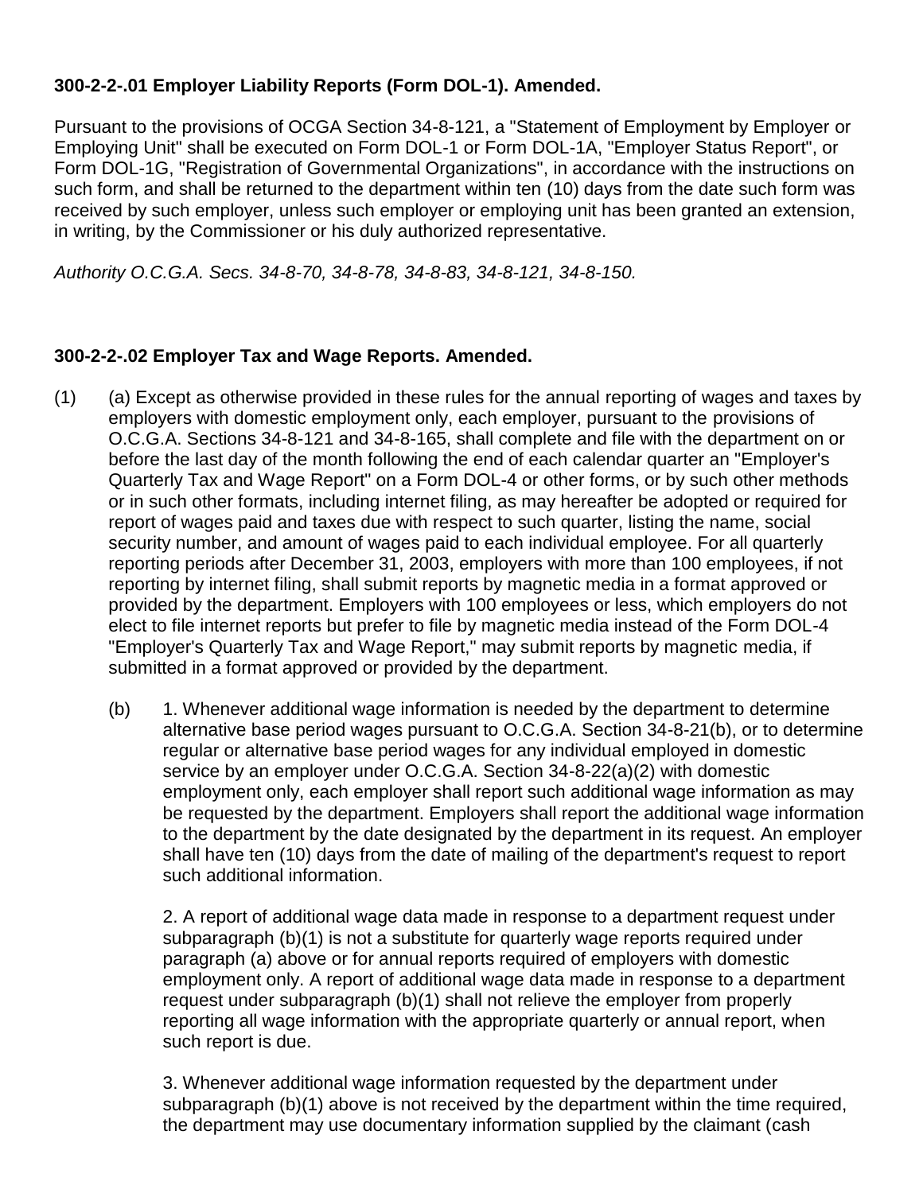**300-2-2-.01 Employer Liability Reports (Form DOL-1). Amended.**

Pursuant to the provisions of OCGA Section 34-8-121, a "Statement of Employment by Employer or Employing Unit" shall be executed on Form DOL-1 or Form DOL-1A, "Employer Status Report", or Form DOL-1G, "Registration of Governmental Organizations", in accordance with the instructions on such form, and shall be returned to the department within ten (10) days from the date such form was received by such employer, unless such employer or employing unit has been granted an extension, in writing, by the Commissioner or his duly authorized representative.

*Authority O.C.G.A. Secs. 34-8-70, 34-8-78, 34-8-83, 34-8-121, 34-8-150.*

**300-2-2-.02 Employer Tax and Wage Reports. Amended.**

(1) (a) Except as otherwise provided in these rules for the annual reporting of wages and taxes by employers with domestic employment only, each employer, pursuant to the provisions of O.C.G.A. Sections 34-8-121 and 34-8-165, shall complete and file with the department on or before the last day of the month following the end of each calendar quarter an "Employer's Quarterly Tax and Wage Report" on a Form DOL-4 or other forms, or by such other methods or in such other formats, including internet filing, as may hereafter be adopted or required for report of wages paid and taxes due with respect to such quarter, listing the name, social security number, and amount of wages paid to each individual employee. For all quarterly reporting periods after December 31, 2003, employers with more than 100 employees, if not reporting by internet filing, shall submit reports by magnetic media in a format approved or provided by the department. Employers with 100 employees or less, which employers do not elect to file internet reports but prefer to file by magnetic media instead of the Form DOL-4 "Employer's Quarterly Tax and Wage Report," may submit reports by magnetic media, if submitted in a format approved or provided by the department.

(b) 1. Whenever additional wage information is needed by the department to determine alternative base period wages pursuant to O.C.G.A. Section 34-8-21(b), or to determine regular or alternative base period wages for any individual employed in domestic service by an employer under O.C.G.A. Section 34-8-22(a)(2) with domestic employment only, each employer shall report such additional wage information as may be requested by the department. Employers shall report the additional wage information to the department by the date designated by the department in its request. An employer shall have ten (10) days from the date of mailing of the department's request to report such additional information.

2. A report of additional wage data made in response to a department request under subparagraph (b)(1) is not a substitute for quarterly wage reports required under paragraph (a) above or for annual reports required of employers with domestic employment only. A report of additional wage data made in response to a department request under subparagraph (b)(1) shall not relieve the employer from properly reporting all wage information with the appropriate quarterly or annual report, when such report is due.

3. Whenever additional wage information requested by the department under subparagraph (b)(1) above is not received by the department within the time required, the department may use documentary information supplied by the claimant (cash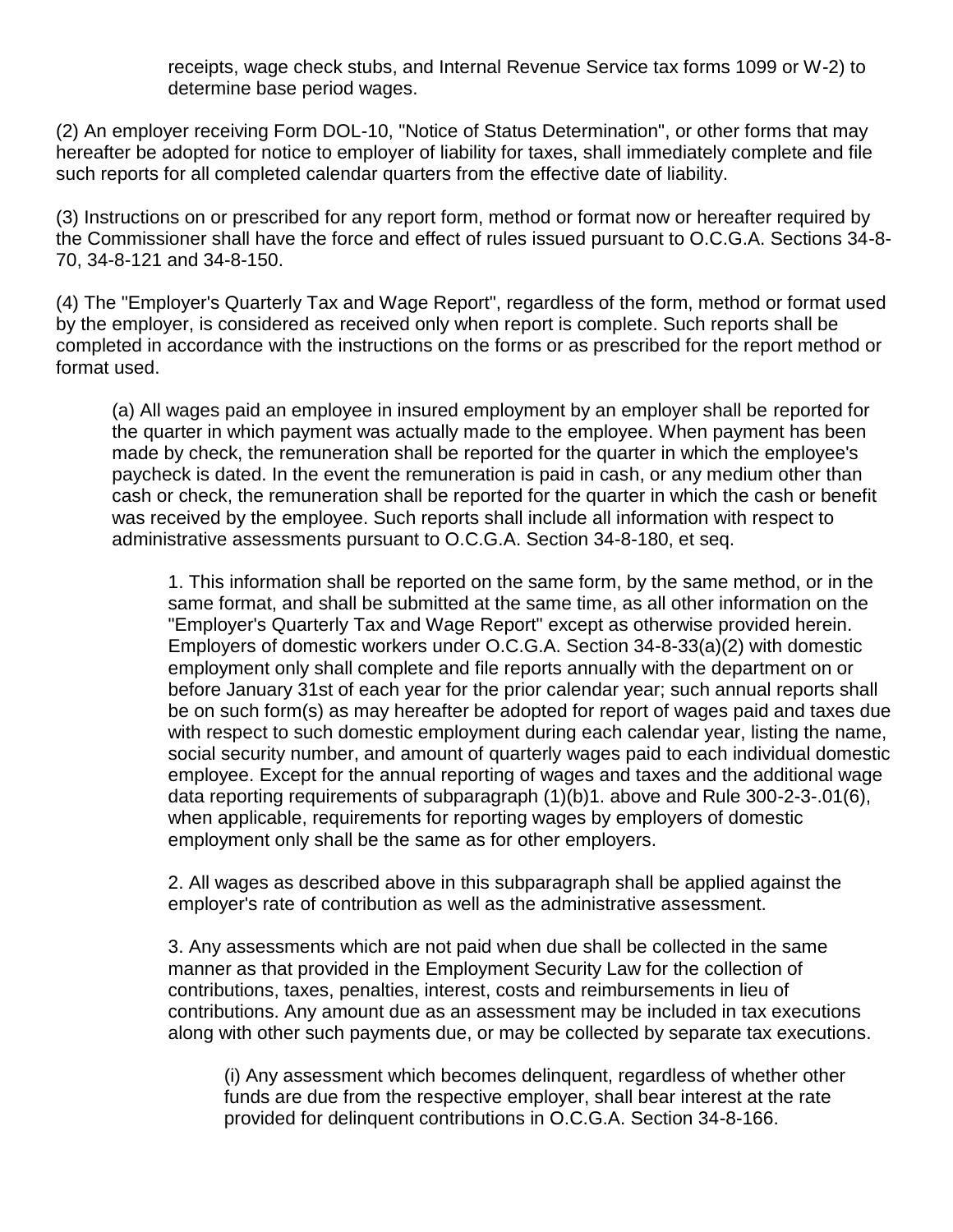receipts, wage check stubs, and Internal Revenue Service tax forms 1099 or W-2) to determine base period wages.

(2) An employer receiving Form DOL-10, "Notice of Status Determination", or other forms that may hereafter be adopted for notice to employer of liability for taxes, shall immediately complete and file such reports for all completed calendar quarters from the effective date of liability.

(3) Instructions on or prescribed for any report form, method or format now or hereafter required by the Commissioner shall have the force and effect of rules issued pursuant to O.C.G.A. Sections 34-8-70, 34-8-121 and 34-8-150.

(4) The "Employer's Quarterly Tax and Wage Report", regardless of the form, method or format used by the employer, is considered as received only when report is complete. Such reports shall be completed in accordance with the instructions on the forms or as prescribed for the report method or format used.

(a) All wages paid an employee in insured employment by an employer shall be reported for the quarter in which payment was actually made to the employee. When payment has been made by check, the remuneration shall be reported for the quarter in which the employee's paycheck is dated. In the event the remuneration is paid in cash, or any medium other than cash or check, the remuneration shall be reported for the quarter in which the cash or benefit was received by the employee. Such reports shall include all information with respect to administrative assessments pursuant to O.C.G.A. Section 34-8-180, et seq.

1. This information shall be reported on the same form, by the same method, or in the same format, and shall be submitted at the same time, as all other information on the "Employer's Quarterly Tax and Wage Report" except as otherwise provided herein. Employers of domestic workers under O.C.G.A. Section 34-8-33(a)(2) with domestic employment only shall complete and file reports annually with the department on or before January 31st of each year for the prior calendar year; such annual reports shall be on such form(s) as may hereafter be adopted for report of wages paid and taxes due with respect to such domestic employment during each calendar year, listing the name, social security number, and amount of quarterly wages paid to each individual domestic employee. Except for the annual reporting of wages and taxes and the additional wage data reporting requirements of subparagraph (1)(b)1. above and Rule 300-2-3-.01(6), when applicable, requirements for reporting wages by employers of domestic employment only shall be the same as for other employers.

2. All wages as described above in this subparagraph shall be applied against the employer's rate of contribution as well as the administrative assessment.

3. Any assessments which are not paid when due shall be collected in the same manner as that provided in the Employment Security Law for the collection of contributions, taxes, penalties, interest, costs and reimbursements in lieu of contributions. Any amount due as an assessment may be included in tax executions along with other such payments due, or may be collected by separate tax executions.

(i) Any assessment which becomes delinquent, regardless of whether other funds are due from the respective employer, shall bear interest at the rate provided for delinquent contributions in O.C.G.A. Section 34-8-166.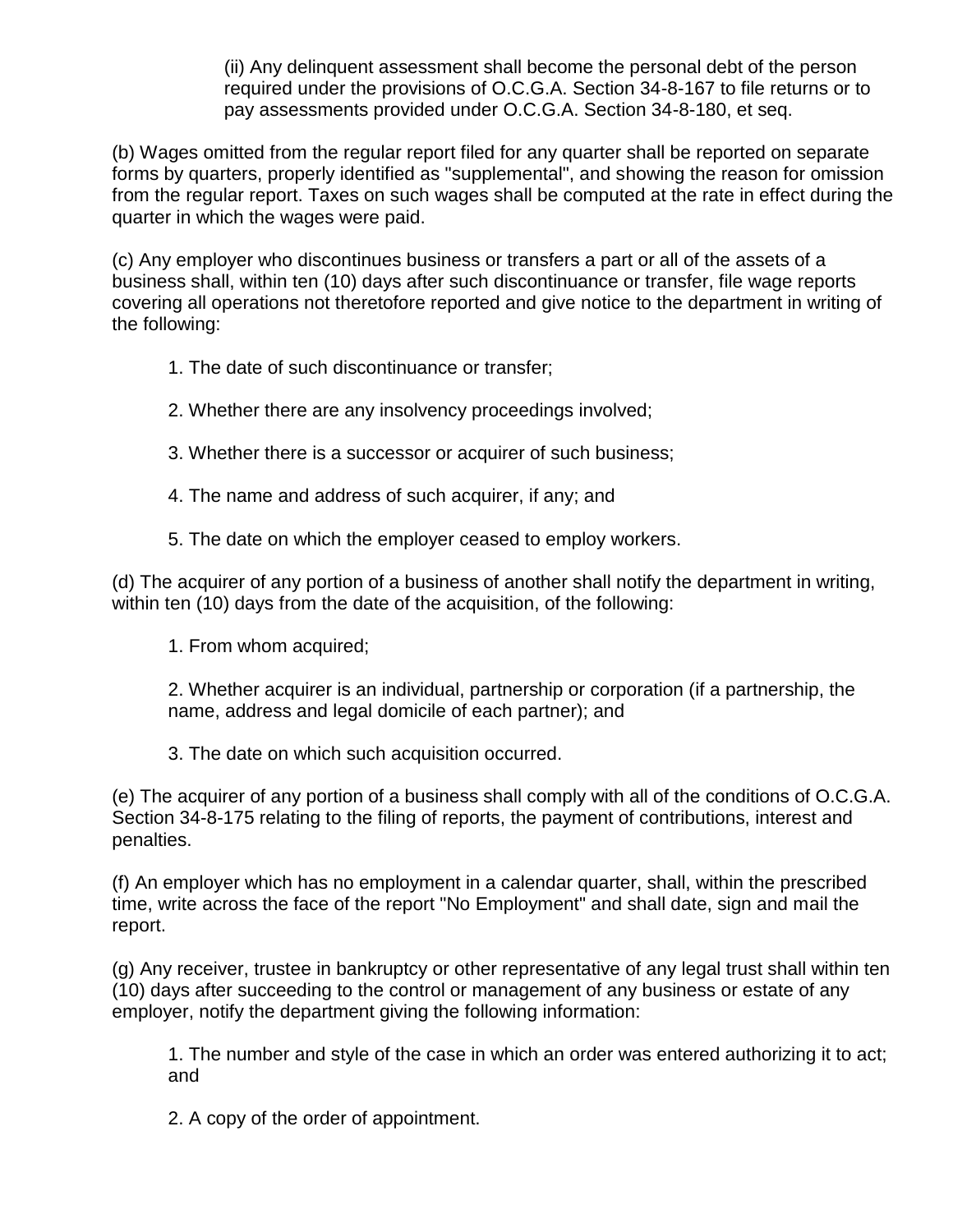(ii) Any delinquent assessment shall become the personal debt of the person required under the provisions of O.C.G.A. Section 34-8-167 to file returns or to pay assessments provided under O.C.G.A. Section 34-8-180, et seq.

(b) Wages omitted from the regular report filed for any quarter shall be reported on separate forms by quarters, properly identified as "supplemental", and showing the reason for omission from the regular report. Taxes on such wages shall be computed at the rate in effect during the quarter in which the wages were paid.

(c) Any employer who discontinues business or transfers a part or all of the assets of a business shall, within ten (10) days after such discontinuance or transfer, file wage reports covering all operations not theretofore reported and give notice to the department in writing of the following:

1. The date of such discontinuance or transfer;

2. Whether there are any insolvency proceedings involved;

3. Whether there is a successor or acquirer of such business;

4. The name and address of such acquirer, if any; and

5. The date on which the employer ceased to employ workers.

(d) The acquirer of any portion of a business of another shall notify the department in writing, within ten (10) days from the date of the acquisition, of the following:

1. From whom acquired;

2. Whether acquirer is an individual, partnership or corporation (if a partnership, the name, address and legal domicile of each partner); and

3. The date on which such acquisition occurred.

(e) The acquirer of any portion of a business shall comply with all of the conditions of O.C.G.A. Section 34-8-175 relating to the filing of reports, the payment of contributions, interest and penalties.

(f) An employer which has no employment in a calendar quarter, shall, within the prescribed time, write across the face of the report "No Employment" and shall date, sign and mail the report.

(g) Any receiver, trustee in bankruptcy or other representative of any legal trust shall within ten (10) days after succeeding to the control or management of any business or estate of any employer, notify the department giving the following information:

1. The number and style of the case in which an order was entered authorizing it to act; and

2. A copy of the order of appointment.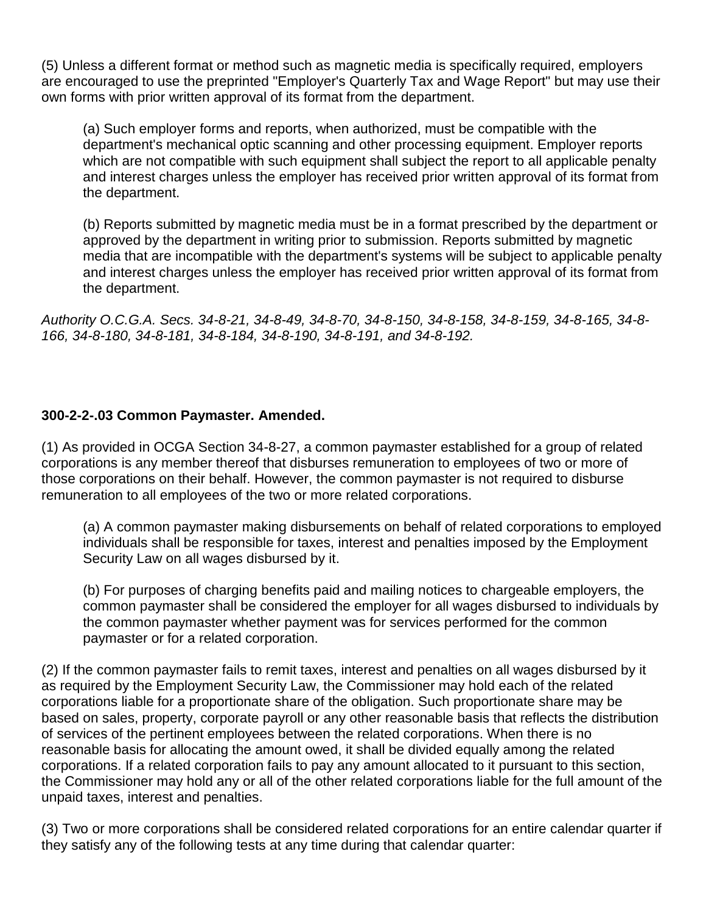(5) Unless a different format or method such as magnetic media is specifically required, employers are encouraged to use the preprinted "Employer's Quarterly Tax and Wage Report" but may use their own forms with prior written approval of its format from the department.

(a) Such employer forms and reports, when authorized, must be compatible with the department's mechanical optic scanning and other processing equipment. Employer reports which are not compatible with such equipment shall subject the report to all applicable penalty and interest charges unless the employer has received prior written approval of its format from the department.

(b) Reports submitted by magnetic media must be in a format prescribed by the department or approved by the department in writing prior to submission. Reports submitted by magnetic media that are incompatible with the department's systems will be subject to applicable penalty and interest charges unless the employer has received prior written approval of its format from the department.

*Authority O.C.G.A. Secs. 34-8-21, 34-8-49, 34-8-70, 34-8-150, 34-8-158, 34-8-159, 34-8-165, 34-8-166, 34-8-180, 34-8-181, 34-8-184, 34-8-190, 34-8-191, and 34-8-192.*

**300-2-2-.03 Common Paymaster. Amended.**

(1) As provided in OCGA Section 34-8-27, a common paymaster established for a group of related corporations is any member thereof that disburses remuneration to employees of two or more of those corporations on their behalf. However, the common paymaster is not required to disburse remuneration to all employees of the two or more related corporations.

(a) A common paymaster making disbursements on behalf of related corporations to employed individuals shall be responsible for taxes, interest and penalties imposed by the Employment Security Law on all wages disbursed by it.

(b) For purposes of charging benefits paid and mailing notices to chargeable employers, the common paymaster shall be considered the employer for all wages disbursed to individuals by the common paymaster whether payment was for services performed for the common paymaster or for a related corporation.

(2) If the common paymaster fails to remit taxes, interest and penalties on all wages disbursed by it as required by the Employment Security Law, the Commissioner may hold each of the related corporations liable for a proportionate share of the obligation. Such proportionate share may be based on sales, property, corporate payroll or any other reasonable basis that reflects the distribution of services of the pertinent employees between the related corporations. When there is no reasonable basis for allocating the amount owed, it shall be divided equally among the related corporations. If a related corporation fails to pay any amount allocated to it pursuant to this section, the Commissioner may hold any or all of the other related corporations liable for the full amount of the unpaid taxes, interest and penalties.

(3) Two or more corporations shall be considered related corporations for an entire calendar quarter if they satisfy any of the following tests at any time during that calendar quarter: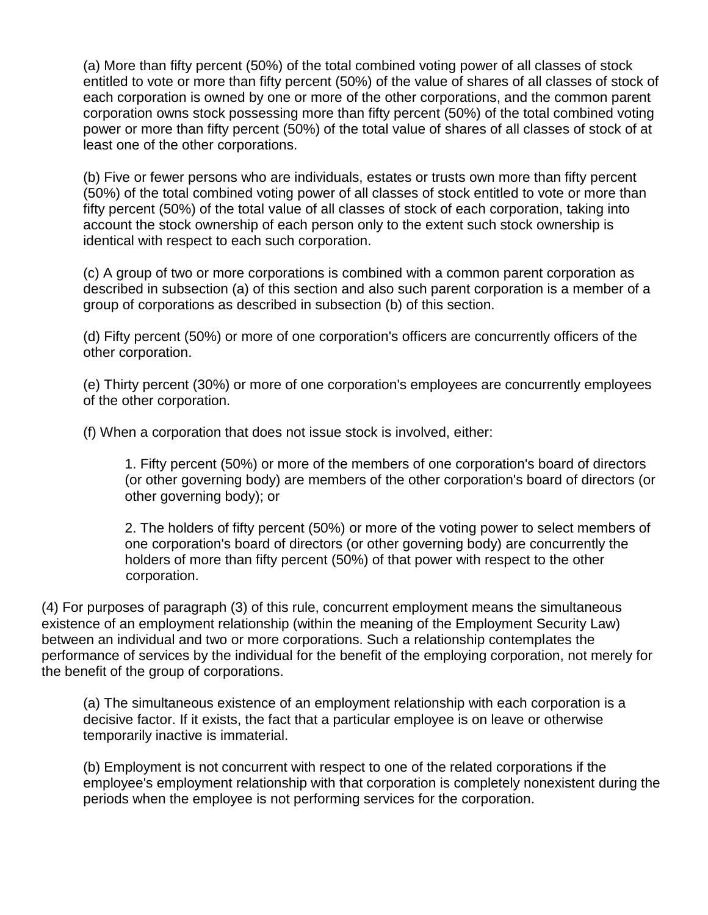(a) More than fifty percent (50%) of the total combined voting power of all classes of stock entitled to vote or more than fifty percent (50%) of the value of shares of all classes of stock of each corporation is owned by one or more of the other corporations, and the common parent corporation owns stock possessing more than fifty percent (50%) of the total combined voting power or more than fifty percent (50%) of the total value of shares of all classes of stock of at least one of the other corporations.

(b) Five or fewer persons who are individuals, estates or trusts own more than fifty percent (50%) of the total combined voting power of all classes of stock entitled to vote or more than fifty percent (50%) of the total value of all classes of stock of each corporation, taking into account the stock ownership of each person only to the extent such stock ownership is identical with respect to each such corporation.

(c) A group of two or more corporations is combined with a common parent corporation as described in subsection (a) of this section and also such parent corporation is a member of a group of corporations as described in subsection (b) of this section.

(d) Fifty percent (50%) or more of one corporation's officers are concurrently officers of the other corporation.

(e) Thirty percent (30%) or more of one corporation's employees are concurrently employees of the other corporation.

(f) When a corporation that does not issue stock is involved, either:

1. Fifty percent (50%) or more of the members of one corporation's board of directors (or other governing body) are members of the other corporation's board of directors (or other governing body); or

2. The holders of fifty percent (50%) or more of the voting power to select members of one corporation's board of directors (or other governing body) are concurrently the holders of more than fifty percent (50%) of that power with respect to the other corporation.

(4) For purposes of paragraph (3) of this rule, concurrent employment means the simultaneous existence of an employment relationship (within the meaning of the Employment Security Law) between an individual and two or more corporations. Such a relationship contemplates the performance of services by the individual for the benefit of the employing corporation, not merely for the benefit of the group of corporations.

(a) The simultaneous existence of an employment relationship with each corporation is a decisive factor. If it exists, the fact that a particular employee is on leave or otherwise temporarily inactive is immaterial.

(b) Employment is not concurrent with respect to one of the related corporations if the employee's employment relationship with that corporation is completely nonexistent during the periods when the employee is not performing services for the corporation.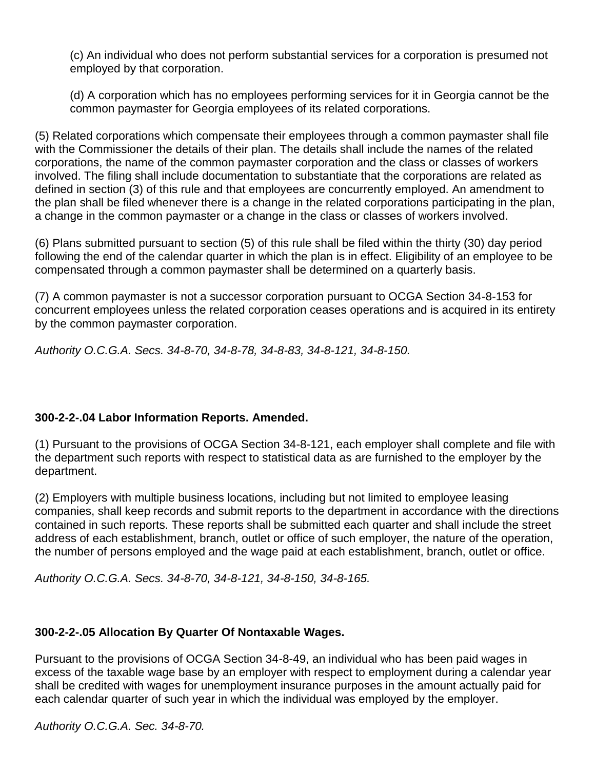(c) An individual who does not perform substantial services for a corporation is presumed not employed by that corporation.

(d) A corporation which has no employees performing services for it in Georgia cannot be the common paymaster for Georgia employees of its related corporations.

(5) Related corporations which compensate their employees through a common paymaster shall file with the Commissioner the details of their plan. The details shall include the names of the related corporations, the name of the common paymaster corporation and the class or classes of workers involved. The filing shall include documentation to substantiate that the corporations are related as defined in section (3) of this rule and that employees are concurrently employed. An amendment to the plan shall be filed whenever there is a change in the related corporations participating in the plan, a change in the common paymaster or a change in the class or classes of workers involved.

(6) Plans submitted pursuant to section (5) of this rule shall be filed within the thirty (30) day period following the end of the calendar quarter in which the plan is in effect. Eligibility of an employee to be compensated through a common paymaster shall be determined on a quarterly basis.

(7) A common paymaster is not a successor corporation pursuant to OCGA Section 34-8-153 for concurrent employees unless the related corporation ceases operations and is acquired in its entirety by the common paymaster corporation.

*Authority O.C.G.A. Secs. 34-8-70, 34-8-78, 34-8-83, 34-8-121, 34-8-150.*

**300-2-2-.04 Labor Information Reports. Amended.**

(1) Pursuant to the provisions of OCGA Section 34-8-121, each employer shall complete and file with the department such reports with respect to statistical data as are furnished to the employer by the department.

(2) Employers with multiple business locations, including but not limited to employee leasing companies, shall keep records and submit reports to the department in accordance with the directions contained in such reports. These reports shall be submitted each quarter and shall include the street address of each establishment, branch, outlet or office of such employer, the nature of the operation, the number of persons employed and the wage paid at each establishment, branch, outlet or office.

*Authority O.C.G.A. Secs. 34-8-70, 34-8-121, 34-8-150, 34-8-165.*

**300-2-2-.05 Allocation By Quarter Of Nontaxable Wages.**

Pursuant to the provisions of OCGA Section 34-8-49, an individual who has been paid wages in excess of the taxable wage base by an employer with respect to employment during a calendar year shall be credited with wages for unemployment insurance purposes in the amount actually paid for each calendar quarter of such year in which the individual was employed by the employer.

*Authority O.C.G.A. Sec. 34-8-70.*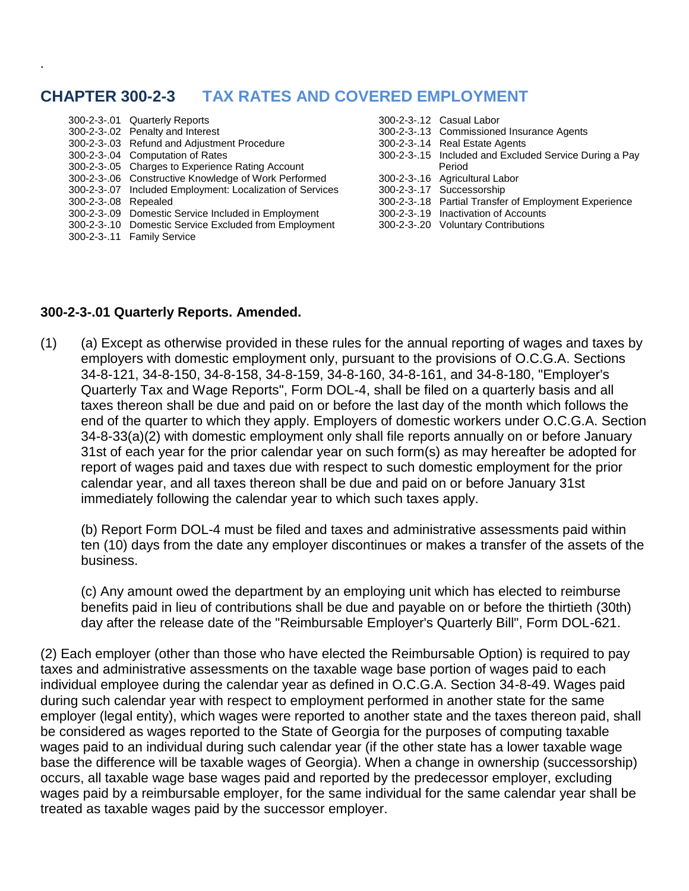# CHAPTER 300-2-3 TAX RATES AND COVERED EMPLOYMENT

300-2-3-.01 Quarterly Reports
300-2-3-.02 Penalty and Interest
300-2-3-.03 Refund and Adjustment Procedure
300-2-3-.04 Computation of Rates
300-2-3-.05 Charges to Experience Rating Account
300-2-3-.06 Constructive Knowledge of Work Performed
300-2-3-.07 Included Employment: Localization of Services
300-2-3-.08 Repealed
300-2-3-.09 Domestic Service Included in Employment
300-2-3-.10 Domestic Service Excluded from Employment
300-2-3-.11 Family Service
300-2-3-.12 Casual Labor
300-2-3-.13 Commissioned Insurance Agents
300-2-3-.14 Real Estate Agents
300-2-3-.15 Included and Excluded Service During a Pay Period
300-2-3-.16 Agricultural Labor
300-2-3-.17 Successorship
300-2-3-.18 Partial Transfer of Employment Experience
300-2-3-.19 Inactivation of Accounts
300-2-3-.20 Voluntary Contributions

**300-2-3-.01 Quarterly Reports. Amended.**

(1) (a) Except as otherwise provided in these rules for the annual reporting of wages and taxes by employers with domestic employment only, pursuant to the provisions of O.C.G.A. Sections 34-8-121, 34-8-150, 34-8-158, 34-8-159, 34-8-160, 34-8-161, and 34-8-180, "Employer's Quarterly Tax and Wage Reports", Form DOL-4, shall be filed on a quarterly basis and all taxes thereon shall be due and paid on or before the last day of the month which follows the end of the quarter to which they apply. Employers of domestic workers under O.C.G.A. Section 34-8-33(a)(2) with domestic employment only shall file reports annually on or before January 31st of each year for the prior calendar year on such form(s) as may hereafter be adopted for report of wages paid and taxes due with respect to such domestic employment for the prior calendar year, and all taxes thereon shall be due and paid on or before January 31st immediately following the calendar year to which such taxes apply.

(b) Report Form DOL-4 must be filed and taxes and administrative assessments paid within ten (10) days from the date any employer discontinues or makes a transfer of the assets of the business.

(c) Any amount owed the department by an employing unit which has elected to reimburse benefits paid in lieu of contributions shall be due and payable on or before the thirtieth (30th) day after the release date of the "Reimbursable Employer's Quarterly Bill", Form DOL-621.

(2) Each employer (other than those who have elected the Reimbursable Option) is required to pay taxes and administrative assessments on the taxable wage base portion of wages paid to each individual employee during the calendar year as defined in O.C.G.A. Section 34-8-49. Wages paid during such calendar year with respect to employment performed in another state for the same employer (legal entity), which wages were reported to another state and the taxes thereon paid, shall be considered as wages reported to the State of Georgia for the purposes of computing taxable wages paid to an individual during such calendar year (if the other state has a lower taxable wage base the difference will be taxable wages of Georgia). When a change in ownership (successorship) occurs, all taxable wage base wages paid and reported by the predecessor employer, excluding wages paid by a reimbursable employer, for the same individual for the same calendar year shall be treated as taxable wages paid by the successor employer.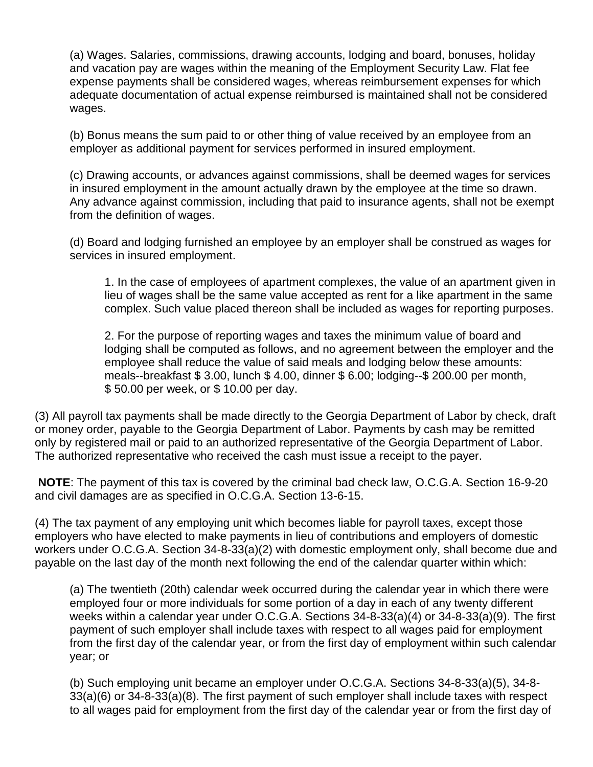(a) Wages. Salaries, commissions, drawing accounts, lodging and board, bonuses, holiday and vacation pay are wages within the meaning of the Employment Security Law. Flat fee expense payments shall be considered wages, whereas reimbursement expenses for which adequate documentation of actual expense reimbursed is maintained shall not be considered wages.

(b) Bonus means the sum paid to or other thing of value received by an employee from an employer as additional payment for services performed in insured employment.

(c) Drawing accounts, or advances against commissions, shall be deemed wages for services in insured employment in the amount actually drawn by the employee at the time so drawn. Any advance against commission, including that paid to insurance agents, shall not be exempt from the definition of wages.

(d) Board and lodging furnished an employee by an employer shall be construed as wages for services in insured employment.

1. In the case of employees of apartment complexes, the value of an apartment given in lieu of wages shall be the same value accepted as rent for a like apartment in the same complex. Such value placed thereon shall be included as wages for reporting purposes.

2. For the purpose of reporting wages and taxes the minimum value of board and lodging shall be computed as follows, and no agreement between the employer and the employee shall reduce the value of said meals and lodging below these amounts: meals--breakfast $ 3.00, lunch $ 4.00, dinner $ 6.00; lodging--$ 200.00 per month, $ 50.00 per week, or $ 10.00 per day.

(3) All payroll tax payments shall be made directly to the Georgia Department of Labor by check, draft or money order, payable to the Georgia Department of Labor. Payments by cash may be remitted only by registered mail or paid to an authorized representative of the Georgia Department of Labor. The authorized representative who received the cash must issue a receipt to the payer.

**NOTE**: The payment of this tax is covered by the criminal bad check law, O.C.G.A. Section 16-9-20 and civil damages are as specified in O.C.G.A. Section 13-6-15.

(4) The tax payment of any employing unit which becomes liable for payroll taxes, except those employers who have elected to make payments in lieu of contributions and employers of domestic workers under O.C.G.A. Section 34-8-33(a)(2) with domestic employment only, shall become due and payable on the last day of the month next following the end of the calendar quarter within which:

(a) The twentieth (20th) calendar week occurred during the calendar year in which there were employed four or more individuals for some portion of a day in each of any twenty different weeks within a calendar year under O.C.G.A. Sections 34-8-33(a)(4) or 34-8-33(a)(9). The first payment of such employer shall include taxes with respect to all wages paid for employment from the first day of the calendar year, or from the first day of employment within such calendar year; or

(b) Such employing unit became an employer under O.C.G.A. Sections 34-8-33(a)(5), 34-8-33(a)(6) or 34-8-33(a)(8). The first payment of such employer shall include taxes with respect to all wages paid for employment from the first day of the calendar year or from the first day of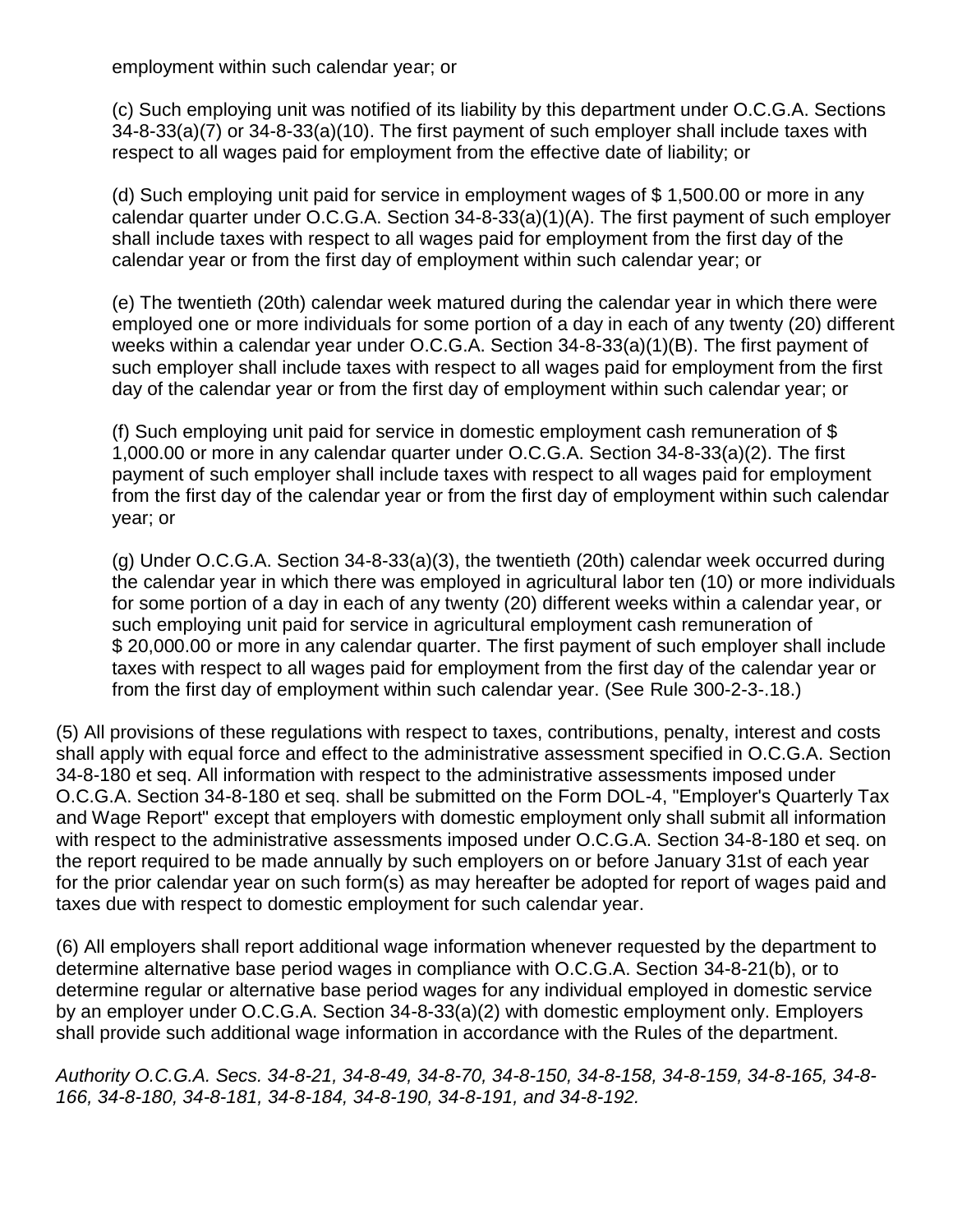employment within such calendar year; or

(c) Such employing unit was notified of its liability by this department under O.C.G.A. Sections 34-8-33(a)(7) or 34-8-33(a)(10). The first payment of such employer shall include taxes with respect to all wages paid for employment from the effective date of liability; or

(d) Such employing unit paid for service in employment wages of $ 1,500.00 or more in any calendar quarter under O.C.G.A. Section 34-8-33(a)(1)(A). The first payment of such employer shall include taxes with respect to all wages paid for employment from the first day of the calendar year or from the first day of employment within such calendar year; or

(e) The twentieth (20th) calendar week matured during the calendar year in which there were employed one or more individuals for some portion of a day in each of any twenty (20) different weeks within a calendar year under O.C.G.A. Section 34-8-33(a)(1)(B). The first payment of such employer shall include taxes with respect to all wages paid for employment from the first day of the calendar year or from the first day of employment within such calendar year; or

(f) Such employing unit paid for service in domestic employment cash remuneration of $ 1,000.00 or more in any calendar quarter under O.C.G.A. Section 34-8-33(a)(2). The first payment of such employer shall include taxes with respect to all wages paid for employment from the first day of the calendar year or from the first day of employment within such calendar year; or

(g) Under O.C.G.A. Section 34-8-33(a)(3), the twentieth (20th) calendar week occurred during the calendar year in which there was employed in agricultural labor ten (10) or more individuals for some portion of a day in each of any twenty (20) different weeks within a calendar year, or such employing unit paid for service in agricultural employment cash remuneration of $ 20,000.00 or more in any calendar quarter. The first payment of such employer shall include taxes with respect to all wages paid for employment from the first day of the calendar year or from the first day of employment within such calendar year. (See Rule 300-2-3-.18.)

(5) All provisions of these regulations with respect to taxes, contributions, penalty, interest and costs shall apply with equal force and effect to the administrative assessment specified in O.C.G.A. Section 34-8-180 et seq. All information with respect to the administrative assessments imposed under O.C.G.A. Section 34-8-180 et seq. shall be submitted on the Form DOL-4, "Employer's Quarterly Tax and Wage Report" except that employers with domestic employment only shall submit all information with respect to the administrative assessments imposed under O.C.G.A. Section 34-8-180 et seq. on the report required to be made annually by such employers on or before January 31st of each year for the prior calendar year on such form(s) as may hereafter be adopted for report of wages paid and taxes due with respect to domestic employment for such calendar year.

(6) All employers shall report additional wage information whenever requested by the department to determine alternative base period wages in compliance with O.C.G.A. Section 34-8-21(b), or to determine regular or alternative base period wages for any individual employed in domestic service by an employer under O.C.G.A. Section 34-8-33(a)(2) with domestic employment only. Employers shall provide such additional wage information in accordance with the Rules of the department.

*Authority O.C.G.A. Secs. 34-8-21, 34-8-49, 34-8-70, 34-8-150, 34-8-158, 34-8-159, 34-8-165, 34-8-166, 34-8-180, 34-8-181, 34-8-184, 34-8-190, 34-8-191, and 34-8-192.*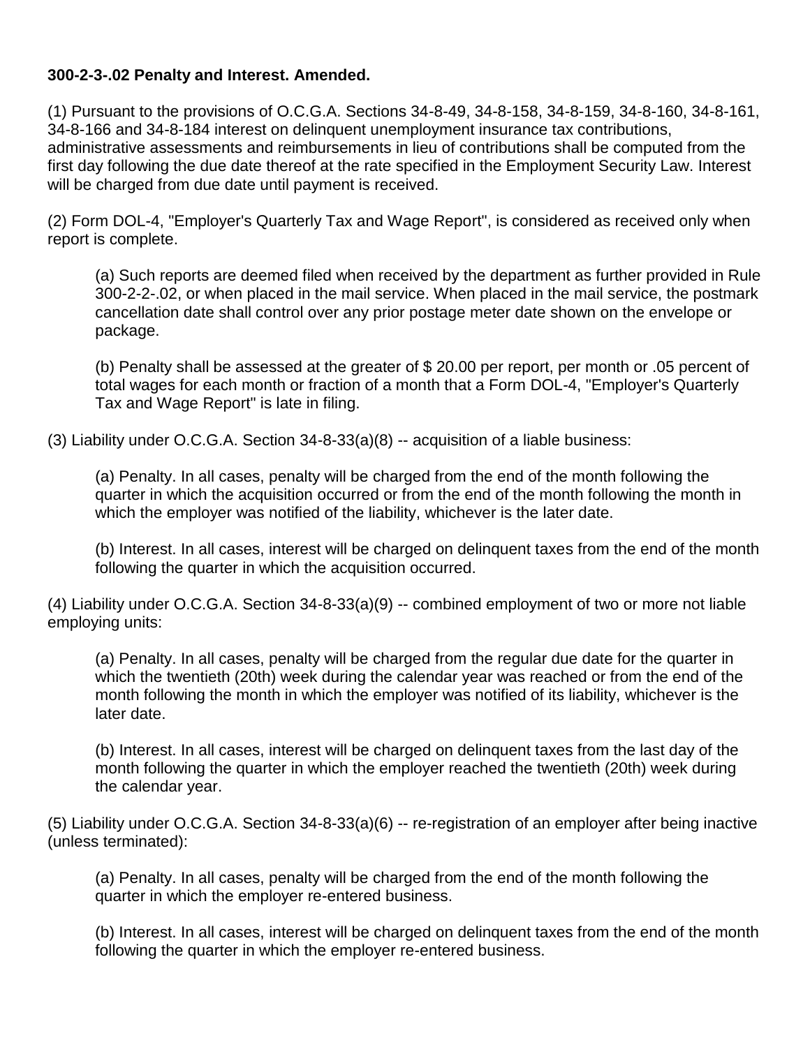**300-2-3-.02 Penalty and Interest. Amended.**

(1) Pursuant to the provisions of O.C.G.A. Sections 34-8-49, 34-8-158, 34-8-159, 34-8-160, 34-8-161, 34-8-166 and 34-8-184 interest on delinquent unemployment insurance tax contributions, administrative assessments and reimbursements in lieu of contributions shall be computed from the first day following the due date thereof at the rate specified in the Employment Security Law. Interest will be charged from due date until payment is received.

(2) Form DOL-4, "Employer's Quarterly Tax and Wage Report", is considered as received only when report is complete.

(a) Such reports are deemed filed when received by the department as further provided in Rule 300-2-2-.02, or when placed in the mail service. When placed in the mail service, the postmark cancellation date shall control over any prior postage meter date shown on the envelope or package.

(b) Penalty shall be assessed at the greater of $ 20.00 per report, per month or .05 percent of total wages for each month or fraction of a month that a Form DOL-4, "Employer's Quarterly Tax and Wage Report" is late in filing.

(3) Liability under O.C.G.A. Section 34-8-33(a)(8) -- acquisition of a liable business:

(a) Penalty. In all cases, penalty will be charged from the end of the month following the quarter in which the acquisition occurred or from the end of the month following the month in which the employer was notified of the liability, whichever is the later date.

(b) Interest. In all cases, interest will be charged on delinquent taxes from the end of the month following the quarter in which the acquisition occurred.

(4) Liability under O.C.G.A. Section 34-8-33(a)(9) -- combined employment of two or more not liable employing units:

(a) Penalty. In all cases, penalty will be charged from the regular due date for the quarter in which the twentieth (20th) week during the calendar year was reached or from the end of the month following the month in which the employer was notified of its liability, whichever is the later date.

(b) Interest. In all cases, interest will be charged on delinquent taxes from the last day of the month following the quarter in which the employer reached the twentieth (20th) week during the calendar year.

(5) Liability under O.C.G.A. Section 34-8-33(a)(6) -- re-registration of an employer after being inactive (unless terminated):

(a) Penalty. In all cases, penalty will be charged from the end of the month following the quarter in which the employer re-entered business.

(b) Interest. In all cases, interest will be charged on delinquent taxes from the end of the month following the quarter in which the employer re-entered business.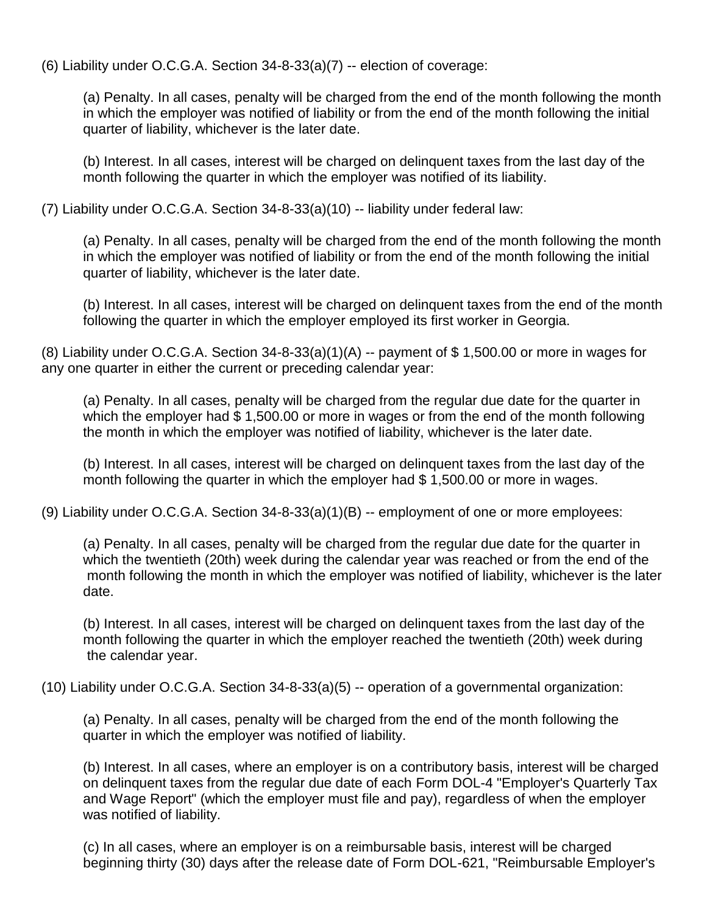(6) Liability under O.C.G.A. Section 34-8-33(a)(7) -- election of coverage:

(a) Penalty. In all cases, penalty will be charged from the end of the month following the month in which the employer was notified of liability or from the end of the month following the initial quarter of liability, whichever is the later date.

(b) Interest. In all cases, interest will be charged on delinquent taxes from the last day of the month following the quarter in which the employer was notified of its liability.

(7) Liability under O.C.G.A. Section 34-8-33(a)(10) -- liability under federal law:

(a) Penalty. In all cases, penalty will be charged from the end of the month following the month in which the employer was notified of liability or from the end of the month following the initial quarter of liability, whichever is the later date.

(b) Interest. In all cases, interest will be charged on delinquent taxes from the end of the month following the quarter in which the employer employed its first worker in Georgia.

(8) Liability under O.C.G.A. Section 34-8-33(a)(1)(A) -- payment of $ 1,500.00 or more in wages for any one quarter in either the current or preceding calendar year:

(a) Penalty. In all cases, penalty will be charged from the regular due date for the quarter in which the employer had $ 1,500.00 or more in wages or from the end of the month following the month in which the employer was notified of liability, whichever is the later date.

(b) Interest. In all cases, interest will be charged on delinquent taxes from the last day of the month following the quarter in which the employer had $ 1,500.00 or more in wages.

(9) Liability under O.C.G.A. Section 34-8-33(a)(1)(B) -- employment of one or more employees:

(a) Penalty. In all cases, penalty will be charged from the regular due date for the quarter in which the twentieth (20th) week during the calendar year was reached or from the end of the month following the month in which the employer was notified of liability, whichever is the later date.

(b) Interest. In all cases, interest will be charged on delinquent taxes from the last day of the month following the quarter in which the employer reached the twentieth (20th) week during the calendar year.

(10) Liability under O.C.G.A. Section 34-8-33(a)(5) -- operation of a governmental organization:

(a) Penalty. In all cases, penalty will be charged from the end of the month following the quarter in which the employer was notified of liability.

(b) Interest. In all cases, where an employer is on a contributory basis, interest will be charged on delinquent taxes from the regular due date of each Form DOL-4 "Employer's Quarterly Tax and Wage Report" (which the employer must file and pay), regardless of when the employer was notified of liability.

(c) In all cases, where an employer is on a reimbursable basis, interest will be charged beginning thirty (30) days after the release date of Form DOL-621, "Reimbursable Employer's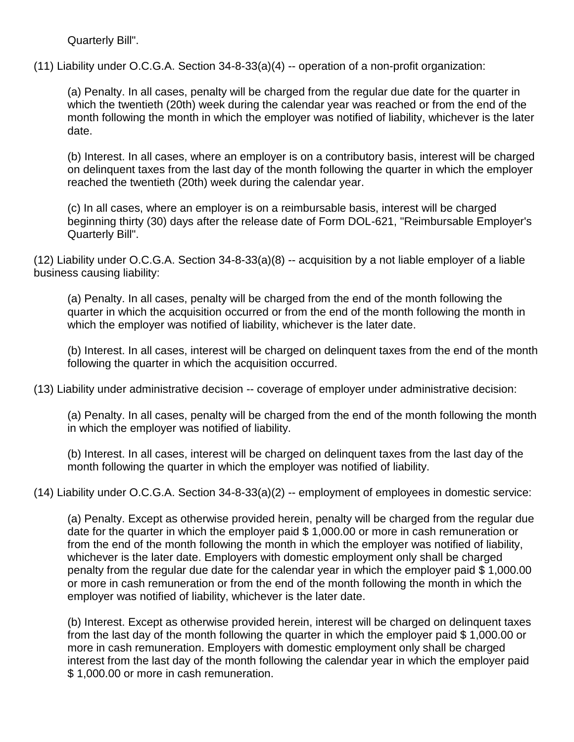Quarterly Bill".

(11) Liability under O.C.G.A. Section 34-8-33(a)(4) -- operation of a non-profit organization:

(a) Penalty. In all cases, penalty will be charged from the regular due date for the quarter in which the twentieth (20th) week during the calendar year was reached or from the end of the month following the month in which the employer was notified of liability, whichever is the later date.

(b) Interest. In all cases, where an employer is on a contributory basis, interest will be charged on delinquent taxes from the last day of the month following the quarter in which the employer reached the twentieth (20th) week during the calendar year.

(c) In all cases, where an employer is on a reimbursable basis, interest will be charged beginning thirty (30) days after the release date of Form DOL-621, "Reimbursable Employer's Quarterly Bill".

(12) Liability under O.C.G.A. Section 34-8-33(a)(8) -- acquisition by a not liable employer of a liable business causing liability:

(a) Penalty. In all cases, penalty will be charged from the end of the month following the quarter in which the acquisition occurred or from the end of the month following the month in which the employer was notified of liability, whichever is the later date.

(b) Interest. In all cases, interest will be charged on delinquent taxes from the end of the month following the quarter in which the acquisition occurred.

(13) Liability under administrative decision -- coverage of employer under administrative decision:

(a) Penalty. In all cases, penalty will be charged from the end of the month following the month in which the employer was notified of liability.

(b) Interest. In all cases, interest will be charged on delinquent taxes from the last day of the month following the quarter in which the employer was notified of liability.

(14) Liability under O.C.G.A. Section 34-8-33(a)(2) -- employment of employees in domestic service:

(a) Penalty. Except as otherwise provided herein, penalty will be charged from the regular due date for the quarter in which the employer paid $ 1,000.00 or more in cash remuneration or from the end of the month following the month in which the employer was notified of liability, whichever is the later date. Employers with domestic employment only shall be charged penalty from the regular due date for the calendar year in which the employer paid $ 1,000.00 or more in cash remuneration or from the end of the month following the month in which the employer was notified of liability, whichever is the later date.

(b) Interest. Except as otherwise provided herein, interest will be charged on delinquent taxes from the last day of the month following the quarter in which the employer paid $ 1,000.00 or more in cash remuneration. Employers with domestic employment only shall be charged interest from the last day of the month following the calendar year in which the employer paid $ 1,000.00 or more in cash remuneration.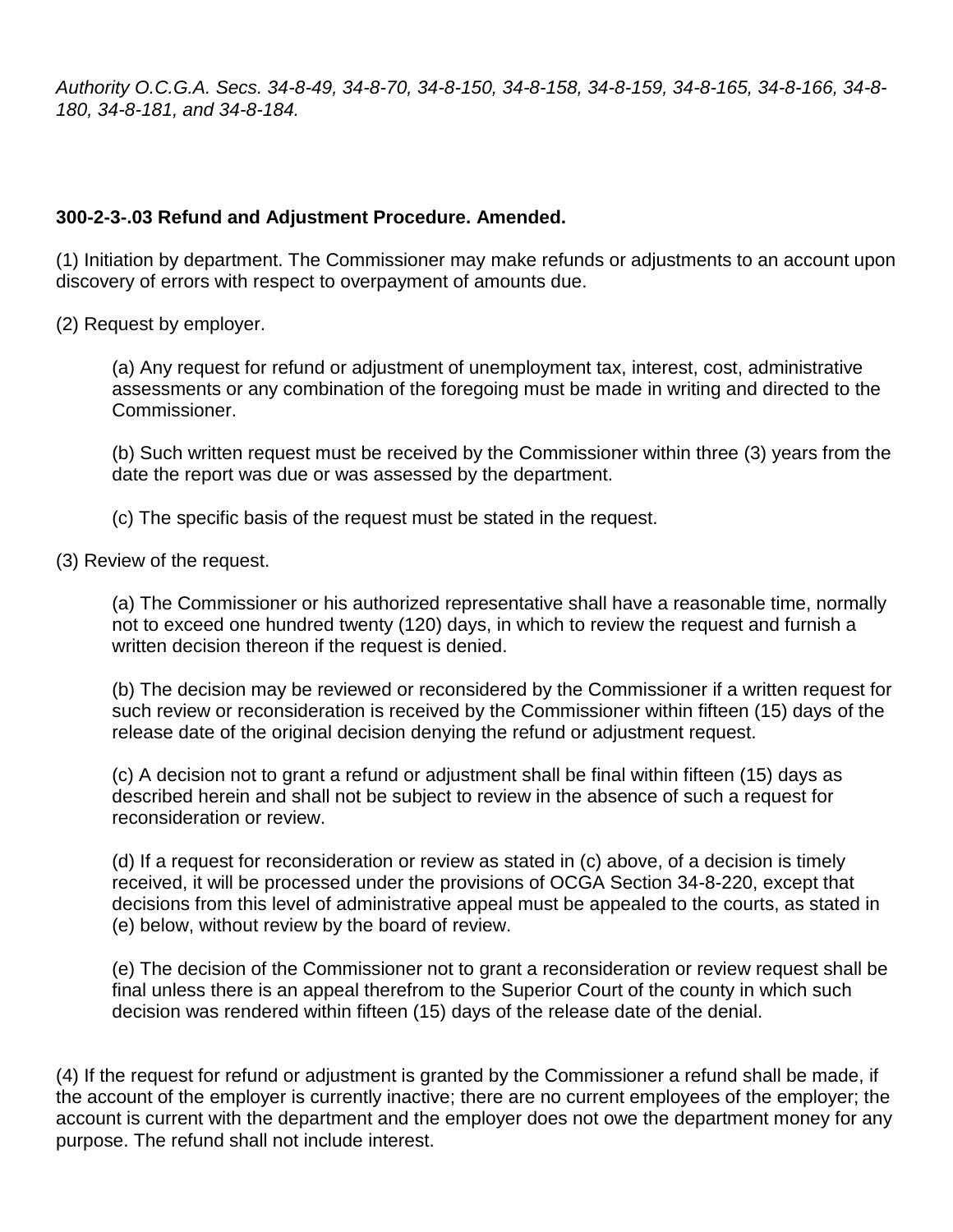*Authority O.C.G.A. Secs. 34-8-49, 34-8-70, 34-8-150, 34-8-158, 34-8-159, 34-8-165, 34-8-166, 34-8-180, 34-8-181, and 34-8-184.*

**300-2-3-.03 Refund and Adjustment Procedure. Amended.**

(1) Initiation by department. The Commissioner may make refunds or adjustments to an account upon discovery of errors with respect to overpayment of amounts due.

(2) Request by employer.

(a) Any request for refund or adjustment of unemployment tax, interest, cost, administrative assessments or any combination of the foregoing must be made in writing and directed to the Commissioner.

(b) Such written request must be received by the Commissioner within three (3) years from the date the report was due or was assessed by the department.

(c) The specific basis of the request must be stated in the request.

(3) Review of the request.

(a) The Commissioner or his authorized representative shall have a reasonable time, normally not to exceed one hundred twenty (120) days, in which to review the request and furnish a written decision thereon if the request is denied.

(b) The decision may be reviewed or reconsidered by the Commissioner if a written request for such review or reconsideration is received by the Commissioner within fifteen (15) days of the release date of the original decision denying the refund or adjustment request.

(c) A decision not to grant a refund or adjustment shall be final within fifteen (15) days as described herein and shall not be subject to review in the absence of such a request for reconsideration or review.

(d) If a request for reconsideration or review as stated in (c) above, of a decision is timely received, it will be processed under the provisions of OCGA Section 34-8-220, except that decisions from this level of administrative appeal must be appealed to the courts, as stated in (e) below, without review by the board of review.

(e) The decision of the Commissioner not to grant a reconsideration or review request shall be final unless there is an appeal therefrom to the Superior Court of the county in which such decision was rendered within fifteen (15) days of the release date of the denial.

(4) If the request for refund or adjustment is granted by the Commissioner a refund shall be made, if the account of the employer is currently inactive; there are no current employees of the employer; the account is current with the department and the employer does not owe the department money for any purpose. The refund shall not include interest.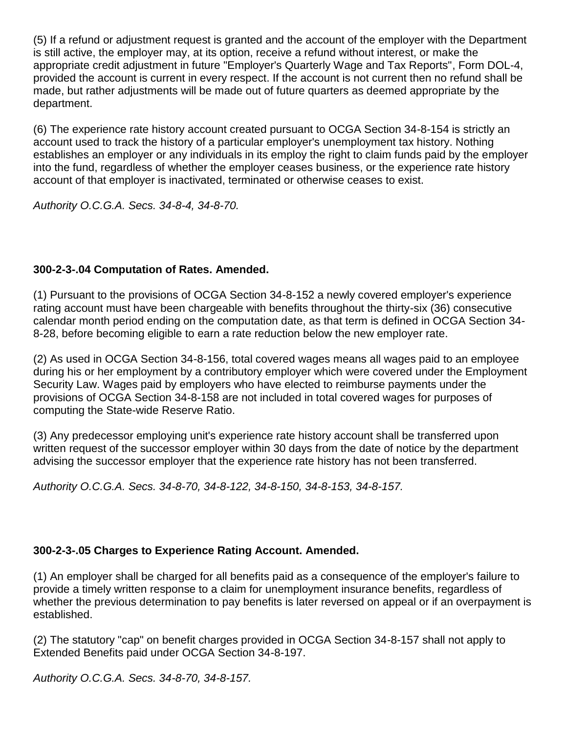(5) If a refund or adjustment request is granted and the account of the employer with the Department is still active, the employer may, at its option, receive a refund without interest, or make the appropriate credit adjustment in future "Employer's Quarterly Wage and Tax Reports", Form DOL-4, provided the account is current in every respect. If the account is not current then no refund shall be made, but rather adjustments will be made out of future quarters as deemed appropriate by the department.

(6) The experience rate history account created pursuant to OCGA Section 34-8-154 is strictly an account used to track the history of a particular employer's unemployment tax history. Nothing establishes an employer or any individuals in its employ the right to claim funds paid by the employer into the fund, regardless of whether the employer ceases business, or the experience rate history account of that employer is inactivated, terminated or otherwise ceases to exist.

*Authority O.C.G.A. Secs. 34-8-4, 34-8-70.*

### 300-2-3-.04 Computation of Rates. Amended.

(1) Pursuant to the provisions of OCGA Section 34-8-152 a newly covered employer's experience rating account must have been chargeable with benefits throughout the thirty-six (36) consecutive calendar month period ending on the computation date, as that term is defined in OCGA Section 34-8-28, before becoming eligible to earn a rate reduction below the new employer rate.

(2) As used in OCGA Section 34-8-156, total covered wages means all wages paid to an employee during his or her employment by a contributory employer which were covered under the Employment Security Law. Wages paid by employers who have elected to reimburse payments under the provisions of OCGA Section 34-8-158 are not included in total covered wages for purposes of computing the State-wide Reserve Ratio.

(3) Any predecessor employing unit's experience rate history account shall be transferred upon written request of the successor employer within 30 days from the date of notice by the department advising the successor employer that the experience rate history has not been transferred.

*Authority O.C.G.A. Secs. 34-8-70, 34-8-122, 34-8-150, 34-8-153, 34-8-157.*

### 300-2-3-.05 Charges to Experience Rating Account. Amended.

(1) An employer shall be charged for all benefits paid as a consequence of the employer's failure to provide a timely written response to a claim for unemployment insurance benefits, regardless of whether the previous determination to pay benefits is later reversed on appeal or if an overpayment is established.

(2) The statutory "cap" on benefit charges provided in OCGA Section 34-8-157 shall not apply to Extended Benefits paid under OCGA Section 34-8-197.

*Authority O.C.G.A. Secs. 34-8-70, 34-8-157.*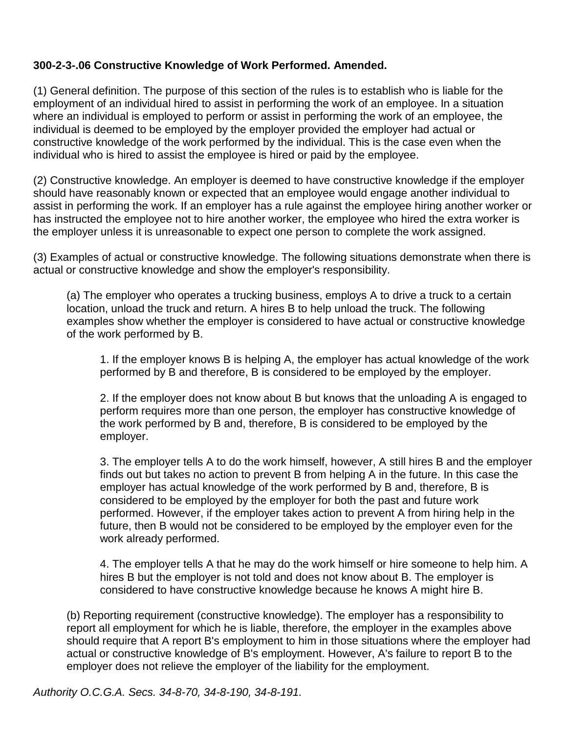**300-2-3-.06 Constructive Knowledge of Work Performed. Amended.**

(1) General definition. The purpose of this section of the rules is to establish who is liable for the employment of an individual hired to assist in performing the work of an employee. In a situation where an individual is employed to perform or assist in performing the work of an employee, the individual is deemed to be employed by the employer provided the employer had actual or constructive knowledge of the work performed by the individual. This is the case even when the individual who is hired to assist the employee is hired or paid by the employee.

(2) Constructive knowledge. An employer is deemed to have constructive knowledge if the employer should have reasonably known or expected that an employee would engage another individual to assist in performing the work. If an employer has a rule against the employee hiring another worker or has instructed the employee not to hire another worker, the employee who hired the extra worker is the employer unless it is unreasonable to expect one person to complete the work assigned.

(3) Examples of actual or constructive knowledge. The following situations demonstrate when there is actual or constructive knowledge and show the employer's responsibility.

> (a) The employer who operates a trucking business, employs A to drive a truck to a certain location, unload the truck and return. A hires B to help unload the truck. The following examples show whether the employer is considered to have actual or constructive knowledge of the work performed by B.
>
> > 1. If the employer knows B is helping A, the employer has actual knowledge of the work performed by B and therefore, B is considered to be employed by the employer.
> >
> > 2. If the employer does not know about B but knows that the unloading A is engaged to perform requires more than one person, the employer has constructive knowledge of the work performed by B and, therefore, B is considered to be employed by the employer.
> >
> > 3. The employer tells A to do the work himself, however, A still hires B and the employer finds out but takes no action to prevent B from helping A in the future. In this case the employer has actual knowledge of the work performed by B and, therefore, B is considered to be employed by the employer for both the past and future work performed. However, if the employer takes action to prevent A from hiring help in the future, then B would not be considered to be employed by the employer even for the work already performed.
> >
> > 4. The employer tells A that he may do the work himself or hire someone to help him. A hires B but the employer is not told and does not know about B. The employer is considered to have constructive knowledge because he knows A might hire B.
>
> (b) Reporting requirement (constructive knowledge). The employer has a responsibility to report all employment for which he is liable, therefore, the employer in the examples above should require that A report B's employment to him in those situations where the employer had actual or constructive knowledge of B's employment. However, A's failure to report B to the employer does not relieve the employer of the liability for the employment.

*Authority O.C.G.A. Secs. 34-8-70, 34-8-190, 34-8-191.*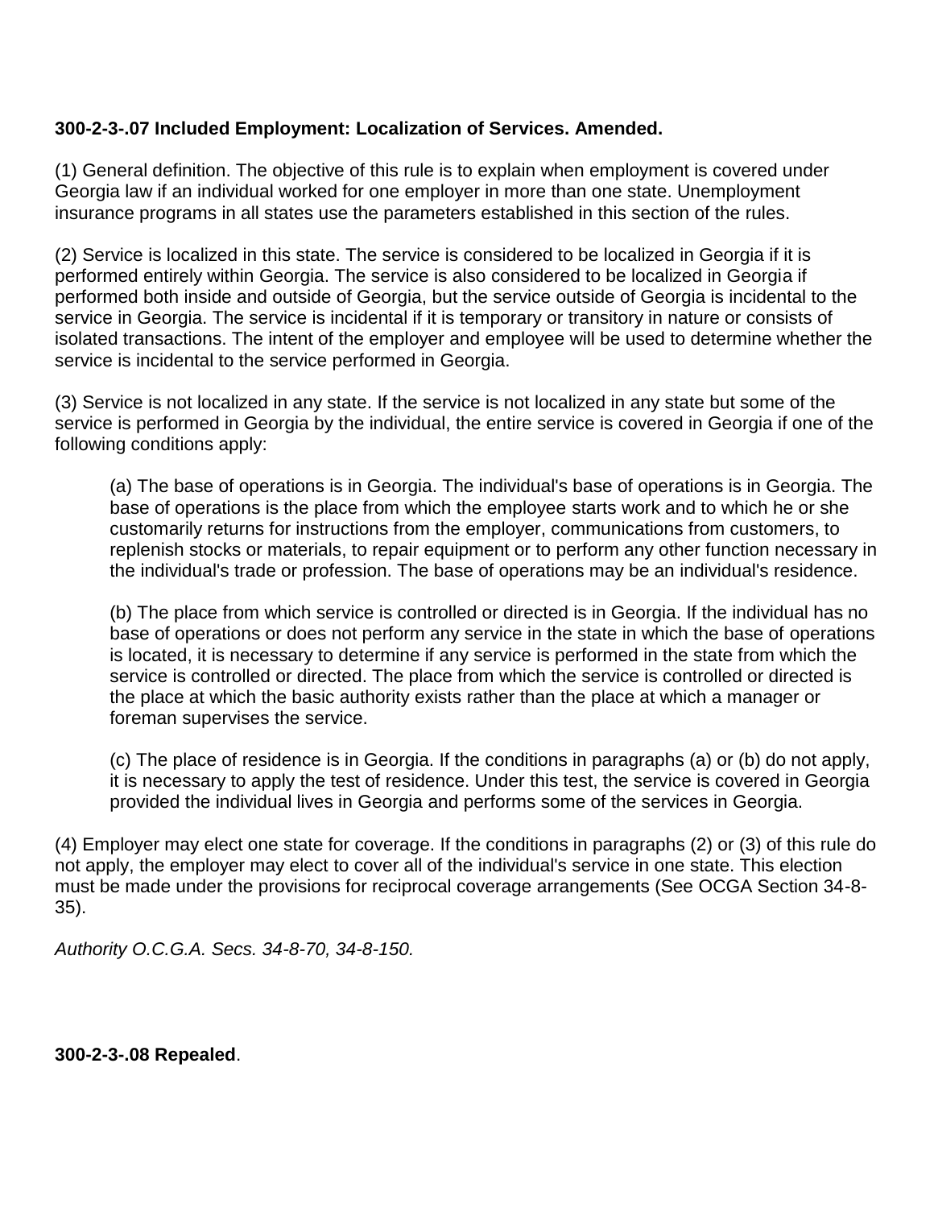**300-2-3-.07 Included Employment: Localization of Services. Amended.**

(1) General definition. The objective of this rule is to explain when employment is covered under Georgia law if an individual worked for one employer in more than one state. Unemployment insurance programs in all states use the parameters established in this section of the rules.

(2) Service is localized in this state. The service is considered to be localized in Georgia if it is performed entirely within Georgia. The service is also considered to be localized in Georgia if performed both inside and outside of Georgia, but the service outside of Georgia is incidental to the service in Georgia. The service is incidental if it is temporary or transitory in nature or consists of isolated transactions. The intent of the employer and employee will be used to determine whether the service is incidental to the service performed in Georgia.

(3) Service is not localized in any state. If the service is not localized in any state but some of the service is performed in Georgia by the individual, the entire service is covered in Georgia if one of the following conditions apply:

> (a) The base of operations is in Georgia. The individual's base of operations is in Georgia. The base of operations is the place from which the employee starts work and to which he or she customarily returns for instructions from the employer, communications from customers, to replenish stocks or materials, to repair equipment or to perform any other function necessary in the individual's trade or profession. The base of operations may be an individual's residence.
>
> (b) The place from which service is controlled or directed is in Georgia. If the individual has no base of operations or does not perform any service in the state in which the base of operations is located, it is necessary to determine if any service is performed in the state from which the service is controlled or directed. The place from which the service is controlled or directed is the place at which the basic authority exists rather than the place at which a manager or foreman supervises the service.
>
> (c) The place of residence is in Georgia. If the conditions in paragraphs (a) or (b) do not apply, it is necessary to apply the test of residence. Under this test, the service is covered in Georgia provided the individual lives in Georgia and performs some of the services in Georgia.

(4) Employer may elect one state for coverage. If the conditions in paragraphs (2) or (3) of this rule do not apply, the employer may elect to cover all of the individual's service in one state. This election must be made under the provisions for reciprocal coverage arrangements (See OCGA Section 34-8-35).

*Authority O.C.G.A. Secs. 34-8-70, 34-8-150.*

**300-2-3-.08 Repealed**.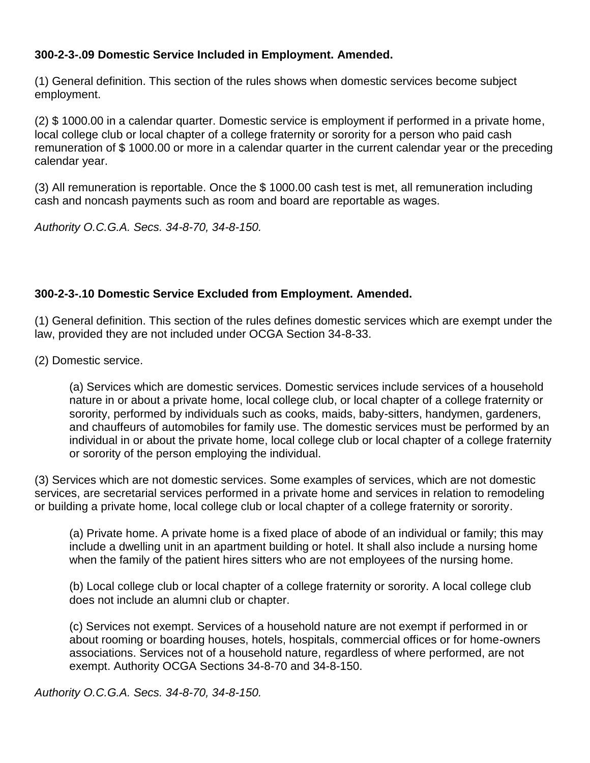**300-2-3-.09 Domestic Service Included in Employment. Amended.**

(1) General definition. This section of the rules shows when domestic services become subject employment.

(2) $ 1000.00 in a calendar quarter. Domestic service is employment if performed in a private home, local college club or local chapter of a college fraternity or sorority for a person who paid cash remuneration of $ 1000.00 or more in a calendar quarter in the current calendar year or the preceding calendar year.

(3) All remuneration is reportable. Once the $ 1000.00 cash test is met, all remuneration including cash and noncash payments such as room and board are reportable as wages.

*Authority O.C.G.A. Secs. 34-8-70, 34-8-150.*

**300-2-3-.10 Domestic Service Excluded from Employment. Amended.**

(1) General definition. This section of the rules defines domestic services which are exempt under the law, provided they are not included under OCGA Section 34-8-33.

(2) Domestic service.

> (a) Services which are domestic services. Domestic services include services of a household nature in or about a private home, local college club, or local chapter of a college fraternity or sorority, performed by individuals such as cooks, maids, baby-sitters, handymen, gardeners, and chauffeurs of automobiles for family use. The domestic services must be performed by an individual in or about the private home, local college club or local chapter of a college fraternity or sorority of the person employing the individual.

(3) Services which are not domestic services. Some examples of services, which are not domestic services, are secretarial services performed in a private home and services in relation to remodeling or building a private home, local college club or local chapter of a college fraternity or sorority.

> (a) Private home. A private home is a fixed place of abode of an individual or family; this may include a dwelling unit in an apartment building or hotel. It shall also include a nursing home when the family of the patient hires sitters who are not employees of the nursing home.
>
> (b) Local college club or local chapter of a college fraternity or sorority. A local college club does not include an alumni club or chapter.
>
> (c) Services not exempt. Services of a household nature are not exempt if performed in or about rooming or boarding houses, hotels, hospitals, commercial offices or for home-owners associations. Services not of a household nature, regardless of where performed, are not exempt. Authority OCGA Sections 34-8-70 and 34-8-150.

*Authority O.C.G.A. Secs. 34-8-70, 34-8-150.*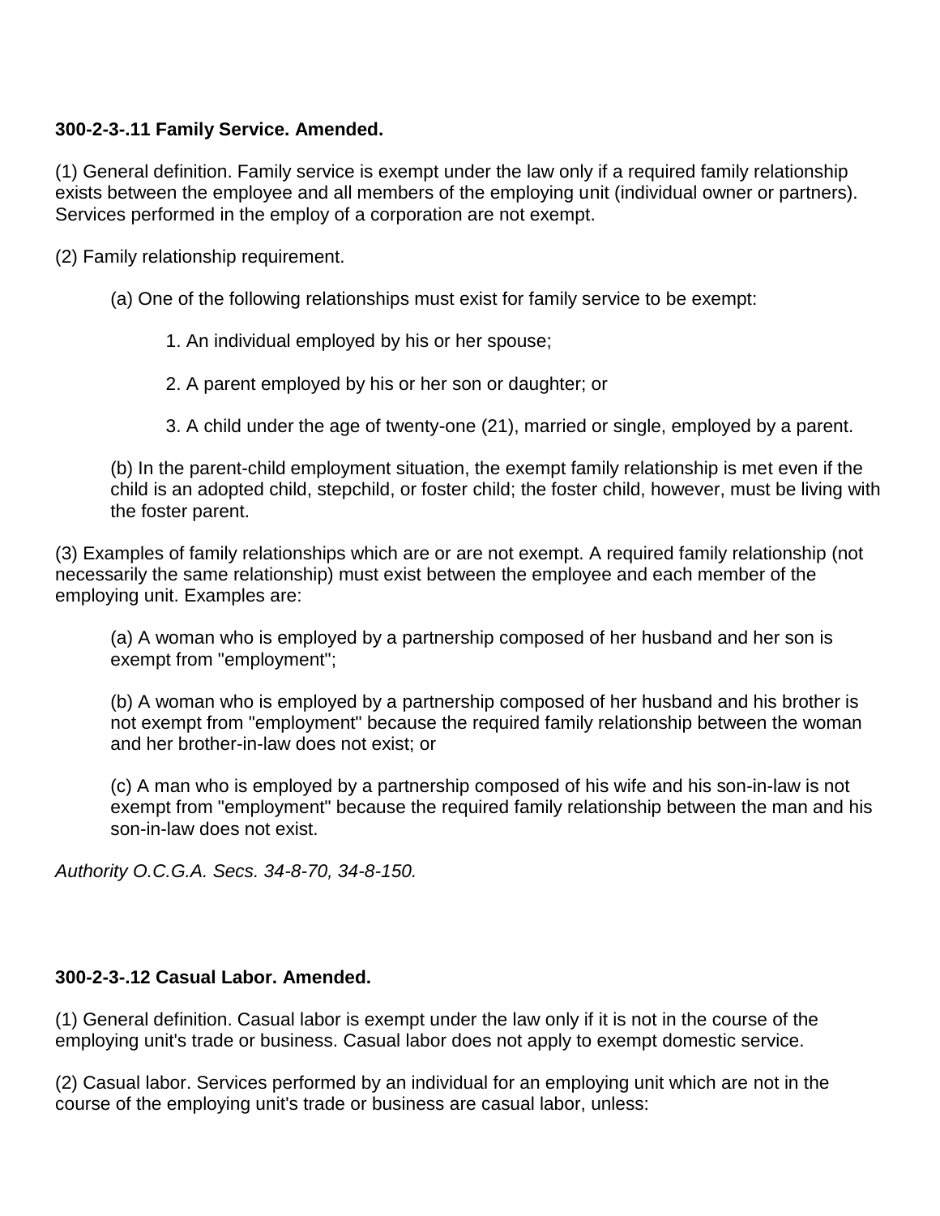**300-2-3-.11 Family Service. Amended.**

(1) General definition. Family service is exempt under the law only if a required family relationship exists between the employee and all members of the employing unit (individual owner or partners). Services performed in the employ of a corporation are not exempt.

(2) Family relationship requirement.

(a) One of the following relationships must exist for family service to be exempt:

1. An individual employed by his or her spouse;

2. A parent employed by his or her son or daughter; or

3. A child under the age of twenty-one (21), married or single, employed by a parent.

(b) In the parent-child employment situation, the exempt family relationship is met even if the child is an adopted child, stepchild, or foster child; the foster child, however, must be living with the foster parent.

(3) Examples of family relationships which are or are not exempt. A required family relationship (not necessarily the same relationship) must exist between the employee and each member of the employing unit. Examples are:

(a) A woman who is employed by a partnership composed of her husband and her son is exempt from "employment";

(b) A woman who is employed by a partnership composed of her husband and his brother is not exempt from "employment" because the required family relationship between the woman and her brother-in-law does not exist; or

(c) A man who is employed by a partnership composed of his wife and his son-in-law is not exempt from "employment" because the required family relationship between the man and his son-in-law does not exist.

*Authority O.C.G.A. Secs. 34-8-70, 34-8-150.*

**300-2-3-.12 Casual Labor. Amended.**

(1) General definition. Casual labor is exempt under the law only if it is not in the course of the employing unit's trade or business. Casual labor does not apply to exempt domestic service.

(2) Casual labor. Services performed by an individual for an employing unit which are not in the course of the employing unit's trade or business are casual labor, unless: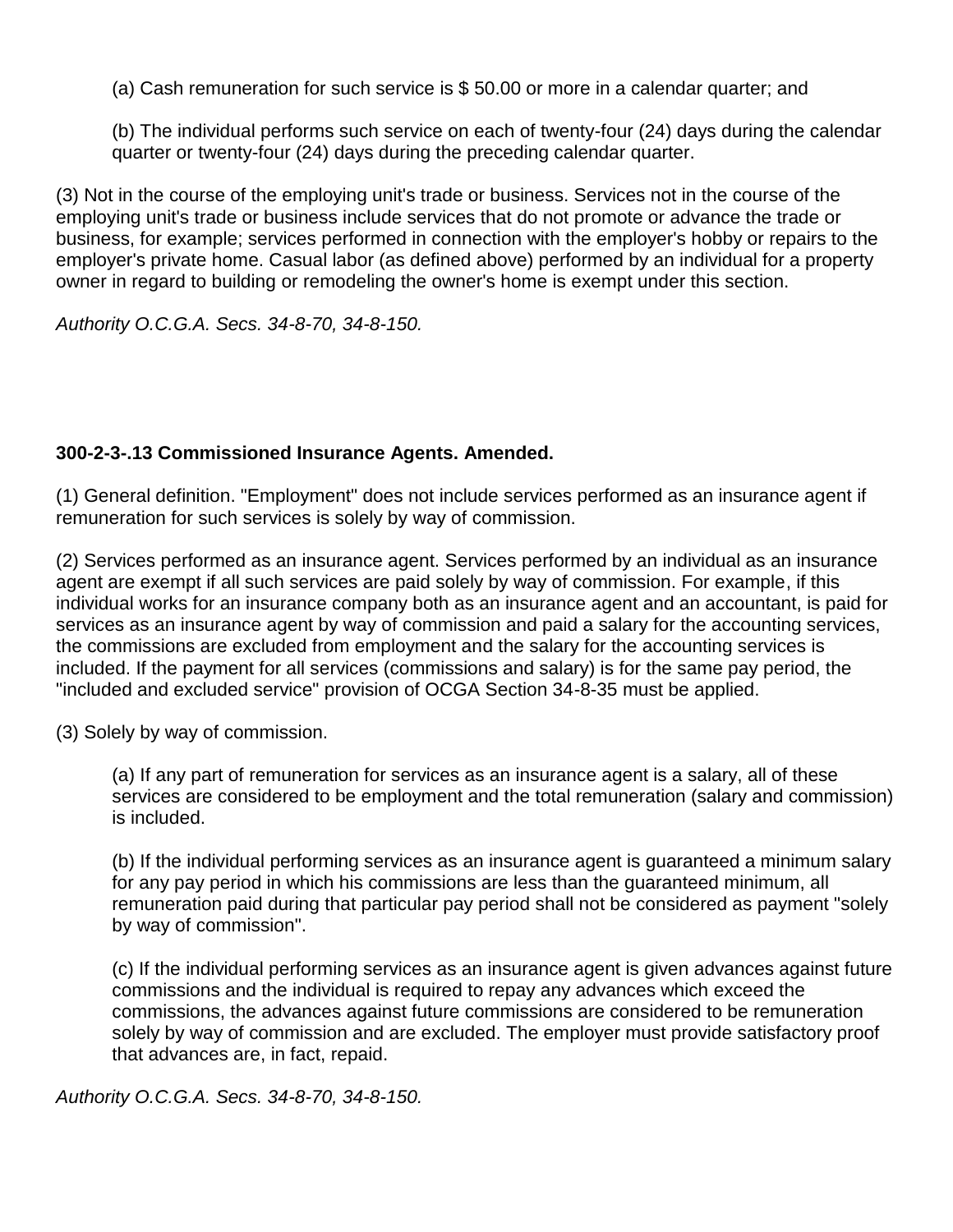(a) Cash remuneration for such service is $ 50.00 or more in a calendar quarter; and

(b) The individual performs such service on each of twenty-four (24) days during the calendar quarter or twenty-four (24) days during the preceding calendar quarter.

(3) Not in the course of the employing unit's trade or business. Services not in the course of the employing unit's trade or business include services that do not promote or advance the trade or business, for example; services performed in connection with the employer's hobby or repairs to the employer's private home. Casual labor (as defined above) performed by an individual for a property owner in regard to building or remodeling the owner's home is exempt under this section.

*Authority O.C.G.A. Secs. 34-8-70, 34-8-150.*

**300-2-3-.13 Commissioned Insurance Agents. Amended.**

(1) General definition. "Employment" does not include services performed as an insurance agent if remuneration for such services is solely by way of commission.

(2) Services performed as an insurance agent. Services performed by an individual as an insurance agent are exempt if all such services are paid solely by way of commission. For example, if this individual works for an insurance company both as an insurance agent and an accountant, is paid for services as an insurance agent by way of commission and paid a salary for the accounting services, the commissions are excluded from employment and the salary for the accounting services is included. If the payment for all services (commissions and salary) is for the same pay period, the "included and excluded service" provision of OCGA Section 34-8-35 must be applied.

(3) Solely by way of commission.

(a) If any part of remuneration for services as an insurance agent is a salary, all of these services are considered to be employment and the total remuneration (salary and commission) is included.

(b) If the individual performing services as an insurance agent is guaranteed a minimum salary for any pay period in which his commissions are less than the guaranteed minimum, all remuneration paid during that particular pay period shall not be considered as payment "solely by way of commission".

(c) If the individual performing services as an insurance agent is given advances against future commissions and the individual is required to repay any advances which exceed the commissions, the advances against future commissions are considered to be remuneration solely by way of commission and are excluded. The employer must provide satisfactory proof that advances are, in fact, repaid.

*Authority O.C.G.A. Secs. 34-8-70, 34-8-150.*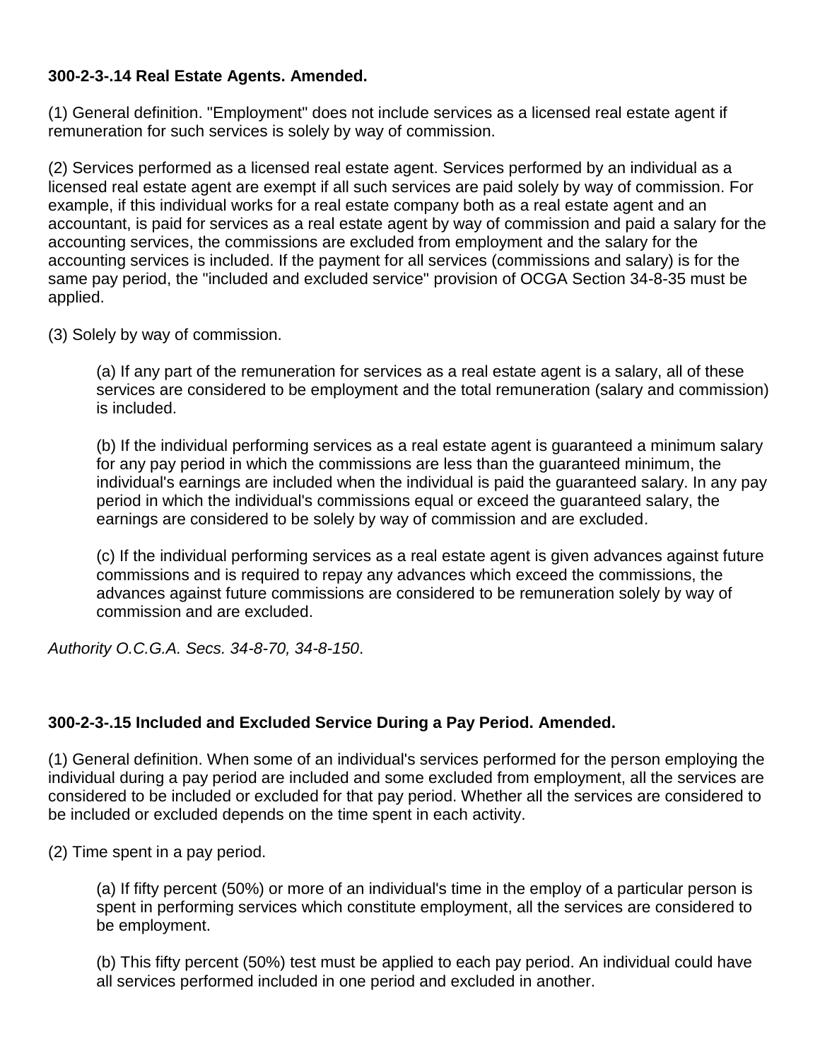**300-2-3-.14 Real Estate Agents. Amended.**

(1) General definition. "Employment" does not include services as a licensed real estate agent if remuneration for such services is solely by way of commission.

(2) Services performed as a licensed real estate agent. Services performed by an individual as a licensed real estate agent are exempt if all such services are paid solely by way of commission. For example, if this individual works for a real estate company both as a real estate agent and an accountant, is paid for services as a real estate agent by way of commission and paid a salary for the accounting services, the commissions are excluded from employment and the salary for the accounting services is included. If the payment for all services (commissions and salary) is for the same pay period, the "included and excluded service" provision of OCGA Section 34-8-35 must be applied.

(3) Solely by way of commission.

> (a) If any part of the remuneration for services as a real estate agent is a salary, all of these services are considered to be employment and the total remuneration (salary and commission) is included.
>
> (b) If the individual performing services as a real estate agent is guaranteed a minimum salary for any pay period in which the commissions are less than the guaranteed minimum, the individual's earnings are included when the individual is paid the guaranteed salary. In any pay period in which the individual's commissions equal or exceed the guaranteed salary, the earnings are considered to be solely by way of commission and are excluded.
>
> (c) If the individual performing services as a real estate agent is given advances against future commissions and is required to repay any advances which exceed the commissions, the advances against future commissions are considered to be remuneration solely by way of commission and are excluded.

*Authority O.C.G.A. Secs. 34-8-70, 34-8-150*.

**300-2-3-.15 Included and Excluded Service During a Pay Period. Amended.**

(1) General definition. When some of an individual's services performed for the person employing the individual during a pay period are included and some excluded from employment, all the services are considered to be included or excluded for that pay period. Whether all the services are considered to be included or excluded depends on the time spent in each activity.

(2) Time spent in a pay period.

> (a) If fifty percent (50%) or more of an individual's time in the employ of a particular person is spent in performing services which constitute employment, all the services are considered to be employment.
>
> (b) This fifty percent (50%) test must be applied to each pay period. An individual could have all services performed included in one period and excluded in another.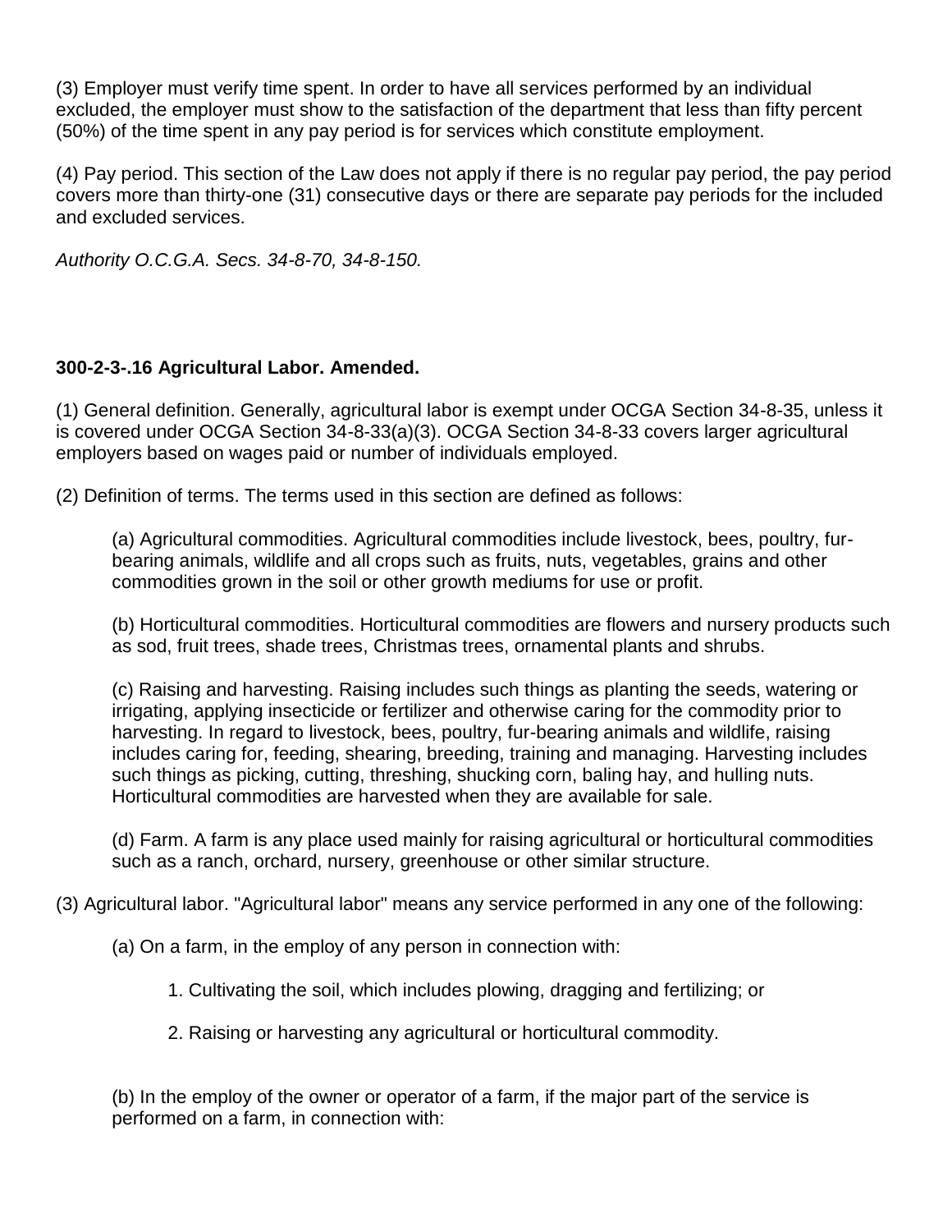(3) Employer must verify time spent. In order to have all services performed by an individual excluded, the employer must show to the satisfaction of the department that less than fifty percent (50%) of the time spent in any pay period is for services which constitute employment.

(4) Pay period. This section of the Law does not apply if there is no regular pay period, the pay period covers more than thirty-one (31) consecutive days or there are separate pay periods for the included and excluded services.

*Authority O.C.G.A. Secs. 34-8-70, 34-8-150.*

**300-2-3-.16 Agricultural Labor. Amended.**

(1) General definition. Generally, agricultural labor is exempt under OCGA Section 34-8-35, unless it is covered under OCGA Section 34-8-33(a)(3). OCGA Section 34-8-33 covers larger agricultural employers based on wages paid or number of individuals employed.

(2) Definition of terms. The terms used in this section are defined as follows:

> (a) Agricultural commodities. Agricultural commodities include livestock, bees, poultry, fur-bearing animals, wildlife and all crops such as fruits, nuts, vegetables, grains and other commodities grown in the soil or other growth mediums for use or profit.
>
> (b) Horticultural commodities. Horticultural commodities are flowers and nursery products such as sod, fruit trees, shade trees, Christmas trees, ornamental plants and shrubs.
>
> (c) Raising and harvesting. Raising includes such things as planting the seeds, watering or irrigating, applying insecticide or fertilizer and otherwise caring for the commodity prior to harvesting. In regard to livestock, bees, poultry, fur-bearing animals and wildlife, raising includes caring for, feeding, shearing, breeding, training and managing. Harvesting includes such things as picking, cutting, threshing, shucking corn, baling hay, and hulling nuts. Horticultural commodities are harvested when they are available for sale.
>
> (d) Farm. A farm is any place used mainly for raising agricultural or horticultural commodities such as a ranch, orchard, nursery, greenhouse or other similar structure.

(3) Agricultural labor. "Agricultural labor" means any service performed in any one of the following:

> (a) On a farm, in the employ of any person in connection with:
>
> > 1. Cultivating the soil, which includes plowing, dragging and fertilizing; or
> >
> > 2. Raising or harvesting any agricultural or horticultural commodity.
>
> (b) In the employ of the owner or operator of a farm, if the major part of the service is performed on a farm, in connection with: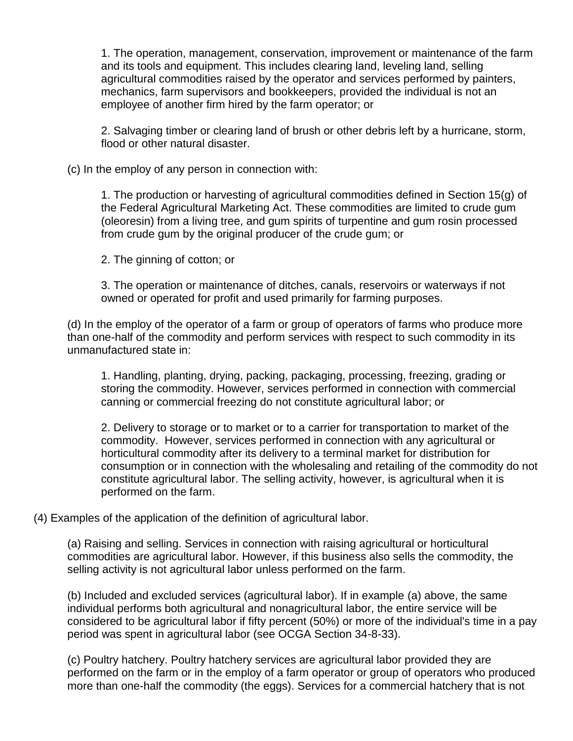1. The operation, management, conservation, improvement or maintenance of the farm and its tools and equipment. This includes clearing land, leveling land, selling agricultural commodities raised by the operator and services performed by painters, mechanics, farm supervisors and bookkeepers, provided the individual is not an employee of another firm hired by the farm operator; or

2. Salvaging timber or clearing land of brush or other debris left by a hurricane, storm, flood or other natural disaster.

(c) In the employ of any person in connection with:

1. The production or harvesting of agricultural commodities defined in Section 15(g) of the Federal Agricultural Marketing Act. These commodities are limited to crude gum (oleoresin) from a living tree, and gum spirits of turpentine and gum rosin processed from crude gum by the original producer of the crude gum; or

2. The ginning of cotton; or

3. The operation or maintenance of ditches, canals, reservoirs or waterways if not owned or operated for profit and used primarily for farming purposes.

(d) In the employ of the operator of a farm or group of operators of farms who produce more than one-half of the commodity and perform services with respect to such commodity in its unmanufactured state in:

1. Handling, planting, drying, packing, packaging, processing, freezing, grading or storing the commodity. However, services performed in connection with commercial canning or commercial freezing do not constitute agricultural labor; or

2. Delivery to storage or to market or to a carrier for transportation to market of the commodity. However, services performed in connection with any agricultural or horticultural commodity after its delivery to a terminal market for distribution for consumption or in connection with the wholesaling and retailing of the commodity do not constitute agricultural labor. The selling activity, however, is agricultural when it is performed on the farm.

(4) Examples of the application of the definition of agricultural labor.

(a) Raising and selling. Services in connection with raising agricultural or horticultural commodities are agricultural labor. However, if this business also sells the commodity, the selling activity is not agricultural labor unless performed on the farm.

(b) Included and excluded services (agricultural labor). If in example (a) above, the same individual performs both agricultural and nonagricultural labor, the entire service will be considered to be agricultural labor if fifty percent (50%) or more of the individual's time in a pay period was spent in agricultural labor (see OCGA Section 34-8-33).

(c) Poultry hatchery. Poultry hatchery services are agricultural labor provided they are performed on the farm or in the employ of a farm operator or group of operators who produced more than one-half the commodity (the eggs). Services for a commercial hatchery that is not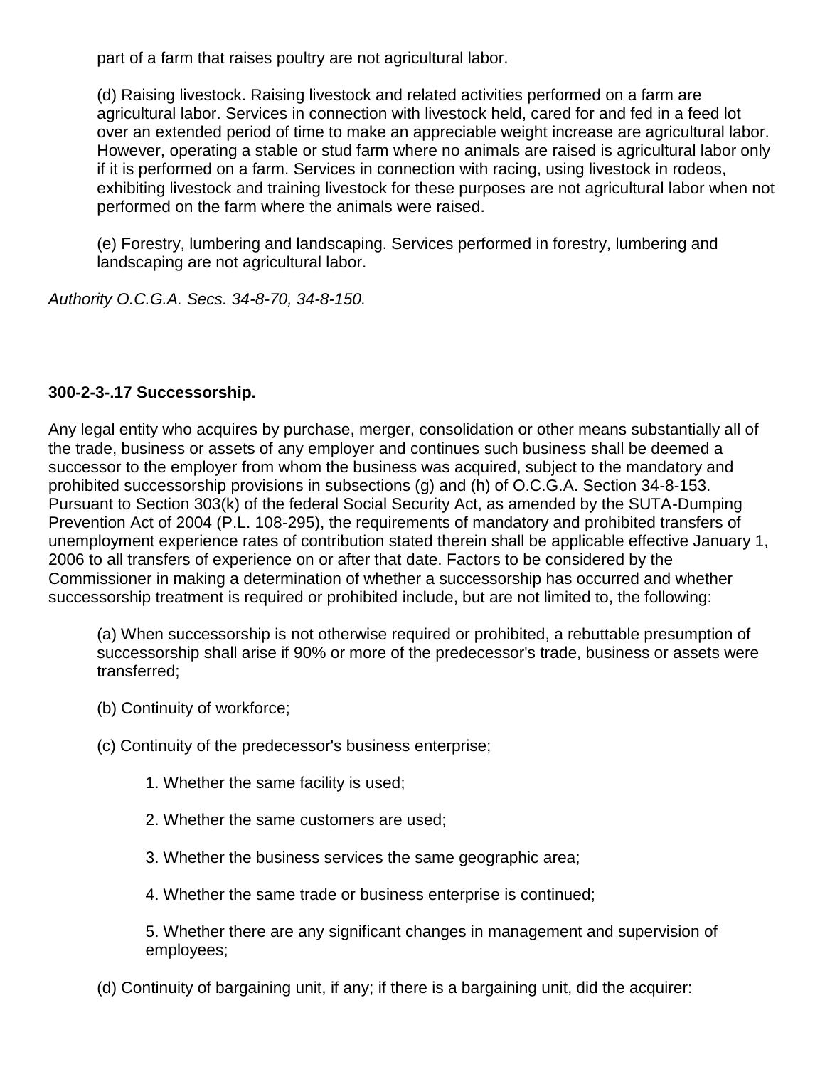part of a farm that raises poultry are not agricultural labor.

(d) Raising livestock. Raising livestock and related activities performed on a farm are agricultural labor. Services in connection with livestock held, cared for and fed in a feed lot over an extended period of time to make an appreciable weight increase are agricultural labor. However, operating a stable or stud farm where no animals are raised is agricultural labor only if it is performed on a farm. Services in connection with racing, using livestock in rodeos, exhibiting livestock and training livestock for these purposes are not agricultural labor when not performed on the farm where the animals were raised.

(e) Forestry, lumbering and landscaping. Services performed in forestry, lumbering and landscaping are not agricultural labor.

*Authority O.C.G.A. Secs. 34-8-70, 34-8-150.*

**300-2-3-.17 Successorship.**

Any legal entity who acquires by purchase, merger, consolidation or other means substantially all of the trade, business or assets of any employer and continues such business shall be deemed a successor to the employer from whom the business was acquired, subject to the mandatory and prohibited successorship provisions in subsections (g) and (h) of O.C.G.A. Section 34-8-153. Pursuant to Section 303(k) of the federal Social Security Act, as amended by the SUTA-Dumping Prevention Act of 2004 (P.L. 108-295), the requirements of mandatory and prohibited transfers of unemployment experience rates of contribution stated therein shall be applicable effective January 1, 2006 to all transfers of experience on or after that date. Factors to be considered by the Commissioner in making a determination of whether a successorship has occurred and whether successorship treatment is required or prohibited include, but are not limited to, the following:

(a) When successorship is not otherwise required or prohibited, a rebuttable presumption of successorship shall arise if 90% or more of the predecessor's trade, business or assets were transferred;

(b) Continuity of workforce;

(c) Continuity of the predecessor's business enterprise;

1. Whether the same facility is used;

2. Whether the same customers are used;

3. Whether the business services the same geographic area;

4. Whether the same trade or business enterprise is continued;

5. Whether there are any significant changes in management and supervision of employees;

(d) Continuity of bargaining unit, if any; if there is a bargaining unit, did the acquirer: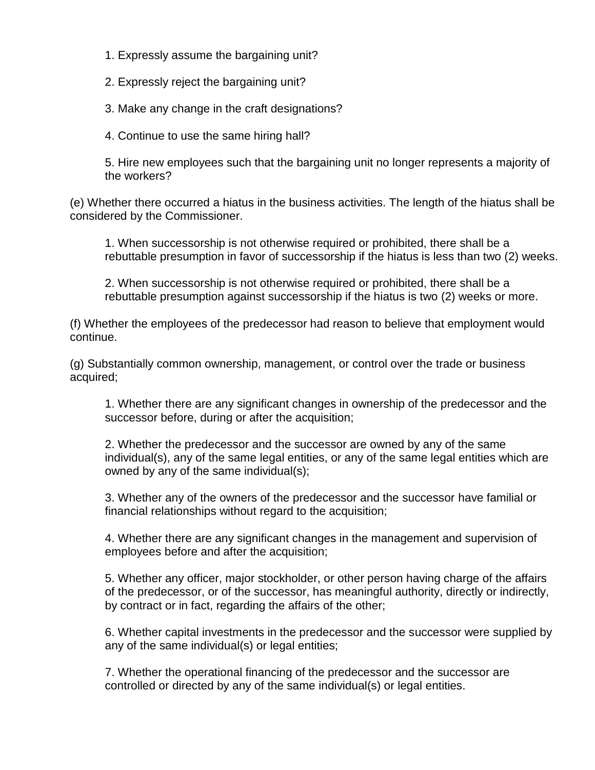1. Expressly assume the bargaining unit?

2. Expressly reject the bargaining unit?

3. Make any change in the craft designations?

4. Continue to use the same hiring hall?

5. Hire new employees such that the bargaining unit no longer represents a majority of the workers?

(e) Whether there occurred a hiatus in the business activities. The length of the hiatus shall be considered by the Commissioner.

1. When successorship is not otherwise required or prohibited, there shall be a rebuttable presumption in favor of successorship if the hiatus is less than two (2) weeks.

2. When successorship is not otherwise required or prohibited, there shall be a rebuttable presumption against successorship if the hiatus is two (2) weeks or more.

(f) Whether the employees of the predecessor had reason to believe that employment would continue.

(g) Substantially common ownership, management, or control over the trade or business acquired;

1. Whether there are any significant changes in ownership of the predecessor and the successor before, during or after the acquisition;

2. Whether the predecessor and the successor are owned by any of the same individual(s), any of the same legal entities, or any of the same legal entities which are owned by any of the same individual(s);

3. Whether any of the owners of the predecessor and the successor have familial or financial relationships without regard to the acquisition;

4. Whether there are any significant changes in the management and supervision of employees before and after the acquisition;

5. Whether any officer, major stockholder, or other person having charge of the affairs of the predecessor, or of the successor, has meaningful authority, directly or indirectly, by contract or in fact, regarding the affairs of the other;

6. Whether capital investments in the predecessor and the successor were supplied by any of the same individual(s) or legal entities;

7. Whether the operational financing of the predecessor and the successor are controlled or directed by any of the same individual(s) or legal entities.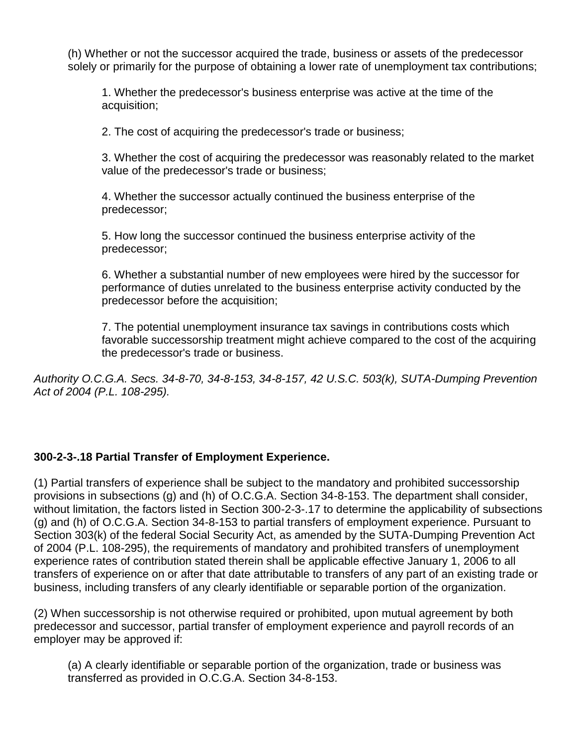(h) Whether or not the successor acquired the trade, business or assets of the predecessor solely or primarily for the purpose of obtaining a lower rate of unemployment tax contributions;

1. Whether the predecessor's business enterprise was active at the time of the acquisition;

2. The cost of acquiring the predecessor's trade or business;

3. Whether the cost of acquiring the predecessor was reasonably related to the market value of the predecessor's trade or business;

4. Whether the successor actually continued the business enterprise of the predecessor;

5. How long the successor continued the business enterprise activity of the predecessor;

6. Whether a substantial number of new employees were hired by the successor for performance of duties unrelated to the business enterprise activity conducted by the predecessor before the acquisition;

7. The potential unemployment insurance tax savings in contributions costs which favorable successorship treatment might achieve compared to the cost of the acquiring the predecessor's trade or business.

*Authority O.C.G.A. Secs. 34-8-70, 34-8-153, 34-8-157, 42 U.S.C. 503(k), SUTA-Dumping Prevention Act of 2004 (P.L. 108-295).*

**300-2-3-.18 Partial Transfer of Employment Experience.**

(1) Partial transfers of experience shall be subject to the mandatory and prohibited successorship provisions in subsections (g) and (h) of O.C.G.A. Section 34-8-153. The department shall consider, without limitation, the factors listed in Section 300-2-3-.17 to determine the applicability of subsections (g) and (h) of O.C.G.A. Section 34-8-153 to partial transfers of employment experience. Pursuant to Section 303(k) of the federal Social Security Act, as amended by the SUTA-Dumping Prevention Act of 2004 (P.L. 108-295), the requirements of mandatory and prohibited transfers of unemployment experience rates of contribution stated therein shall be applicable effective January 1, 2006 to all transfers of experience on or after that date attributable to transfers of any part of an existing trade or business, including transfers of any clearly identifiable or separable portion of the organization.

(2) When successorship is not otherwise required or prohibited, upon mutual agreement by both predecessor and successor, partial transfer of employment experience and payroll records of an employer may be approved if:

(a) A clearly identifiable or separable portion of the organization, trade or business was transferred as provided in O.C.G.A. Section 34-8-153.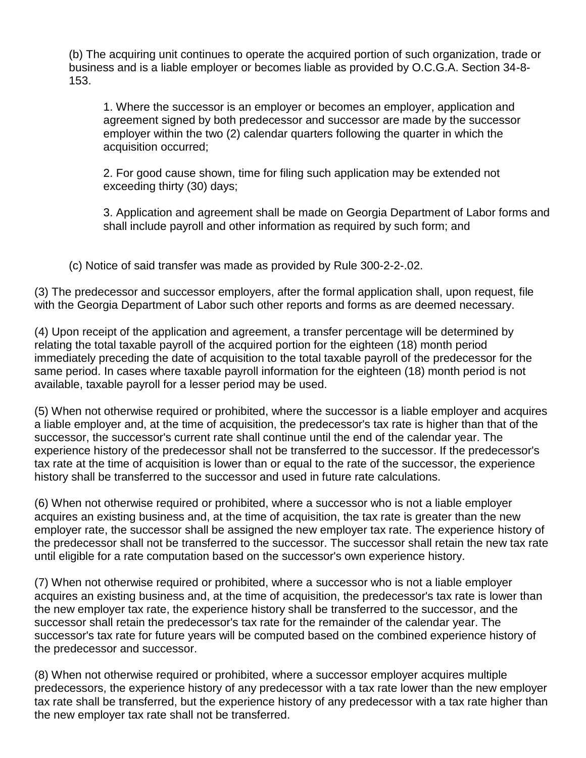(b) The acquiring unit continues to operate the acquired portion of such organization, trade or business and is a liable employer or becomes liable as provided by O.C.G.A. Section 34-8-153.

1. Where the successor is an employer or becomes an employer, application and agreement signed by both predecessor and successor are made by the successor employer within the two (2) calendar quarters following the quarter in which the acquisition occurred;

2. For good cause shown, time for filing such application may be extended not exceeding thirty (30) days;

3. Application and agreement shall be made on Georgia Department of Labor forms and shall include payroll and other information as required by such form; and

(c) Notice of said transfer was made as provided by Rule 300-2-2-.02.

(3) The predecessor and successor employers, after the formal application shall, upon request, file with the Georgia Department of Labor such other reports and forms as are deemed necessary.

(4) Upon receipt of the application and agreement, a transfer percentage will be determined by relating the total taxable payroll of the acquired portion for the eighteen (18) month period immediately preceding the date of acquisition to the total taxable payroll of the predecessor for the same period. In cases where taxable payroll information for the eighteen (18) month period is not available, taxable payroll for a lesser period may be used.

(5) When not otherwise required or prohibited, where the successor is a liable employer and acquires a liable employer and, at the time of acquisition, the predecessor's tax rate is higher than that of the successor, the successor's current rate shall continue until the end of the calendar year. The experience history of the predecessor shall not be transferred to the successor. If the predecessor's tax rate at the time of acquisition is lower than or equal to the rate of the successor, the experience history shall be transferred to the successor and used in future rate calculations.

(6) When not otherwise required or prohibited, where a successor who is not a liable employer acquires an existing business and, at the time of acquisition, the tax rate is greater than the new employer rate, the successor shall be assigned the new employer tax rate. The experience history of the predecessor shall not be transferred to the successor. The successor shall retain the new tax rate until eligible for a rate computation based on the successor's own experience history.

(7) When not otherwise required or prohibited, where a successor who is not a liable employer acquires an existing business and, at the time of acquisition, the predecessor's tax rate is lower than the new employer tax rate, the experience history shall be transferred to the successor, and the successor shall retain the predecessor's tax rate for the remainder of the calendar year. The successor's tax rate for future years will be computed based on the combined experience history of the predecessor and successor.

(8) When not otherwise required or prohibited, where a successor employer acquires multiple predecessors, the experience history of any predecessor with a tax rate lower than the new employer tax rate shall be transferred, but the experience history of any predecessor with a tax rate higher than the new employer tax rate shall not be transferred.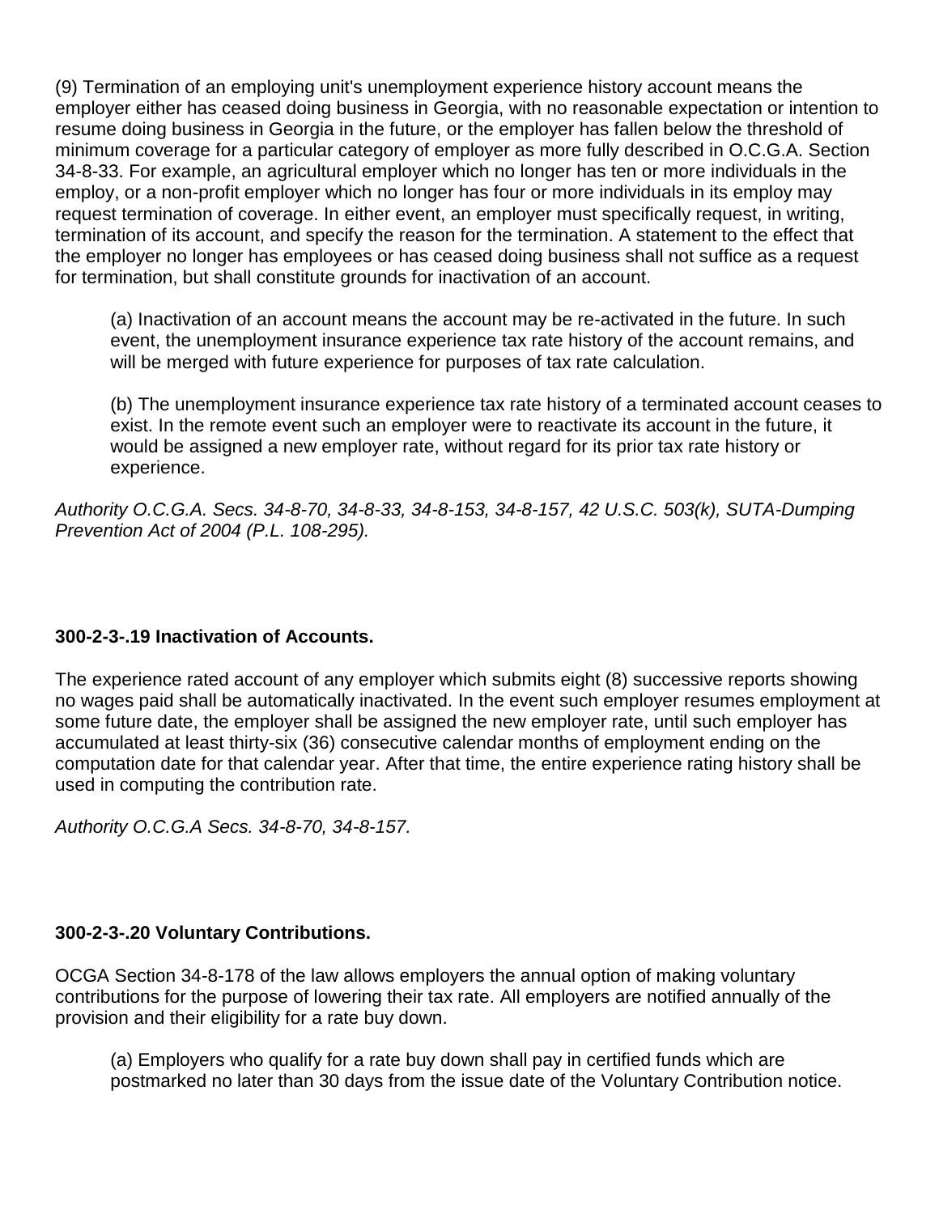(9) Termination of an employing unit's unemployment experience history account means the employer either has ceased doing business in Georgia, with no reasonable expectation or intention to resume doing business in Georgia in the future, or the employer has fallen below the threshold of minimum coverage for a particular category of employer as more fully described in O.C.G.A. Section 34-8-33. For example, an agricultural employer which no longer has ten or more individuals in the employ, or a non-profit employer which no longer has four or more individuals in its employ may request termination of coverage. In either event, an employer must specifically request, in writing, termination of its account, and specify the reason for the termination. A statement to the effect that the employer no longer has employees or has ceased doing business shall not suffice as a request for termination, but shall constitute grounds for inactivation of an account.

(a) Inactivation of an account means the account may be re-activated in the future. In such event, the unemployment insurance experience tax rate history of the account remains, and will be merged with future experience for purposes of tax rate calculation.

(b) The unemployment insurance experience tax rate history of a terminated account ceases to exist. In the remote event such an employer were to reactivate its account in the future, it would be assigned a new employer rate, without regard for its prior tax rate history or experience.

*Authority O.C.G.A. Secs. 34-8-70, 34-8-33, 34-8-153, 34-8-157, 42 U.S.C. 503(k), SUTA-Dumping Prevention Act of 2004 (P.L. 108-295).*

### 300-2-3-.19 Inactivation of Accounts.

The experience rated account of any employer which submits eight (8) successive reports showing no wages paid shall be automatically inactivated. In the event such employer resumes employment at some future date, the employer shall be assigned the new employer rate, until such employer has accumulated at least thirty-six (36) consecutive calendar months of employment ending on the computation date for that calendar year. After that time, the entire experience rating history shall be used in computing the contribution rate.

*Authority O.C.G.A Secs. 34-8-70, 34-8-157.*

### 300-2-3-.20 Voluntary Contributions.

OCGA Section 34-8-178 of the law allows employers the annual option of making voluntary contributions for the purpose of lowering their tax rate. All employers are notified annually of the provision and their eligibility for a rate buy down.

(a) Employers who qualify for a rate buy down shall pay in certified funds which are postmarked no later than 30 days from the issue date of the Voluntary Contribution notice.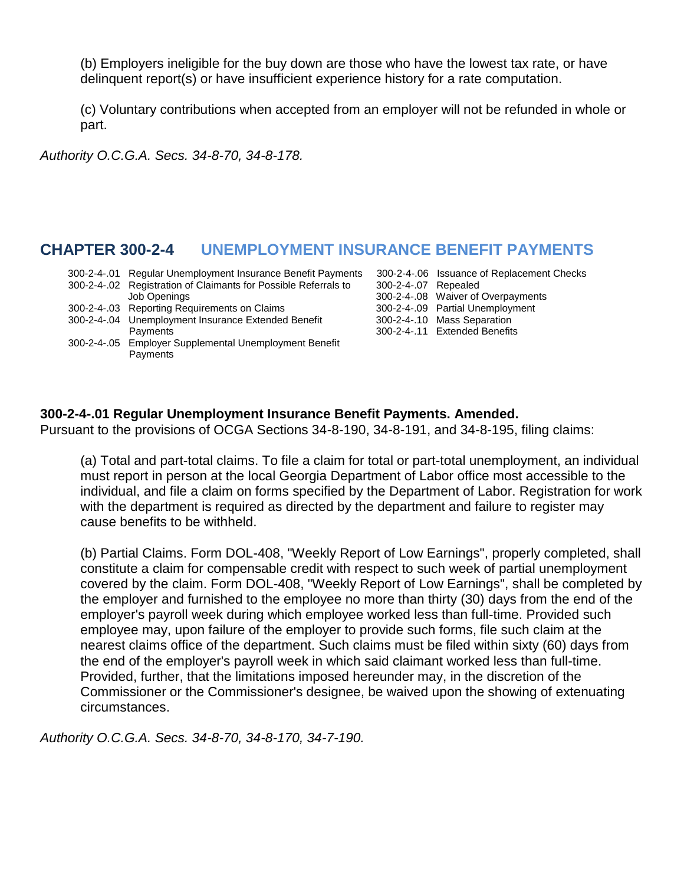(b) Employers ineligible for the buy down are those who have the lowest tax rate, or have delinquent report(s) or have insufficient experience history for a rate computation.

(c) Voluntary contributions when accepted from an employer will not be refunded in whole or part.

*Authority O.C.G.A. Secs. 34-8-70, 34-8-178.*

## CHAPTER 300-2-4 UNEMPLOYMENT INSURANCE BENEFIT PAYMENTS

300-2-4-.01 Regular Unemployment Insurance Benefit Payments
300-2-4-.02 Registration of Claimants for Possible Referrals to Job Openings
300-2-4-.03 Reporting Requirements on Claims
300-2-4-.04 Unemployment Insurance Extended Benefit Payments
300-2-4-.05 Employer Supplemental Unemployment Benefit Payments
300-2-4-.06 Issuance of Replacement Checks
300-2-4-.07 Repealed
300-2-4-.08 Waiver of Overpayments
300-2-4-.09 Partial Unemployment
300-2-4-.10 Mass Separation
300-2-4-.11 Extended Benefits

**300-2-4-.01 Regular Unemployment Insurance Benefit Payments. Amended.**
Pursuant to the provisions of OCGA Sections 34-8-190, 34-8-191, and 34-8-195, filing claims:

(a) Total and part-total claims. To file a claim for total or part-total unemployment, an individual must report in person at the local Georgia Department of Labor office most accessible to the individual, and file a claim on forms specified by the Department of Labor. Registration for work with the department is required as directed by the department and failure to register may cause benefits to be withheld.

(b) Partial Claims. Form DOL-408, "Weekly Report of Low Earnings", properly completed, shall constitute a claim for compensable credit with respect to such week of partial unemployment covered by the claim. Form DOL-408, "Weekly Report of Low Earnings", shall be completed by the employer and furnished to the employee no more than thirty (30) days from the end of the employer's payroll week during which employee worked less than full-time. Provided such employee may, upon failure of the employer to provide such forms, file such claim at the nearest claims office of the department. Such claims must be filed within sixty (60) days from the end of the employer's payroll week in which said claimant worked less than full-time. Provided, further, that the limitations imposed hereunder may, in the discretion of the Commissioner or the Commissioner's designee, be waived upon the showing of extenuating circumstances.

*Authority O.C.G.A. Secs. 34-8-70, 34-8-170, 34-7-190.*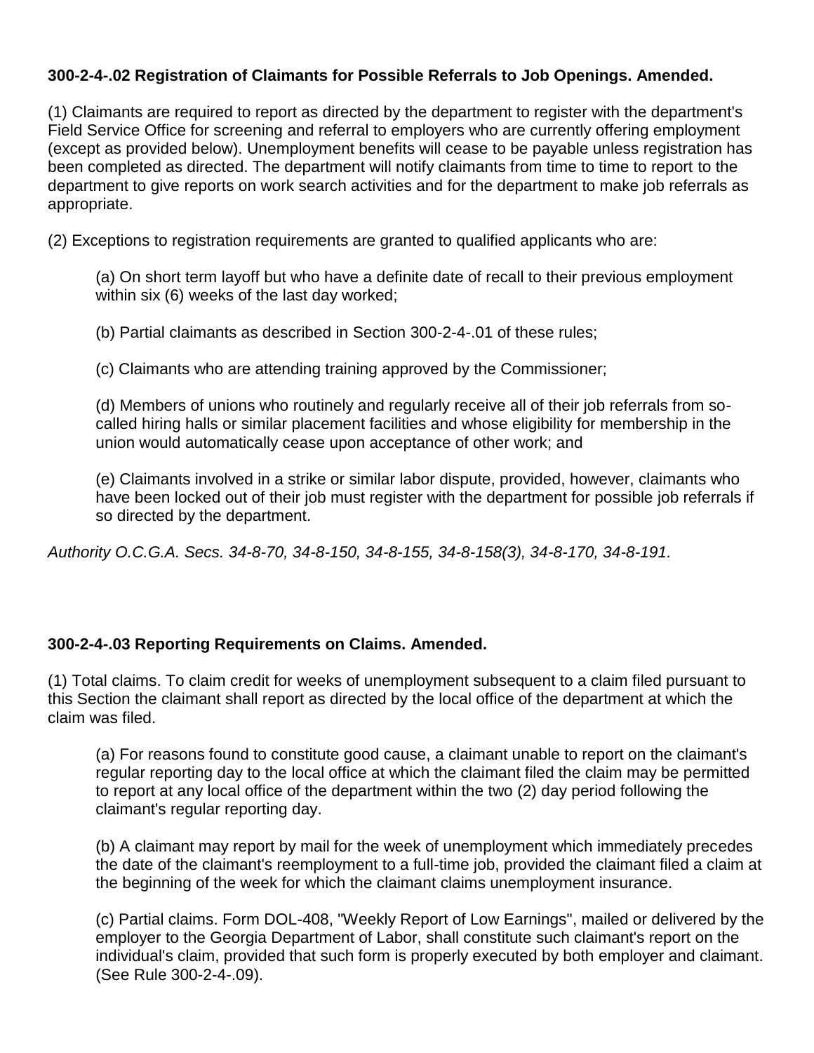**300-2-4-.02 Registration of Claimants for Possible Referrals to Job Openings. Amended.**

(1) Claimants are required to report as directed by the department to register with the department's Field Service Office for screening and referral to employers who are currently offering employment (except as provided below). Unemployment benefits will cease to be payable unless registration has been completed as directed. The department will notify claimants from time to time to report to the department to give reports on work search activities and for the department to make job referrals as appropriate.

(2) Exceptions to registration requirements are granted to qualified applicants who are:

(a) On short term layoff but who have a definite date of recall to their previous employment within six (6) weeks of the last day worked;

(b) Partial claimants as described in Section 300-2-4-.01 of these rules;

(c) Claimants who are attending training approved by the Commissioner;

(d) Members of unions who routinely and regularly receive all of their job referrals from so-called hiring halls or similar placement facilities and whose eligibility for membership in the union would automatically cease upon acceptance of other work; and

(e) Claimants involved in a strike or similar labor dispute, provided, however, claimants who have been locked out of their job must register with the department for possible job referrals if so directed by the department.

*Authority O.C.G.A. Secs. 34-8-70, 34-8-150, 34-8-155, 34-8-158(3), 34-8-170, 34-8-191.*

**300-2-4-.03 Reporting Requirements on Claims. Amended.**

(1) Total claims. To claim credit for weeks of unemployment subsequent to a claim filed pursuant to this Section the claimant shall report as directed by the local office of the department at which the claim was filed.

(a) For reasons found to constitute good cause, a claimant unable to report on the claimant's regular reporting day to the local office at which the claimant filed the claim may be permitted to report at any local office of the department within the two (2) day period following the claimant's regular reporting day.

(b) A claimant may report by mail for the week of unemployment which immediately precedes the date of the claimant's reemployment to a full-time job, provided the claimant filed a claim at the beginning of the week for which the claimant claims unemployment insurance.

(c) Partial claims. Form DOL-408, "Weekly Report of Low Earnings", mailed or delivered by the employer to the Georgia Department of Labor, shall constitute such claimant's report on the individual's claim, provided that such form is properly executed by both employer and claimant. (See Rule 300-2-4-.09).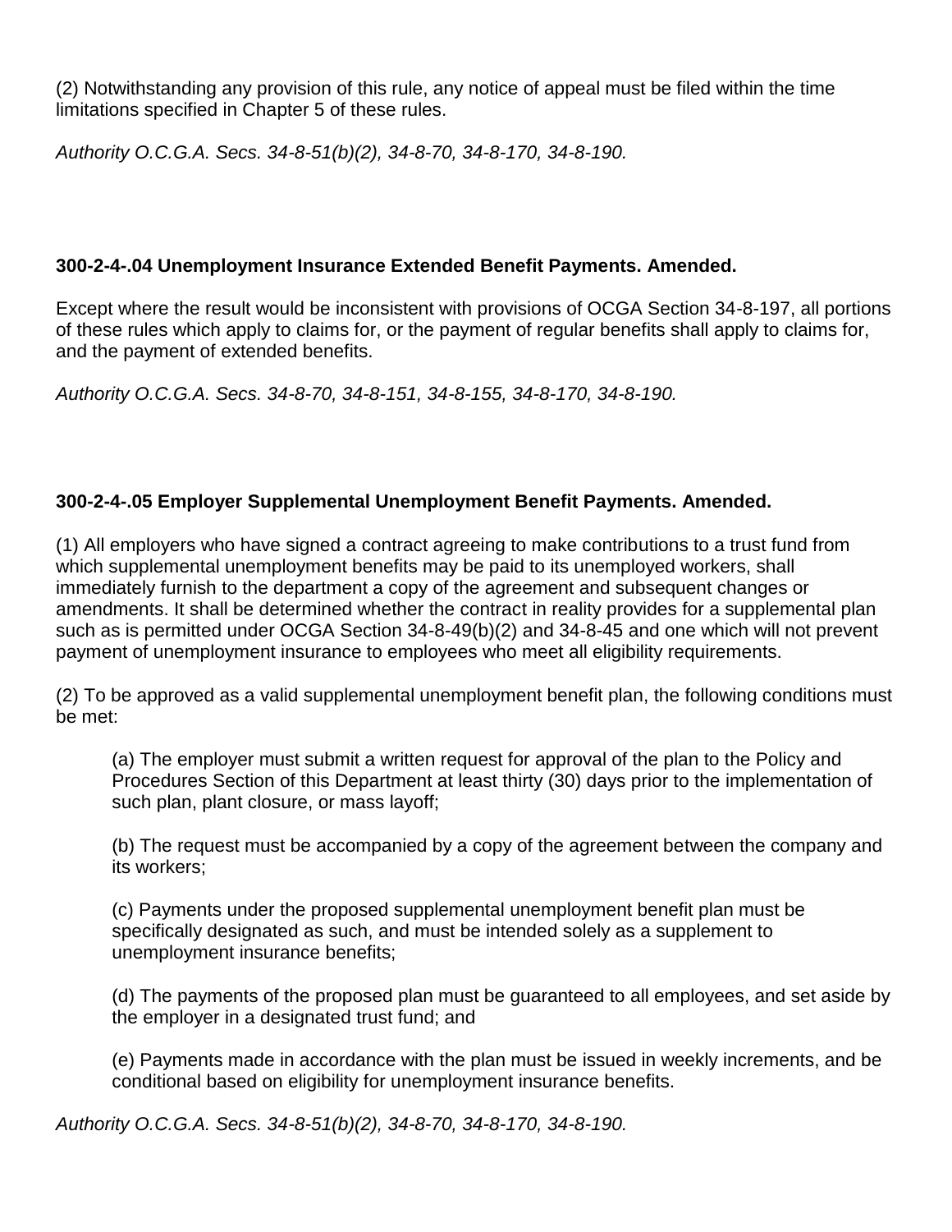(2) Notwithstanding any provision of this rule, any notice of appeal must be filed within the time limitations specified in Chapter 5 of these rules.

*Authority O.C.G.A. Secs. 34-8-51(b)(2), 34-8-70, 34-8-170, 34-8-190.*

### 300-2-4-.04 Unemployment Insurance Extended Benefit Payments. Amended.

Except where the result would be inconsistent with provisions of OCGA Section 34-8-197, all portions of these rules which apply to claims for, or the payment of regular benefits shall apply to claims for, and the payment of extended benefits.

*Authority O.C.G.A. Secs. 34-8-70, 34-8-151, 34-8-155, 34-8-170, 34-8-190.*

### 300-2-4-.05 Employer Supplemental Unemployment Benefit Payments. Amended.

(1) All employers who have signed a contract agreeing to make contributions to a trust fund from which supplemental unemployment benefits may be paid to its unemployed workers, shall immediately furnish to the department a copy of the agreement and subsequent changes or amendments. It shall be determined whether the contract in reality provides for a supplemental plan such as is permitted under OCGA Section 34-8-49(b)(2) and 34-8-45 and one which will not prevent payment of unemployment insurance to employees who meet all eligibility requirements.

(2) To be approved as a valid supplemental unemployment benefit plan, the following conditions must be met:

(a) The employer must submit a written request for approval of the plan to the Policy and Procedures Section of this Department at least thirty (30) days prior to the implementation of such plan, plant closure, or mass layoff;

(b) The request must be accompanied by a copy of the agreement between the company and its workers;

(c) Payments under the proposed supplemental unemployment benefit plan must be specifically designated as such, and must be intended solely as a supplement to unemployment insurance benefits;

(d) The payments of the proposed plan must be guaranteed to all employees, and set aside by the employer in a designated trust fund; and

(e) Payments made in accordance with the plan must be issued in weekly increments, and be conditional based on eligibility for unemployment insurance benefits.

*Authority O.C.G.A. Secs. 34-8-51(b)(2), 34-8-70, 34-8-170, 34-8-190.*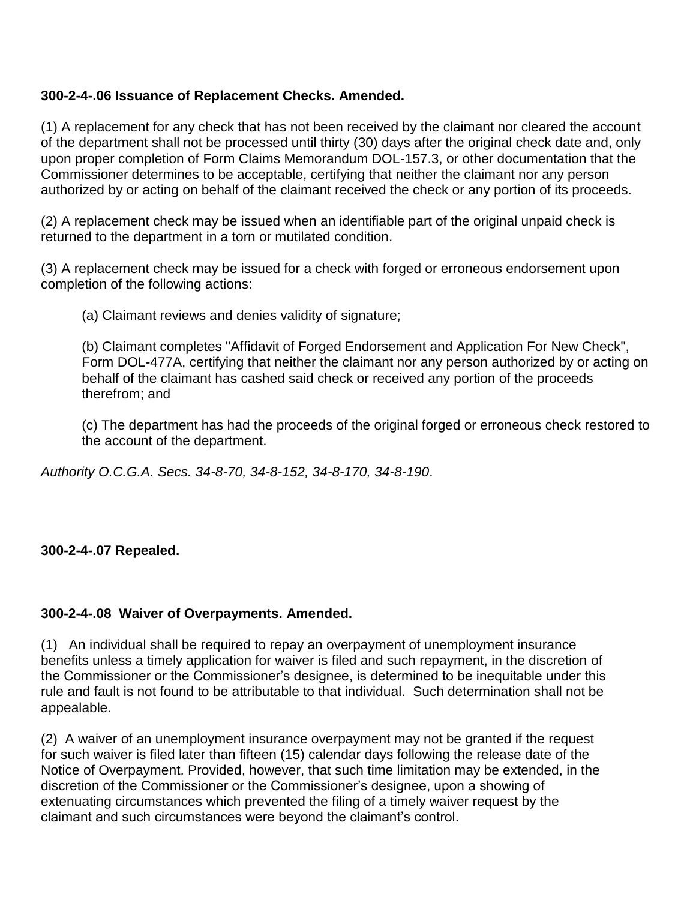**300-2-4-.06 Issuance of Replacement Checks. Amended.**

(1) A replacement for any check that has not been received by the claimant nor cleared the account of the department shall not be processed until thirty (30) days after the original check date and, only upon proper completion of Form Claims Memorandum DOL-157.3, or other documentation that the Commissioner determines to be acceptable, certifying that neither the claimant nor any person authorized by or acting on behalf of the claimant received the check or any portion of its proceeds.

(2) A replacement check may be issued when an identifiable part of the original unpaid check is returned to the department in a torn or mutilated condition.

(3) A replacement check may be issued for a check with forged or erroneous endorsement upon completion of the following actions:

(a) Claimant reviews and denies validity of signature;

(b) Claimant completes "Affidavit of Forged Endorsement and Application For New Check", Form DOL-477A, certifying that neither the claimant nor any person authorized by or acting on behalf of the claimant has cashed said check or received any portion of the proceeds therefrom; and

(c) The department has had the proceeds of the original forged or erroneous check restored to the account of the department.

*Authority O.C.G.A. Secs. 34-8-70, 34-8-152, 34-8-170, 34-8-190*.

**300-2-4-.07 Repealed.**

**300-2-4-.08 Waiver of Overpayments. Amended.**

(1) An individual shall be required to repay an overpayment of unemployment insurance benefits unless a timely application for waiver is filed and such repayment, in the discretion of the Commissioner or the Commissioner's designee, is determined to be inequitable under this rule and fault is not found to be attributable to that individual. Such determination shall not be appealable.

(2) A waiver of an unemployment insurance overpayment may not be granted if the request for such waiver is filed later than fifteen (15) calendar days following the release date of the Notice of Overpayment. Provided, however, that such time limitation may be extended, in the discretion of the Commissioner or the Commissioner's designee, upon a showing of extenuating circumstances which prevented the filing of a timely waiver request by the claimant and such circumstances were beyond the claimant's control.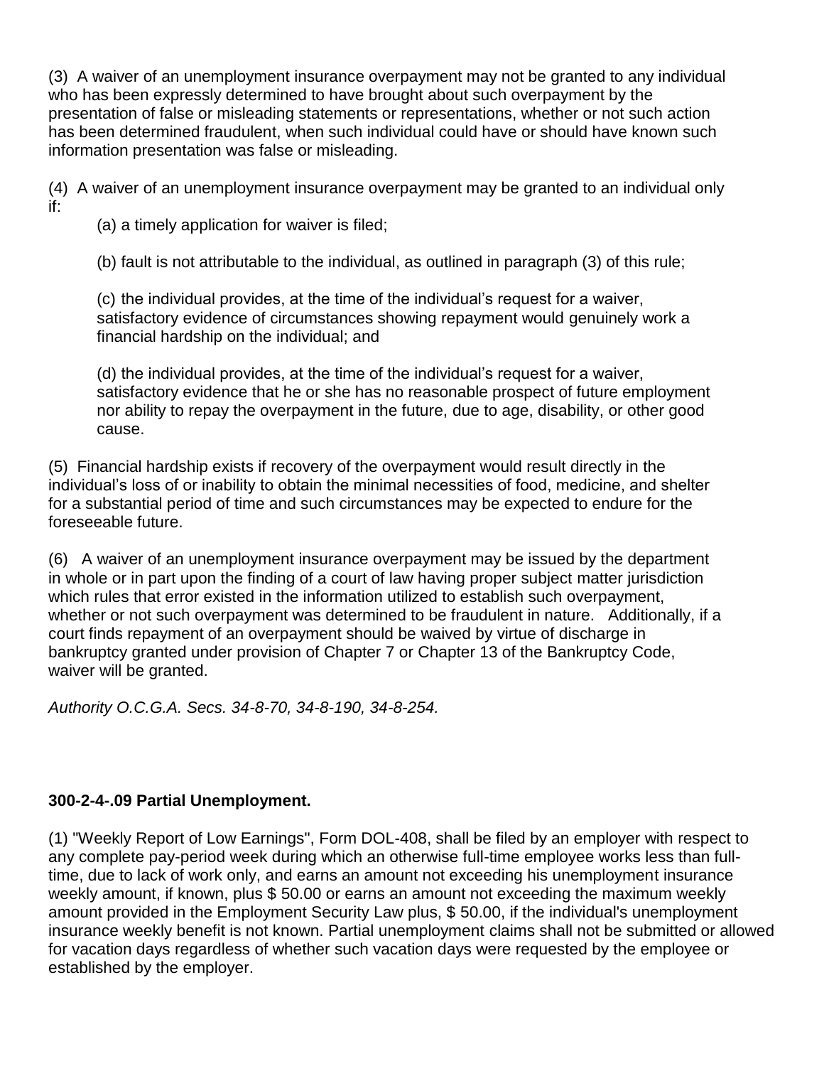(3) A waiver of an unemployment insurance overpayment may not be granted to any individual who has been expressly determined to have brought about such overpayment by the presentation of false or misleading statements or representations, whether or not such action has been determined fraudulent, when such individual could have or should have known such information presentation was false or misleading.

(4) A waiver of an unemployment insurance overpayment may be granted to an individual only if:

(a) a timely application for waiver is filed;

(b) fault is not attributable to the individual, as outlined in paragraph (3) of this rule;

(c) the individual provides, at the time of the individual's request for a waiver, satisfactory evidence of circumstances showing repayment would genuinely work a financial hardship on the individual; and

(d) the individual provides, at the time of the individual's request for a waiver, satisfactory evidence that he or she has no reasonable prospect of future employment nor ability to repay the overpayment in the future, due to age, disability, or other good cause.

(5) Financial hardship exists if recovery of the overpayment would result directly in the individual's loss of or inability to obtain the minimal necessities of food, medicine, and shelter for a substantial period of time and such circumstances may be expected to endure for the foreseeable future.

(6) A waiver of an unemployment insurance overpayment may be issued by the department in whole or in part upon the finding of a court of law having proper subject matter jurisdiction which rules that error existed in the information utilized to establish such overpayment, whether or not such overpayment was determined to be fraudulent in nature. Additionally, if a court finds repayment of an overpayment should be waived by virtue of discharge in bankruptcy granted under provision of Chapter 7 or Chapter 13 of the Bankruptcy Code, waiver will be granted.

*Authority O.C.G.A. Secs. 34-8-70, 34-8-190, 34-8-254.*

**300-2-4-.09 Partial Unemployment.**

(1) "Weekly Report of Low Earnings", Form DOL-408, shall be filed by an employer with respect to any complete pay-period week during which an otherwise full-time employee works less than full-time, due to lack of work only, and earns an amount not exceeding his unemployment insurance weekly amount, if known, plus $ 50.00 or earns an amount not exceeding the maximum weekly amount provided in the Employment Security Law plus, $ 50.00, if the individual's unemployment insurance weekly benefit is not known. Partial unemployment claims shall not be submitted or allowed for vacation days regardless of whether such vacation days were requested by the employee or established by the employer.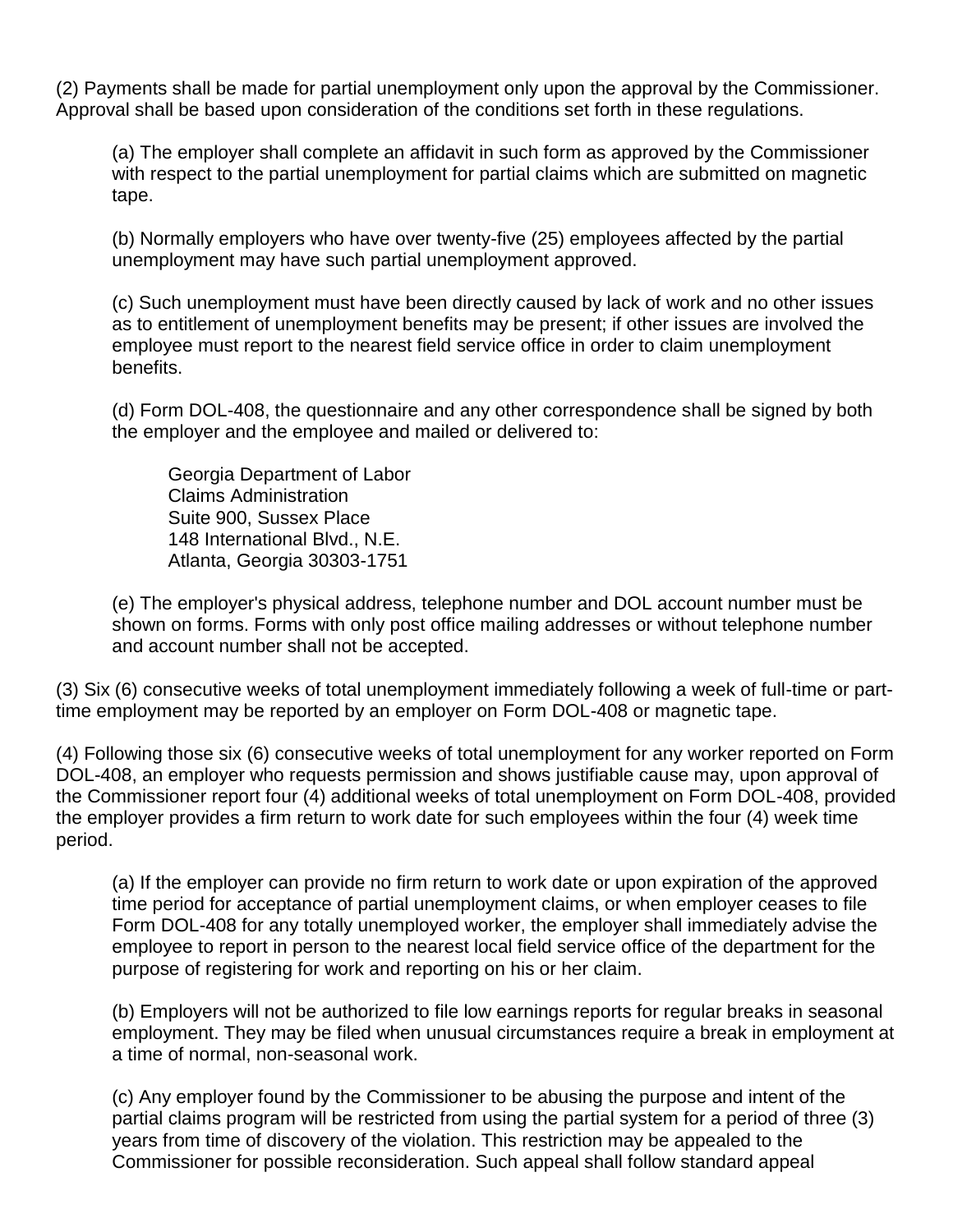(2) Payments shall be made for partial unemployment only upon the approval by the Commissioner. Approval shall be based upon consideration of the conditions set forth in these regulations.

(a) The employer shall complete an affidavit in such form as approved by the Commissioner with respect to the partial unemployment for partial claims which are submitted on magnetic tape.

(b) Normally employers who have over twenty-five (25) employees affected by the partial unemployment may have such partial unemployment approved.

(c) Such unemployment must have been directly caused by lack of work and no other issues as to entitlement of unemployment benefits may be present; if other issues are involved the employee must report to the nearest field service office in order to claim unemployment benefits.

(d) Form DOL-408, the questionnaire and any other correspondence shall be signed by both the employer and the employee and mailed or delivered to:

Georgia Department of Labor
Claims Administration
Suite 900, Sussex Place
148 International Blvd., N.E.
Atlanta, Georgia 30303-1751

(e) The employer's physical address, telephone number and DOL account number must be shown on forms. Forms with only post office mailing addresses or without telephone number and account number shall not be accepted.

(3) Six (6) consecutive weeks of total unemployment immediately following a week of full-time or part-time employment may be reported by an employer on Form DOL-408 or magnetic tape.

(4) Following those six (6) consecutive weeks of total unemployment for any worker reported on Form DOL-408, an employer who requests permission and shows justifiable cause may, upon approval of the Commissioner report four (4) additional weeks of total unemployment on Form DOL-408, provided the employer provides a firm return to work date for such employees within the four (4) week time period.

(a) If the employer can provide no firm return to work date or upon expiration of the approved time period for acceptance of partial unemployment claims, or when employer ceases to file Form DOL-408 for any totally unemployed worker, the employer shall immediately advise the employee to report in person to the nearest local field service office of the department for the purpose of registering for work and reporting on his or her claim.

(b) Employers will not be authorized to file low earnings reports for regular breaks in seasonal employment. They may be filed when unusual circumstances require a break in employment at a time of normal, non-seasonal work.

(c) Any employer found by the Commissioner to be abusing the purpose and intent of the partial claims program will be restricted from using the partial system for a period of three (3) years from time of discovery of the violation. This restriction may be appealed to the Commissioner for possible reconsideration. Such appeal shall follow standard appeal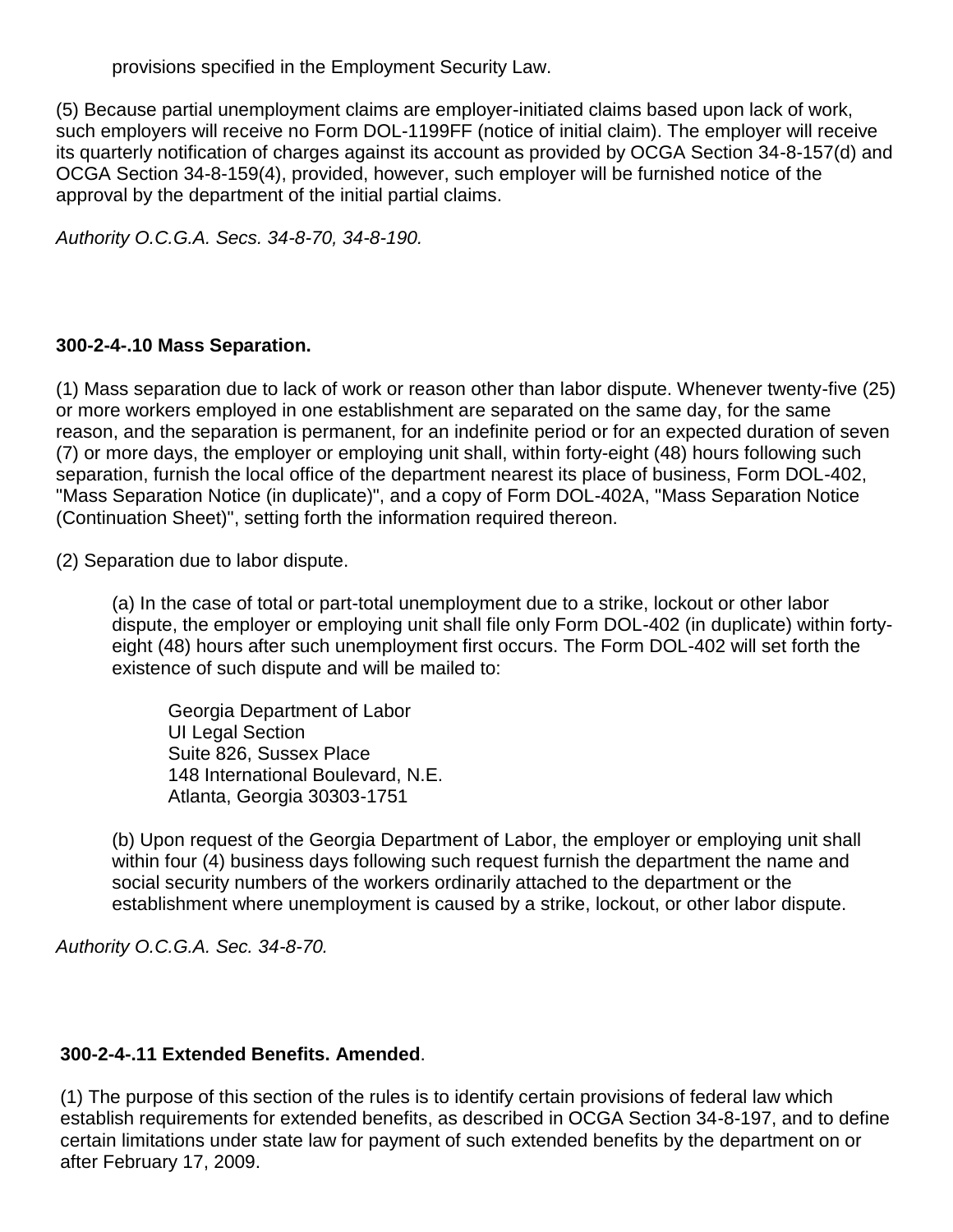provisions specified in the Employment Security Law.

(5) Because partial unemployment claims are employer-initiated claims based upon lack of work, such employers will receive no Form DOL-1199FF (notice of initial claim). The employer will receive its quarterly notification of charges against its account as provided by OCGA Section 34-8-157(d) and OCGA Section 34-8-159(4), provided, however, such employer will be furnished notice of the approval by the department of the initial partial claims.

*Authority O.C.G.A. Secs. 34-8-70, 34-8-190.*

**300-2-4-.10 Mass Separation.**

(1) Mass separation due to lack of work or reason other than labor dispute. Whenever twenty-five (25) or more workers employed in one establishment are separated on the same day, for the same reason, and the separation is permanent, for an indefinite period or for an expected duration of seven (7) or more days, the employer or employing unit shall, within forty-eight (48) hours following such separation, furnish the local office of the department nearest its place of business, Form DOL-402, "Mass Separation Notice (in duplicate)", and a copy of Form DOL-402A, "Mass Separation Notice (Continuation Sheet)", setting forth the information required thereon.

(2) Separation due to labor dispute.

(a) In the case of total or part-total unemployment due to a strike, lockout or other labor dispute, the employer or employing unit shall file only Form DOL-402 (in duplicate) within forty-eight (48) hours after such unemployment first occurs. The Form DOL-402 will set forth the existence of such dispute and will be mailed to:

Georgia Department of Labor
UI Legal Section
Suite 826, Sussex Place
148 International Boulevard, N.E.
Atlanta, Georgia 30303-1751

(b) Upon request of the Georgia Department of Labor, the employer or employing unit shall within four (4) business days following such request furnish the department the name and social security numbers of the workers ordinarily attached to the department or the establishment where unemployment is caused by a strike, lockout, or other labor dispute.

*Authority O.C.G.A. Sec. 34-8-70.*

**300-2-4-.11 Extended Benefits. Amended**.

(1) The purpose of this section of the rules is to identify certain provisions of federal law which establish requirements for extended benefits, as described in OCGA Section 34-8-197, and to define certain limitations under state law for payment of such extended benefits by the department on or after February 17, 2009.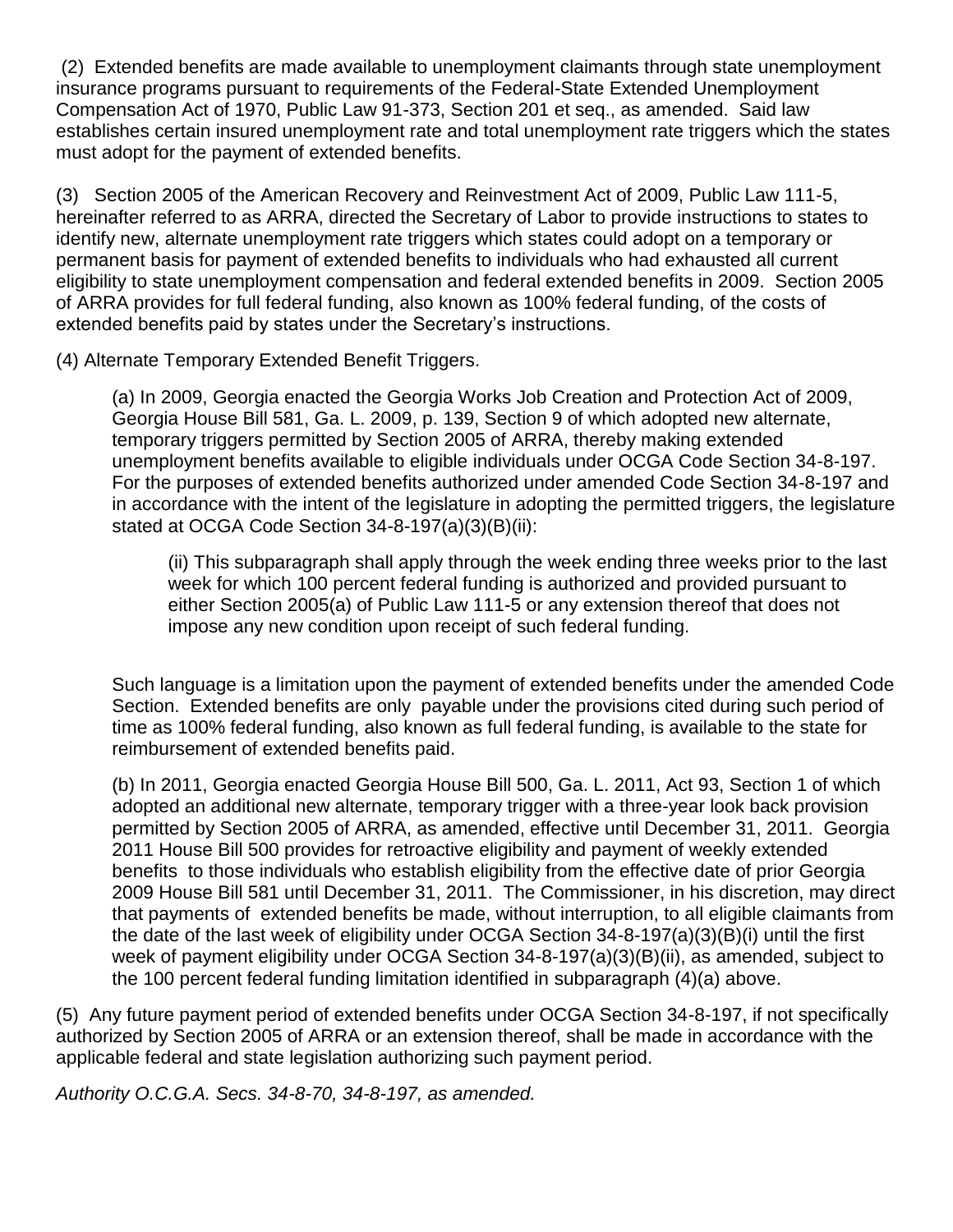(2) Extended benefits are made available to unemployment claimants through state unemployment insurance programs pursuant to requirements of the Federal-State Extended Unemployment Compensation Act of 1970, Public Law 91-373, Section 201 et seq., as amended. Said law establishes certain insured unemployment rate and total unemployment rate triggers which the states must adopt for the payment of extended benefits.

(3) Section 2005 of the American Recovery and Reinvestment Act of 2009, Public Law 111-5, hereinafter referred to as ARRA, directed the Secretary of Labor to provide instructions to states to identify new, alternate unemployment rate triggers which states could adopt on a temporary or permanent basis for payment of extended benefits to individuals who had exhausted all current eligibility to state unemployment compensation and federal extended benefits in 2009. Section 2005 of ARRA provides for full federal funding, also known as 100% federal funding, of the costs of extended benefits paid by states under the Secretary's instructions.

(4) Alternate Temporary Extended Benefit Triggers.

(a) In 2009, Georgia enacted the Georgia Works Job Creation and Protection Act of 2009, Georgia House Bill 581, Ga. L. 2009, p. 139, Section 9 of which adopted new alternate, temporary triggers permitted by Section 2005 of ARRA, thereby making extended unemployment benefits available to eligible individuals under OCGA Code Section 34-8-197. For the purposes of extended benefits authorized under amended Code Section 34-8-197 and in accordance with the intent of the legislature in adopting the permitted triggers, the legislature stated at OCGA Code Section 34-8-197(a)(3)(B)(ii):

> (ii) This subparagraph shall apply through the week ending three weeks prior to the last week for which 100 percent federal funding is authorized and provided pursuant to either Section 2005(a) of Public Law 111-5 or any extension thereof that does not impose any new condition upon receipt of such federal funding.

Such language is a limitation upon the payment of extended benefits under the amended Code Section. Extended benefits are only payable under the provisions cited during such period of time as 100% federal funding, also known as full federal funding, is available to the state for reimbursement of extended benefits paid.

(b) In 2011, Georgia enacted Georgia House Bill 500, Ga. L. 2011, Act 93, Section 1 of which adopted an additional new alternate, temporary trigger with a three-year look back provision permitted by Section 2005 of ARRA, as amended, effective until December 31, 2011. Georgia 2011 House Bill 500 provides for retroactive eligibility and payment of weekly extended benefits to those individuals who establish eligibility from the effective date of prior Georgia 2009 House Bill 581 until December 31, 2011. The Commissioner, in his discretion, may direct that payments of extended benefits be made, without interruption, to all eligible claimants from the date of the last week of eligibility under OCGA Section 34-8-197(a)(3)(B)(i) until the first week of payment eligibility under OCGA Section 34-8-197(a)(3)(B)(ii), as amended, subject to the 100 percent federal funding limitation identified in subparagraph (4)(a) above.

(5) Any future payment period of extended benefits under OCGA Section 34-8-197, if not specifically authorized by Section 2005 of ARRA or an extension thereof, shall be made in accordance with the applicable federal and state legislation authorizing such payment period.

*Authority O.C.G.A. Secs. 34-8-70, 34-8-197, as amended.*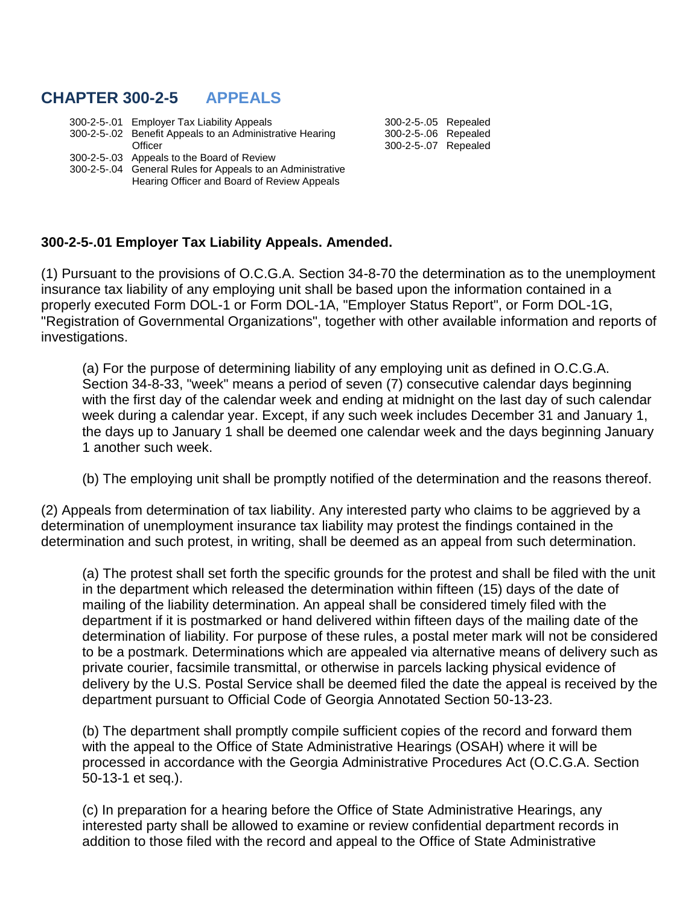# CHAPTER 300-2-5 APPEALS

300-2-5-.01 Employer Tax Liability Appeals
300-2-5-.02 Benefit Appeals to an Administrative Hearing Officer
300-2-5-.03 Appeals to the Board of Review
300-2-5-.04 General Rules for Appeals to an Administrative Hearing Officer and Board of Review Appeals
300-2-5-.05 Repealed
300-2-5-.06 Repealed
300-2-5-.07 Repealed

### 300-2-5-.01 Employer Tax Liability Appeals. Amended.

(1) Pursuant to the provisions of O.C.G.A. Section 34-8-70 the determination as to the unemployment insurance tax liability of any employing unit shall be based upon the information contained in a properly executed Form DOL-1 or Form DOL-1A, "Employer Status Report", or Form DOL-1G, "Registration of Governmental Organizations", together with other available information and reports of investigations.

(a) For the purpose of determining liability of any employing unit as defined in O.C.G.A. Section 34-8-33, "week" means a period of seven (7) consecutive calendar days beginning with the first day of the calendar week and ending at midnight on the last day of such calendar week during a calendar year. Except, if any such week includes December 31 and January 1, the days up to January 1 shall be deemed one calendar week and the days beginning January 1 another such week.

(b) The employing unit shall be promptly notified of the determination and the reasons thereof.

(2) Appeals from determination of tax liability. Any interested party who claims to be aggrieved by a determination of unemployment insurance tax liability may protest the findings contained in the determination and such protest, in writing, shall be deemed as an appeal from such determination.

(a) The protest shall set forth the specific grounds for the protest and shall be filed with the unit in the department which released the determination within fifteen (15) days of the date of mailing of the liability determination. An appeal shall be considered timely filed with the department if it is postmarked or hand delivered within fifteen days of the mailing date of the determination of liability. For purpose of these rules, a postal meter mark will not be considered to be a postmark. Determinations which are appealed via alternative means of delivery such as private courier, facsimile transmittal, or otherwise in parcels lacking physical evidence of delivery by the U.S. Postal Service shall be deemed filed the date the appeal is received by the department pursuant to Official Code of Georgia Annotated Section 50-13-23.

(b) The department shall promptly compile sufficient copies of the record and forward them with the appeal to the Office of State Administrative Hearings (OSAH) where it will be processed in accordance with the Georgia Administrative Procedures Act (O.C.G.A. Section 50-13-1 et seq.).

(c) In preparation for a hearing before the Office of State Administrative Hearings, any interested party shall be allowed to examine or review confidential department records in addition to those filed with the record and appeal to the Office of State Administrative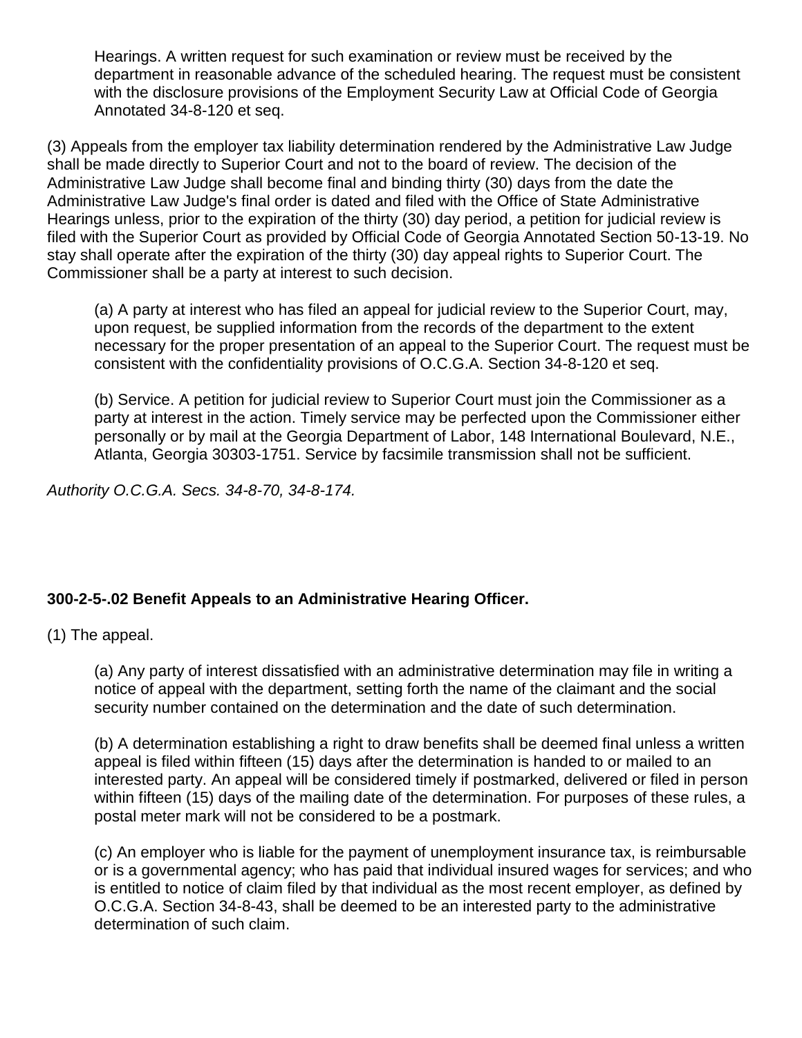Hearings. A written request for such examination or review must be received by the department in reasonable advance of the scheduled hearing. The request must be consistent with the disclosure provisions of the Employment Security Law at Official Code of Georgia Annotated 34-8-120 et seq.

(3) Appeals from the employer tax liability determination rendered by the Administrative Law Judge shall be made directly to Superior Court and not to the board of review. The decision of the Administrative Law Judge shall become final and binding thirty (30) days from the date the Administrative Law Judge's final order is dated and filed with the Office of State Administrative Hearings unless, prior to the expiration of the thirty (30) day period, a petition for judicial review is filed with the Superior Court as provided by Official Code of Georgia Annotated Section 50-13-19. No stay shall operate after the expiration of the thirty (30) day appeal rights to Superior Court. The Commissioner shall be a party at interest to such decision.

(a) A party at interest who has filed an appeal for judicial review to the Superior Court, may, upon request, be supplied information from the records of the department to the extent necessary for the proper presentation of an appeal to the Superior Court. The request must be consistent with the confidentiality provisions of O.C.G.A. Section 34-8-120 et seq.

(b) Service. A petition for judicial review to Superior Court must join the Commissioner as a party at interest in the action. Timely service may be perfected upon the Commissioner either personally or by mail at the Georgia Department of Labor, 148 International Boulevard, N.E., Atlanta, Georgia 30303-1751. Service by facsimile transmission shall not be sufficient.

*Authority O.C.G.A. Secs. 34-8-70, 34-8-174.*

**300-2-5-.02 Benefit Appeals to an Administrative Hearing Officer.**

(1) The appeal.

(a) Any party of interest dissatisfied with an administrative determination may file in writing a notice of appeal with the department, setting forth the name of the claimant and the social security number contained on the determination and the date of such determination.

(b) A determination establishing a right to draw benefits shall be deemed final unless a written appeal is filed within fifteen (15) days after the determination is handed to or mailed to an interested party. An appeal will be considered timely if postmarked, delivered or filed in person within fifteen (15) days of the mailing date of the determination. For purposes of these rules, a postal meter mark will not be considered to be a postmark.

(c) An employer who is liable for the payment of unemployment insurance tax, is reimbursable or is a governmental agency; who has paid that individual insured wages for services; and who is entitled to notice of claim filed by that individual as the most recent employer, as defined by O.C.G.A. Section 34-8-43, shall be deemed to be an interested party to the administrative determination of such claim.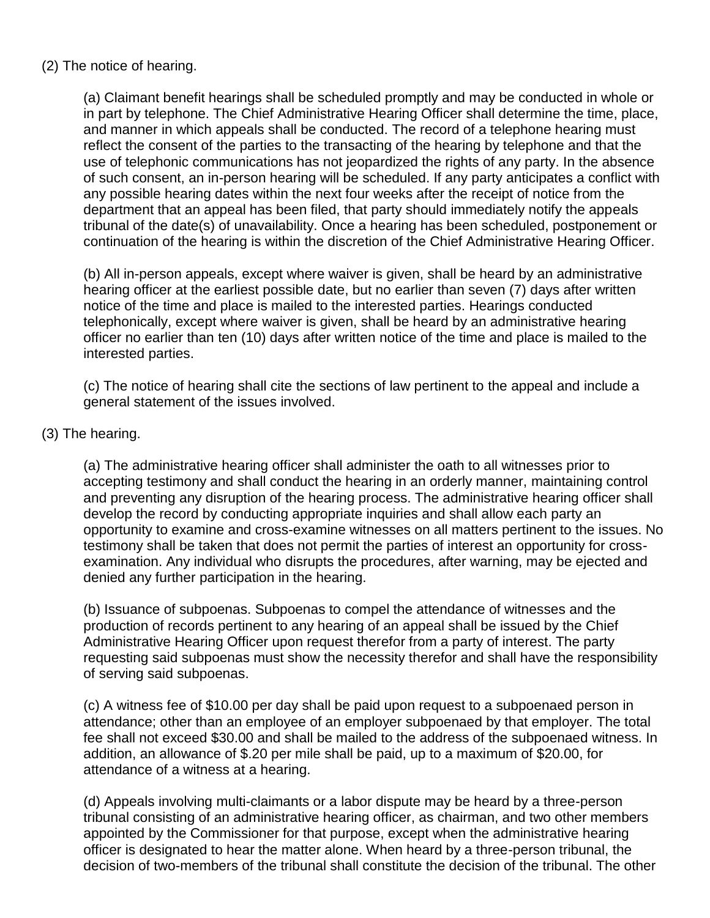(2) The notice of hearing.

(a) Claimant benefit hearings shall be scheduled promptly and may be conducted in whole or in part by telephone. The Chief Administrative Hearing Officer shall determine the time, place, and manner in which appeals shall be conducted. The record of a telephone hearing must reflect the consent of the parties to the transacting of the hearing by telephone and that the use of telephonic communications has not jeopardized the rights of any party. In the absence of such consent, an in-person hearing will be scheduled. If any party anticipates a conflict with any possible hearing dates within the next four weeks after the receipt of notice from the department that an appeal has been filed, that party should immediately notify the appeals tribunal of the date(s) of unavailability. Once a hearing has been scheduled, postponement or continuation of the hearing is within the discretion of the Chief Administrative Hearing Officer.

(b) All in-person appeals, except where waiver is given, shall be heard by an administrative hearing officer at the earliest possible date, but no earlier than seven (7) days after written notice of the time and place is mailed to the interested parties. Hearings conducted telephonically, except where waiver is given, shall be heard by an administrative hearing officer no earlier than ten (10) days after written notice of the time and place is mailed to the interested parties.

(c) The notice of hearing shall cite the sections of law pertinent to the appeal and include a general statement of the issues involved.

(3) The hearing.

(a) The administrative hearing officer shall administer the oath to all witnesses prior to accepting testimony and shall conduct the hearing in an orderly manner, maintaining control and preventing any disruption of the hearing process. The administrative hearing officer shall develop the record by conducting appropriate inquiries and shall allow each party an opportunity to examine and cross-examine witnesses on all matters pertinent to the issues. No testimony shall be taken that does not permit the parties of interest an opportunity for cross-examination. Any individual who disrupts the procedures, after warning, may be ejected and denied any further participation in the hearing.

(b) Issuance of subpoenas. Subpoenas to compel the attendance of witnesses and the production of records pertinent to any hearing of an appeal shall be issued by the Chief Administrative Hearing Officer upon request therefor from a party of interest. The party requesting said subpoenas must show the necessity therefor and shall have the responsibility of serving said subpoenas.

(c) A witness fee of $10.00 per day shall be paid upon request to a subpoenaed person in attendance; other than an employee of an employer subpoenaed by that employer. The total fee shall not exceed $30.00 and shall be mailed to the address of the subpoenaed witness. In addition, an allowance of $.20 per mile shall be paid, up to a maximum of $20.00, for attendance of a witness at a hearing.

(d) Appeals involving multi-claimants or a labor dispute may be heard by a three-person tribunal consisting of an administrative hearing officer, as chairman, and two other members appointed by the Commissioner for that purpose, except when the administrative hearing officer is designated to hear the matter alone. When heard by a three-person tribunal, the decision of two-members of the tribunal shall constitute the decision of the tribunal. The other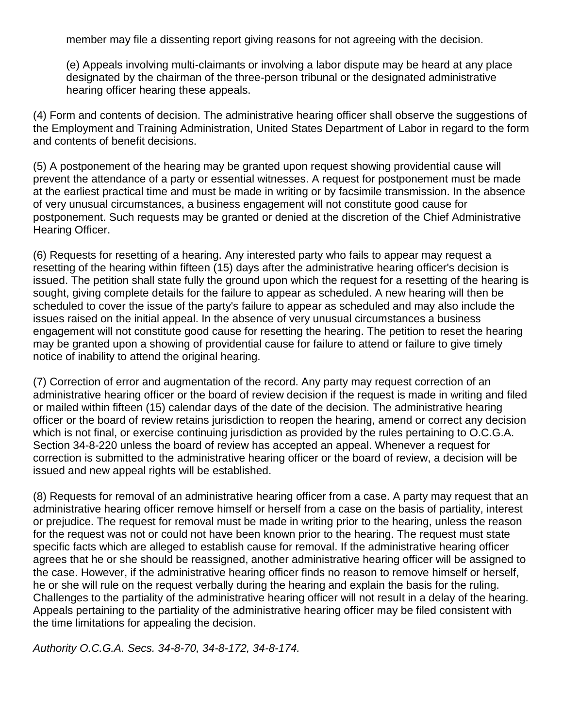member may file a dissenting report giving reasons for not agreeing with the decision.

(e) Appeals involving multi-claimants or involving a labor dispute may be heard at any place designated by the chairman of the three-person tribunal or the designated administrative hearing officer hearing these appeals.

(4) Form and contents of decision. The administrative hearing officer shall observe the suggestions of the Employment and Training Administration, United States Department of Labor in regard to the form and contents of benefit decisions.

(5) A postponement of the hearing may be granted upon request showing providential cause will prevent the attendance of a party or essential witnesses. A request for postponement must be made at the earliest practical time and must be made in writing or by facsimile transmission. In the absence of very unusual circumstances, a business engagement will not constitute good cause for postponement. Such requests may be granted or denied at the discretion of the Chief Administrative Hearing Officer.

(6) Requests for resetting of a hearing. Any interested party who fails to appear may request a resetting of the hearing within fifteen (15) days after the administrative hearing officer's decision is issued. The petition shall state fully the ground upon which the request for a resetting of the hearing is sought, giving complete details for the failure to appear as scheduled. A new hearing will then be scheduled to cover the issue of the party's failure to appear as scheduled and may also include the issues raised on the initial appeal. In the absence of very unusual circumstances a business engagement will not constitute good cause for resetting the hearing. The petition to reset the hearing may be granted upon a showing of providential cause for failure to attend or failure to give timely notice of inability to attend the original hearing.

(7) Correction of error and augmentation of the record. Any party may request correction of an administrative hearing officer or the board of review decision if the request is made in writing and filed or mailed within fifteen (15) calendar days of the date of the decision. The administrative hearing officer or the board of review retains jurisdiction to reopen the hearing, amend or correct any decision which is not final, or exercise continuing jurisdiction as provided by the rules pertaining to O.C.G.A. Section 34-8-220 unless the board of review has accepted an appeal. Whenever a request for correction is submitted to the administrative hearing officer or the board of review, a decision will be issued and new appeal rights will be established.

(8) Requests for removal of an administrative hearing officer from a case. A party may request that an administrative hearing officer remove himself or herself from a case on the basis of partiality, interest or prejudice. The request for removal must be made in writing prior to the hearing, unless the reason for the request was not or could not have been known prior to the hearing. The request must state specific facts which are alleged to establish cause for removal. If the administrative hearing officer agrees that he or she should be reassigned, another administrative hearing officer will be assigned to the case. However, if the administrative hearing officer finds no reason to remove himself or herself, he or she will rule on the request verbally during the hearing and explain the basis for the ruling. Challenges to the partiality of the administrative hearing officer will not result in a delay of the hearing. Appeals pertaining to the partiality of the administrative hearing officer may be filed consistent with the time limitations for appealing the decision.

*Authority O.C.G.A. Secs. 34-8-70, 34-8-172, 34-8-174.*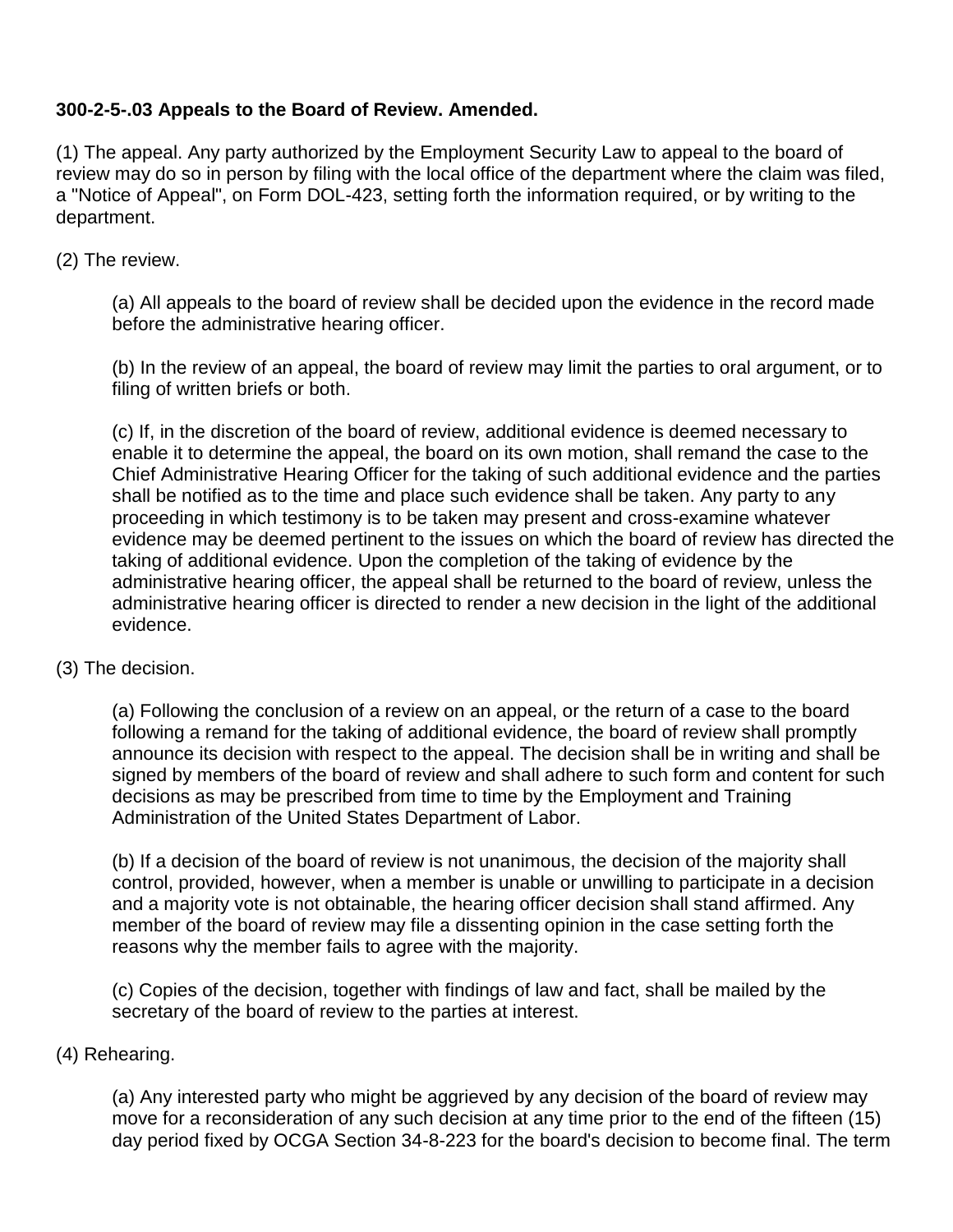**300-2-5-.03 Appeals to the Board of Review. Amended.**

(1) The appeal. Any party authorized by the Employment Security Law to appeal to the board of review may do so in person by filing with the local office of the department where the claim was filed, a "Notice of Appeal", on Form DOL-423, setting forth the information required, or by writing to the department.

(2) The review.

(a) All appeals to the board of review shall be decided upon the evidence in the record made before the administrative hearing officer.

(b) In the review of an appeal, the board of review may limit the parties to oral argument, or to filing of written briefs or both.

(c) If, in the discretion of the board of review, additional evidence is deemed necessary to enable it to determine the appeal, the board on its own motion, shall remand the case to the Chief Administrative Hearing Officer for the taking of such additional evidence and the parties shall be notified as to the time and place such evidence shall be taken. Any party to any proceeding in which testimony is to be taken may present and cross-examine whatever evidence may be deemed pertinent to the issues on which the board of review has directed the taking of additional evidence. Upon the completion of the taking of evidence by the administrative hearing officer, the appeal shall be returned to the board of review, unless the administrative hearing officer is directed to render a new decision in the light of the additional evidence.

(3) The decision.

(a) Following the conclusion of a review on an appeal, or the return of a case to the board following a remand for the taking of additional evidence, the board of review shall promptly announce its decision with respect to the appeal. The decision shall be in writing and shall be signed by members of the board of review and shall adhere to such form and content for such decisions as may be prescribed from time to time by the Employment and Training Administration of the United States Department of Labor.

(b) If a decision of the board of review is not unanimous, the decision of the majority shall control, provided, however, when a member is unable or unwilling to participate in a decision and a majority vote is not obtainable, the hearing officer decision shall stand affirmed. Any member of the board of review may file a dissenting opinion in the case setting forth the reasons why the member fails to agree with the majority.

(c) Copies of the decision, together with findings of law and fact, shall be mailed by the secretary of the board of review to the parties at interest.

(4) Rehearing.

(a) Any interested party who might be aggrieved by any decision of the board of review may move for a reconsideration of any such decision at any time prior to the end of the fifteen (15) day period fixed by OCGA Section 34-8-223 for the board's decision to become final. The term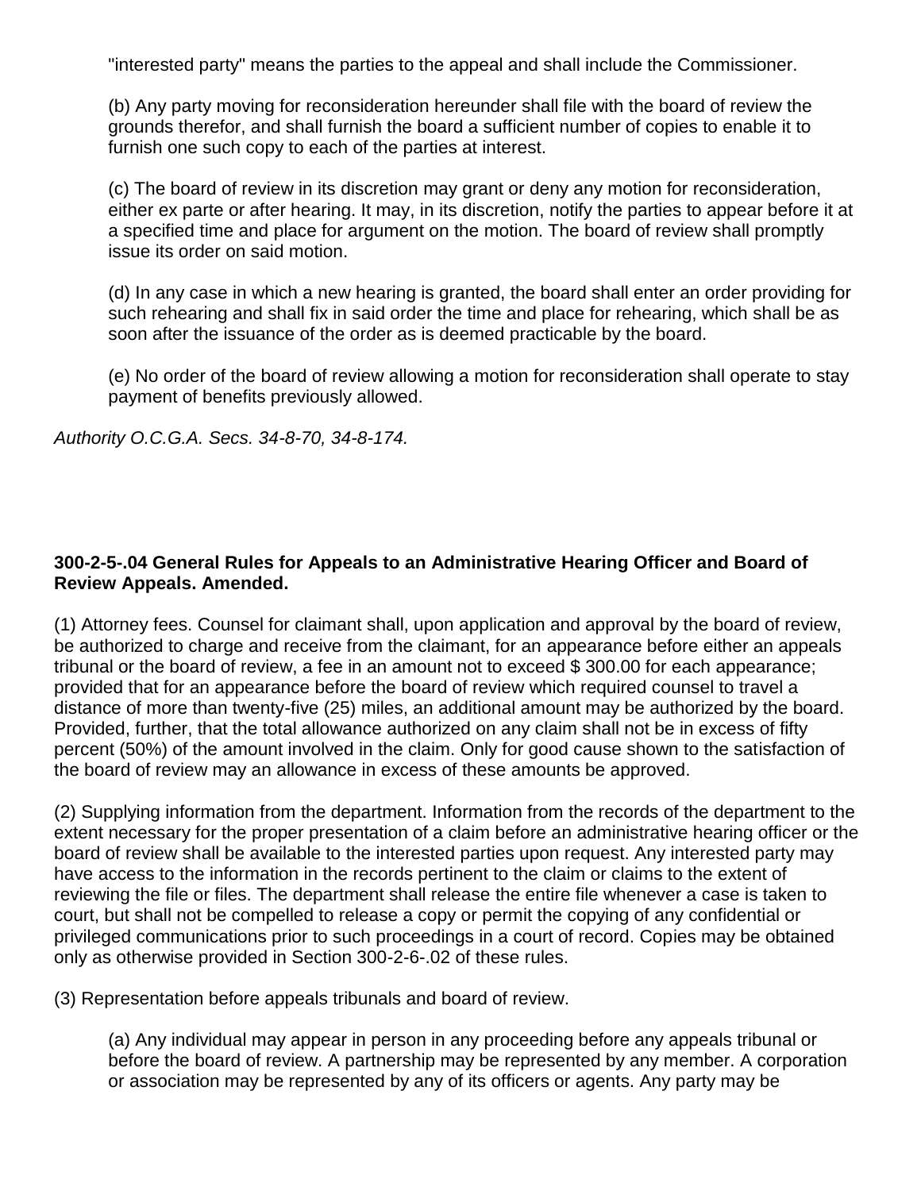"interested party" means the parties to the appeal and shall include the Commissioner.

(b) Any party moving for reconsideration hereunder shall file with the board of review the grounds therefor, and shall furnish the board a sufficient number of copies to enable it to furnish one such copy to each of the parties at interest.

(c) The board of review in its discretion may grant or deny any motion for reconsideration, either ex parte or after hearing. It may, in its discretion, notify the parties to appear before it at a specified time and place for argument on the motion. The board of review shall promptly issue its order on said motion.

(d) In any case in which a new hearing is granted, the board shall enter an order providing for such rehearing and shall fix in said order the time and place for rehearing, which shall be as soon after the issuance of the order as is deemed practicable by the board.

(e) No order of the board of review allowing a motion for reconsideration shall operate to stay payment of benefits previously allowed.

*Authority O.C.G.A. Secs. 34-8-70, 34-8-174.*

**300-2-5-.04 General Rules for Appeals to an Administrative Hearing Officer and Board of Review Appeals. Amended.**

(1) Attorney fees. Counsel for claimant shall, upon application and approval by the board of review, be authorized to charge and receive from the claimant, for an appearance before either an appeals tribunal or the board of review, a fee in an amount not to exceed $ 300.00 for each appearance; provided that for an appearance before the board of review which required counsel to travel a distance of more than twenty-five (25) miles, an additional amount may be authorized by the board. Provided, further, that the total allowance authorized on any claim shall not be in excess of fifty percent (50%) of the amount involved in the claim. Only for good cause shown to the satisfaction of the board of review may an allowance in excess of these amounts be approved.

(2) Supplying information from the department. Information from the records of the department to the extent necessary for the proper presentation of a claim before an administrative hearing officer or the board of review shall be available to the interested parties upon request. Any interested party may have access to the information in the records pertinent to the claim or claims to the extent of reviewing the file or files. The department shall release the entire file whenever a case is taken to court, but shall not be compelled to release a copy or permit the copying of any confidential or privileged communications prior to such proceedings in a court of record. Copies may be obtained only as otherwise provided in Section 300-2-6-.02 of these rules.

(3) Representation before appeals tribunals and board of review.

(a) Any individual may appear in person in any proceeding before any appeals tribunal or before the board of review. A partnership may be represented by any member. A corporation or association may be represented by any of its officers or agents. Any party may be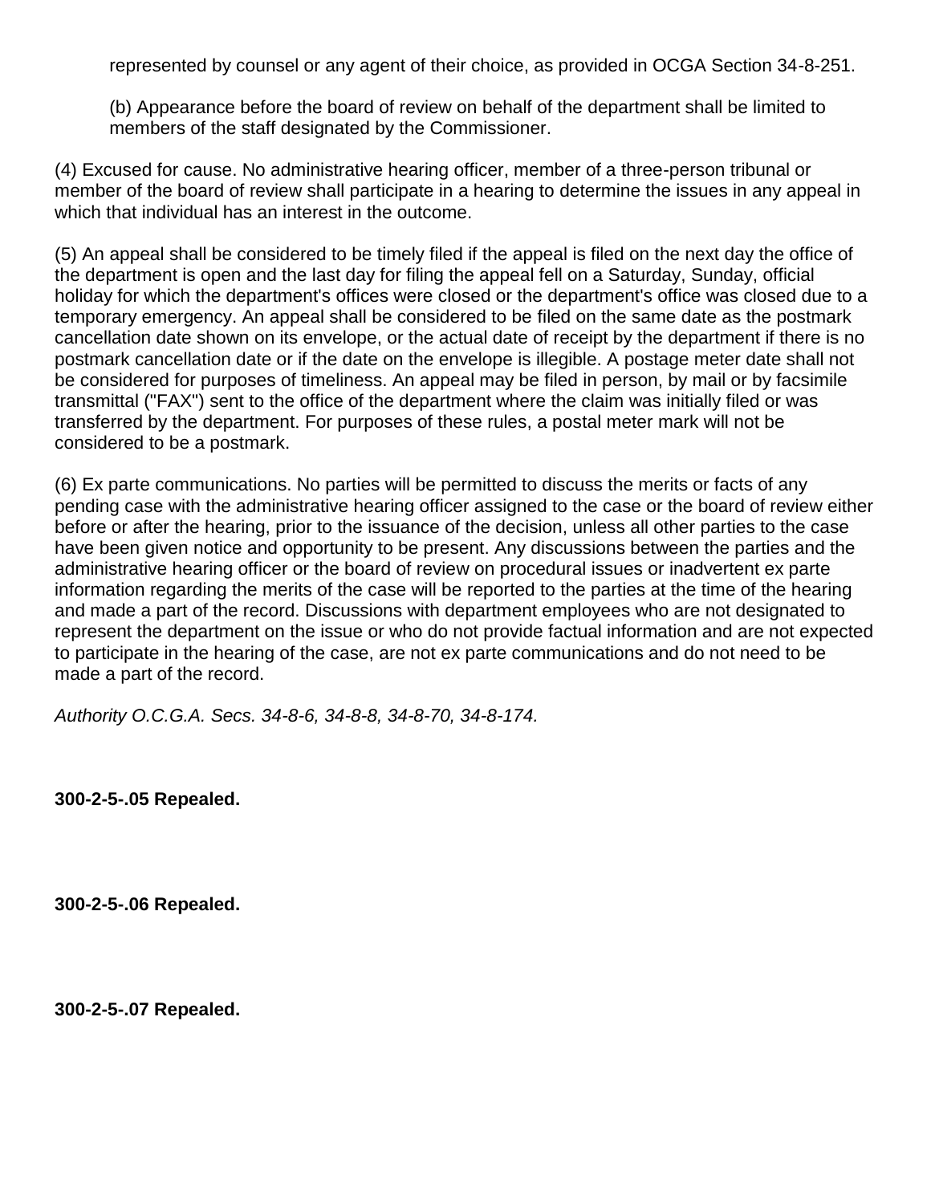represented by counsel or any agent of their choice, as provided in OCGA Section 34-8-251.

(b) Appearance before the board of review on behalf of the department shall be limited to members of the staff designated by the Commissioner.

(4) Excused for cause. No administrative hearing officer, member of a three-person tribunal or member of the board of review shall participate in a hearing to determine the issues in any appeal in which that individual has an interest in the outcome.

(5) An appeal shall be considered to be timely filed if the appeal is filed on the next day the office of the department is open and the last day for filing the appeal fell on a Saturday, Sunday, official holiday for which the department's offices were closed or the department's office was closed due to a temporary emergency. An appeal shall be considered to be filed on the same date as the postmark cancellation date shown on its envelope, or the actual date of receipt by the department if there is no postmark cancellation date or if the date on the envelope is illegible. A postage meter date shall not be considered for purposes of timeliness. An appeal may be filed in person, by mail or by facsimile transmittal ("FAX") sent to the office of the department where the claim was initially filed or was transferred by the department. For purposes of these rules, a postal meter mark will not be considered to be a postmark.

(6) Ex parte communications. No parties will be permitted to discuss the merits or facts of any pending case with the administrative hearing officer assigned to the case or the board of review either before or after the hearing, prior to the issuance of the decision, unless all other parties to the case have been given notice and opportunity to be present. Any discussions between the parties and the administrative hearing officer or the board of review on procedural issues or inadvertent ex parte information regarding the merits of the case will be reported to the parties at the time of the hearing and made a part of the record. Discussions with department employees who are not designated to represent the department on the issue or who do not provide factual information and are not expected to participate in the hearing of the case, are not ex parte communications and do not need to be made a part of the record.

*Authority O.C.G.A. Secs. 34-8-6, 34-8-8, 34-8-70, 34-8-174.*

**300-2-5-.05 Repealed.**

**300-2-5-.06 Repealed.**

**300-2-5-.07 Repealed.**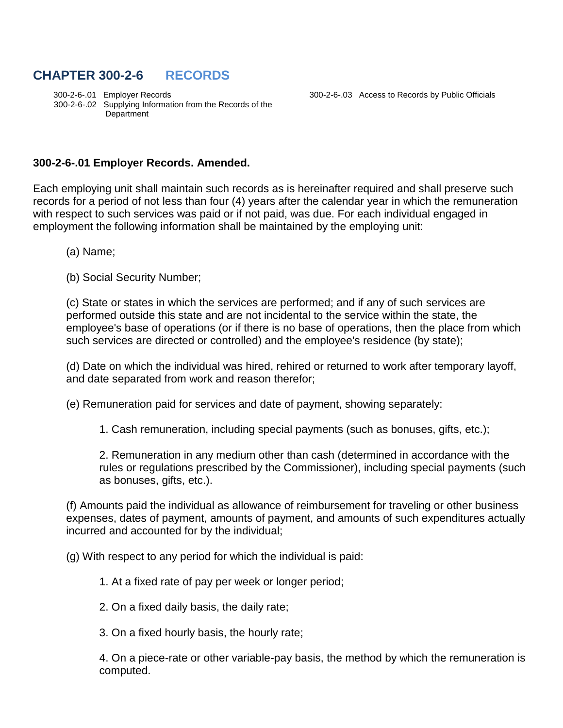# CHAPTER 300-2-6 RECORDS

300-2-6-.01 Employer Records
300-2-6-.02 Supplying Information from the Records of the Department
300-2-6-.03 Access to Records by Public Officials

### 300-2-6-.01 Employer Records. Amended.

Each employing unit shall maintain such records as is hereinafter required and shall preserve such records for a period of not less than four (4) years after the calendar year in which the remuneration with respect to such services was paid or if not paid, was due. For each individual engaged in employment the following information shall be maintained by the employing unit:

(a) Name;

(b) Social Security Number;

(c) State or states in which the services are performed; and if any of such services are performed outside this state and are not incidental to the service within the state, the employee's base of operations (or if there is no base of operations, then the place from which such services are directed or controlled) and the employee's residence (by state);

(d) Date on which the individual was hired, rehired or returned to work after temporary layoff, and date separated from work and reason therefor;

(e) Remuneration paid for services and date of payment, showing separately:

1. Cash remuneration, including special payments (such as bonuses, gifts, etc.);

2. Remuneration in any medium other than cash (determined in accordance with the rules or regulations prescribed by the Commissioner), including special payments (such as bonuses, gifts, etc.).

(f) Amounts paid the individual as allowance of reimbursement for traveling or other business expenses, dates of payment, amounts of payment, and amounts of such expenditures actually incurred and accounted for by the individual;

(g) With respect to any period for which the individual is paid:

1. At a fixed rate of pay per week or longer period;

2. On a fixed daily basis, the daily rate;

3. On a fixed hourly basis, the hourly rate;

4. On a piece-rate or other variable-pay basis, the method by which the remuneration is computed.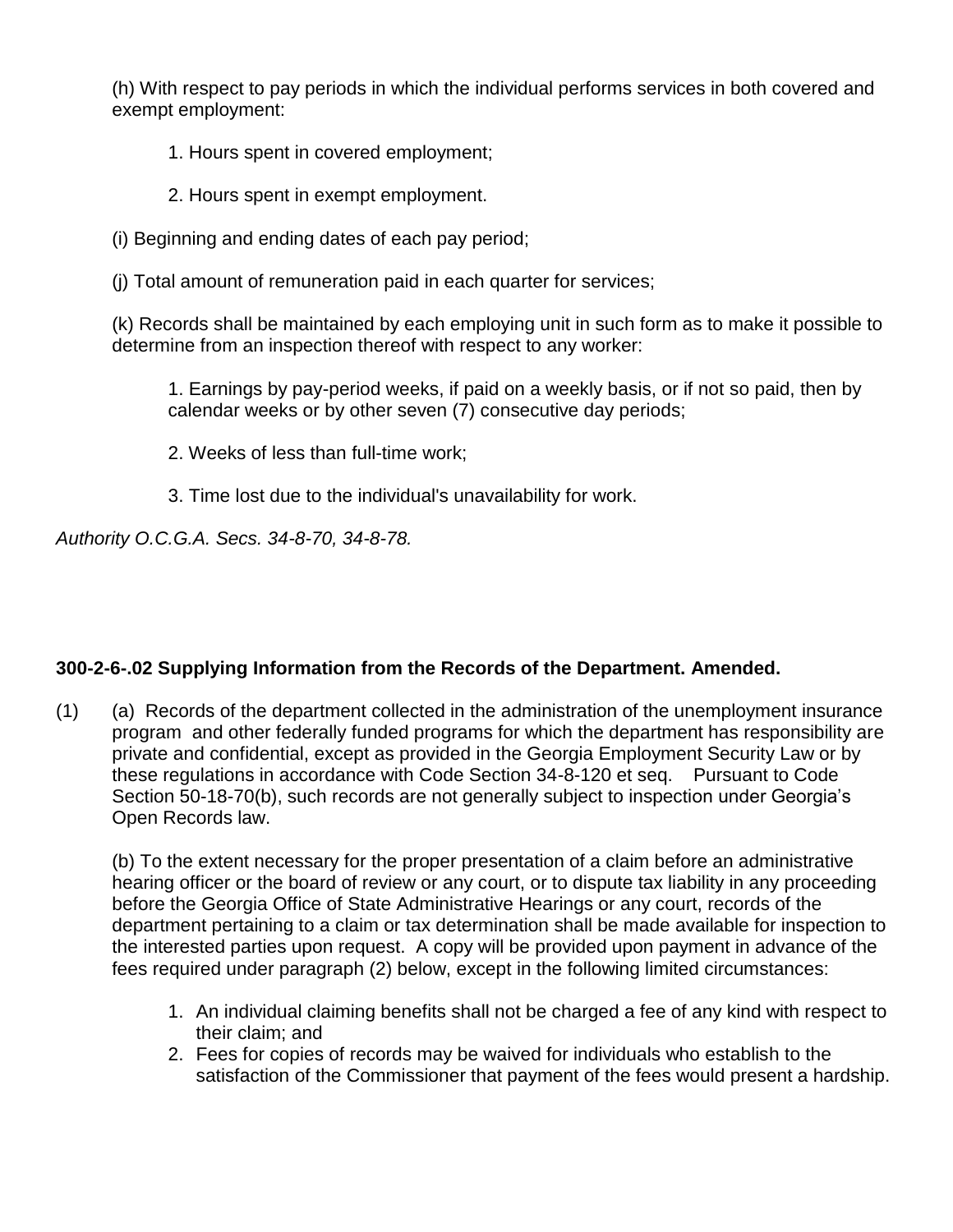(h) With respect to pay periods in which the individual performs services in both covered and exempt employment:

1. Hours spent in covered employment;

2. Hours spent in exempt employment.

(i) Beginning and ending dates of each pay period;

(j) Total amount of remuneration paid in each quarter for services;

(k) Records shall be maintained by each employing unit in such form as to make it possible to determine from an inspection thereof with respect to any worker:

1. Earnings by pay-period weeks, if paid on a weekly basis, or if not so paid, then by calendar weeks or by other seven (7) consecutive day periods;

2. Weeks of less than full-time work;

3. Time lost due to the individual's unavailability for work.

*Authority O.C.G.A. Secs. 34-8-70, 34-8-78.*

**300-2-6-.02 Supplying Information from the Records of the Department. Amended.**

(1) (a) Records of the department collected in the administration of the unemployment insurance program and other federally funded programs for which the department has responsibility are private and confidential, except as provided in the Georgia Employment Security Law or by these regulations in accordance with Code Section 34-8-120 et seq. Pursuant to Code Section 50-18-70(b), such records are not generally subject to inspection under Georgia's Open Records law.

(b) To the extent necessary for the proper presentation of a claim before an administrative hearing officer or the board of review or any court, or to dispute tax liability in any proceeding before the Georgia Office of State Administrative Hearings or any court, records of the department pertaining to a claim or tax determination shall be made available for inspection to the interested parties upon request. A copy will be provided upon payment in advance of the fees required under paragraph (2) below, except in the following limited circumstances:

1. An individual claiming benefits shall not be charged a fee of any kind with respect to their claim; and
2. Fees for copies of records may be waived for individuals who establish to the satisfaction of the Commissioner that payment of the fees would present a hardship.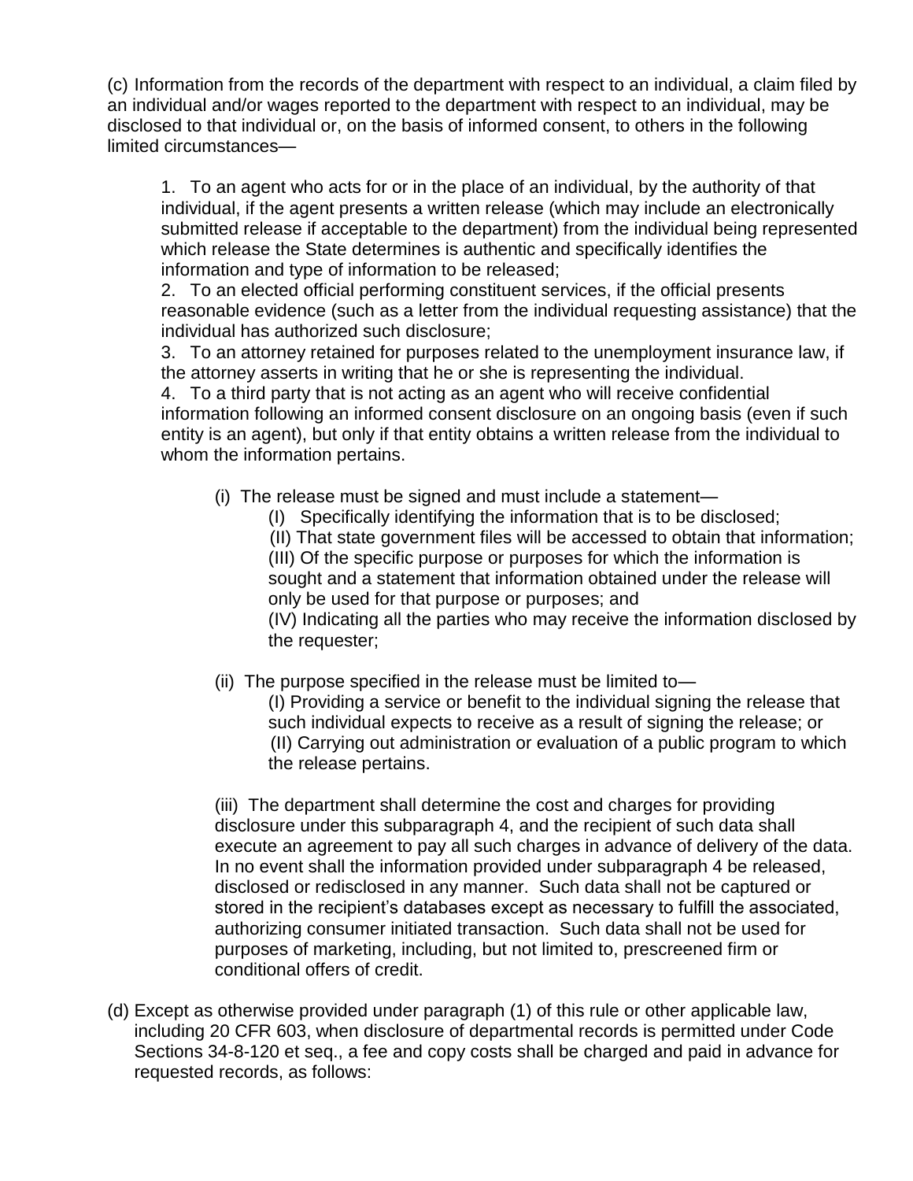(c) Information from the records of the department with respect to an individual, a claim filed by an individual and/or wages reported to the department with respect to an individual, may be disclosed to that individual or, on the basis of informed consent, to others in the following limited circumstances—

1. To an agent who acts for or in the place of an individual, by the authority of that individual, if the agent presents a written release (which may include an electronically submitted release if acceptable to the department) from the individual being represented which release the State determines is authentic and specifically identifies the information and type of information to be released;
2. To an elected official performing constituent services, if the official presents reasonable evidence (such as a letter from the individual requesting assistance) that the individual has authorized such disclosure;
3. To an attorney retained for purposes related to the unemployment insurance law, if the attorney asserts in writing that he or she is representing the individual.
4. To a third party that is not acting as an agent who will receive confidential information following an informed consent disclosure on an ongoing basis (even if such entity is an agent), but only if that entity obtains a written release from the individual to whom the information pertains.

   (i) The release must be signed and must include a statement—

      (I) Specifically identifying the information that is to be disclosed;

      (II) That state government files will be accessed to obtain that information;

      (III) Of the specific purpose or purposes for which the information is sought and a statement that information obtained under the release will only be used for that purpose or purposes; and

      (IV) Indicating all the parties who may receive the information disclosed by the requester;

   (ii) The purpose specified in the release must be limited to—

      (I) Providing a service or benefit to the individual signing the release that such individual expects to receive as a result of signing the release; or

      (II) Carrying out administration or evaluation of a public program to which the release pertains.

   (iii) The department shall determine the cost and charges for providing disclosure under this subparagraph 4, and the recipient of such data shall execute an agreement to pay all such charges in advance of delivery of the data. In no event shall the information provided under subparagraph 4 be released, disclosed or redisclosed in any manner. Such data shall not be captured or stored in the recipient's databases except as necessary to fulfill the associated, authorizing consumer initiated transaction. Such data shall not be used for purposes of marketing, including, but not limited to, prescreened firm or conditional offers of credit.

(d) Except as otherwise provided under paragraph (1) of this rule or other applicable law, including 20 CFR 603, when disclosure of departmental records is permitted under Code Sections 34-8-120 et seq., a fee and copy costs shall be charged and paid in advance for requested records, as follows: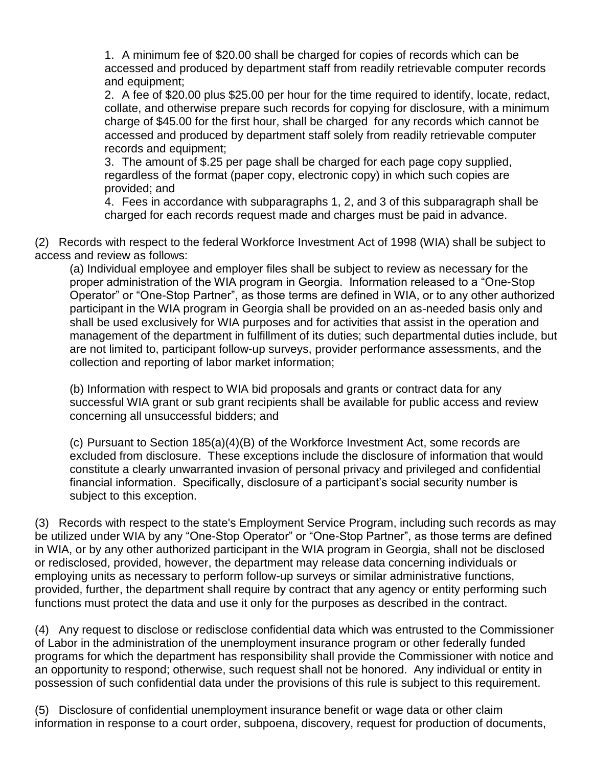1. A minimum fee of $20.00 shall be charged for copies of records which can be accessed and produced by department staff from readily retrievable computer records and equipment;
2. A fee of $20.00 plus $25.00 per hour for the time required to identify, locate, redact, collate, and otherwise prepare such records for copying for disclosure, with a minimum charge of $45.00 for the first hour, shall be charged for any records which cannot be accessed and produced by department staff solely from readily retrievable computer records and equipment;
3. The amount of $.25 per page shall be charged for each page copy supplied, regardless of the format (paper copy, electronic copy) in which such copies are provided; and
4. Fees in accordance with subparagraphs 1, 2, and 3 of this subparagraph shall be charged for each records request made and charges must be paid in advance.

(2) Records with respect to the federal Workforce Investment Act of 1998 (WIA) shall be subject to access and review as follows:

(a) Individual employee and employer files shall be subject to review as necessary for the proper administration of the WIA program in Georgia. Information released to a "One-Stop Operator" or "One-Stop Partner", as those terms are defined in WIA, or to any other authorized participant in the WIA program in Georgia shall be provided on an as-needed basis only and shall be used exclusively for WIA purposes and for activities that assist in the operation and management of the department in fulfillment of its duties; such departmental duties include, but are not limited to, participant follow-up surveys, provider performance assessments, and the collection and reporting of labor market information;

(b) Information with respect to WIA bid proposals and grants or contract data for any successful WIA grant or sub grant recipients shall be available for public access and review concerning all unsuccessful bidders; and

(c) Pursuant to Section 185(a)(4)(B) of the Workforce Investment Act, some records are excluded from disclosure. These exceptions include the disclosure of information that would constitute a clearly unwarranted invasion of personal privacy and privileged and confidential financial information. Specifically, disclosure of a participant's social security number is subject to this exception.

(3) Records with respect to the state's Employment Service Program, including such records as may be utilized under WIA by any "One-Stop Operator" or "One-Stop Partner", as those terms are defined in WIA, or by any other authorized participant in the WIA program in Georgia, shall not be disclosed or redisclosed, provided, however, the department may release data concerning individuals or employing units as necessary to perform follow-up surveys or similar administrative functions, provided, further, the department shall require by contract that any agency or entity performing such functions must protect the data and use it only for the purposes as described in the contract.

(4) Any request to disclose or redisclose confidential data which was entrusted to the Commissioner of Labor in the administration of the unemployment insurance program or other federally funded programs for which the department has responsibility shall provide the Commissioner with notice and an opportunity to respond; otherwise, such request shall not be honored. Any individual or entity in possession of such confidential data under the provisions of this rule is subject to this requirement.

(5) Disclosure of confidential unemployment insurance benefit or wage data or other claim information in response to a court order, subpoena, discovery, request for production of documents,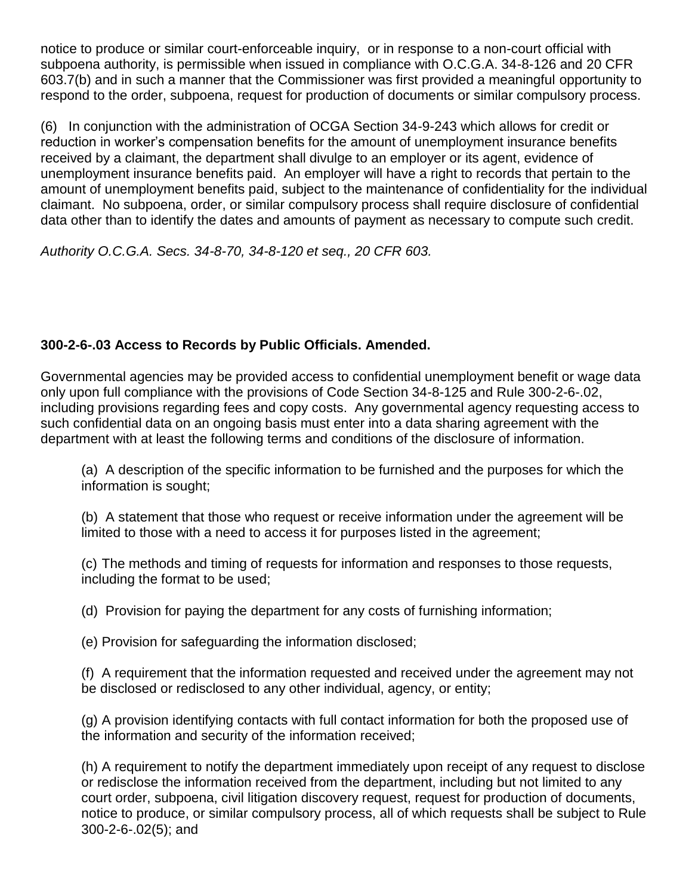notice to produce or similar court-enforceable inquiry, or in response to a non-court official with subpoena authority, is permissible when issued in compliance with O.C.G.A. 34-8-126 and 20 CFR 603.7(b) and in such a manner that the Commissioner was first provided a meaningful opportunity to respond to the order, subpoena, request for production of documents or similar compulsory process.

(6) In conjunction with the administration of OCGA Section 34-9-243 which allows for credit or reduction in worker's compensation benefits for the amount of unemployment insurance benefits received by a claimant, the department shall divulge to an employer or its agent, evidence of unemployment insurance benefits paid. An employer will have a right to records that pertain to the amount of unemployment benefits paid, subject to the maintenance of confidentiality for the individual claimant. No subpoena, order, or similar compulsory process shall require disclosure of confidential data other than to identify the dates and amounts of payment as necessary to compute such credit.

*Authority O.C.G.A. Secs. 34-8-70, 34-8-120 et seq., 20 CFR 603.*

### 300-2-6-.03 Access to Records by Public Officials. Amended.

Governmental agencies may be provided access to confidential unemployment benefit or wage data only upon full compliance with the provisions of Code Section 34-8-125 and Rule 300-2-6-.02, including provisions regarding fees and copy costs. Any governmental agency requesting access to such confidential data on an ongoing basis must enter into a data sharing agreement with the department with at least the following terms and conditions of the disclosure of information.

(a) A description of the specific information to be furnished and the purposes for which the information is sought;

(b) A statement that those who request or receive information under the agreement will be limited to those with a need to access it for purposes listed in the agreement;

(c) The methods and timing of requests for information and responses to those requests, including the format to be used;

(d) Provision for paying the department for any costs of furnishing information;

(e) Provision for safeguarding the information disclosed;

(f) A requirement that the information requested and received under the agreement may not be disclosed or redisclosed to any other individual, agency, or entity;

(g) A provision identifying contacts with full contact information for both the proposed use of the information and security of the information received;

(h) A requirement to notify the department immediately upon receipt of any request to disclose or redisclose the information received from the department, including but not limited to any court order, subpoena, civil litigation discovery request, request for production of documents, notice to produce, or similar compulsory process, all of which requests shall be subject to Rule 300-2-6-.02(5); and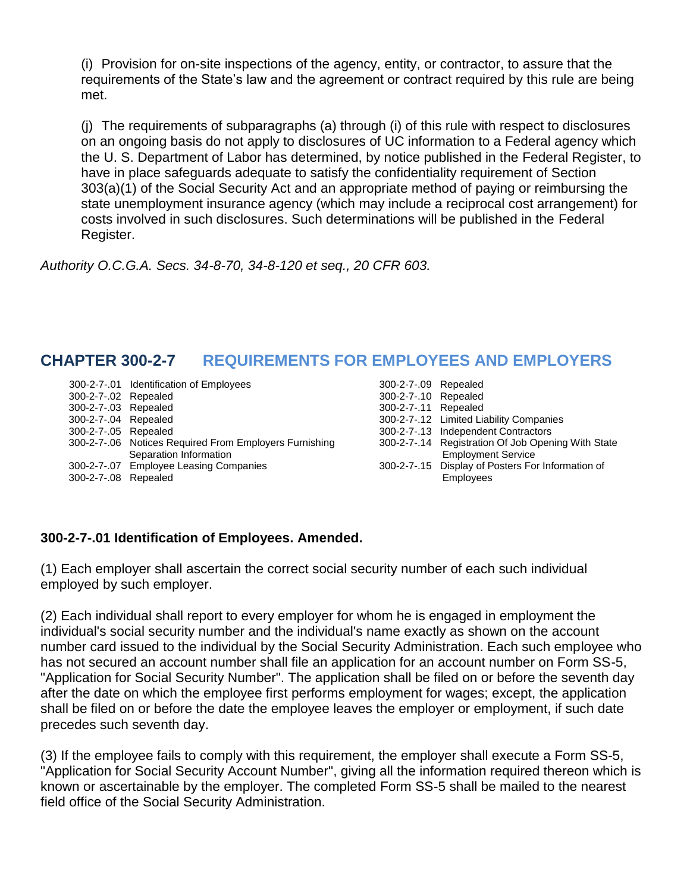(i) Provision for on-site inspections of the agency, entity, or contractor, to assure that the requirements of the State's law and the agreement or contract required by this rule are being met.

(j) The requirements of subparagraphs (a) through (i) of this rule with respect to disclosures on an ongoing basis do not apply to disclosures of UC information to a Federal agency which the U. S. Department of Labor has determined, by notice published in the Federal Register, to have in place safeguards adequate to satisfy the confidentiality requirement of Section 303(a)(1) of the Social Security Act and an appropriate method of paying or reimbursing the state unemployment insurance agency (which may include a reciprocal cost arrangement) for costs involved in such disclosures. Such determinations will be published in the Federal Register.

*Authority O.C.G.A. Secs. 34-8-70, 34-8-120 et seq., 20 CFR 603.*

## CHAPTER 300-2-7 REQUIREMENTS FOR EMPLOYEES AND EMPLOYERS

300-2-7-.01 Identification of Employees
300-2-7-.02 Repealed
300-2-7-.03 Repealed
300-2-7-.04 Repealed
300-2-7-.05 Repealed
300-2-7-.06 Notices Required From Employers Furnishing Separation Information
300-2-7-.07 Employee Leasing Companies
300-2-7-.08 Repealed
300-2-7-.09 Repealed
300-2-7-.10 Repealed
300-2-7-.11 Repealed
300-2-7-.12 Limited Liability Companies
300-2-7-.13 Independent Contractors
300-2-7-.14 Registration Of Job Opening With State Employment Service
300-2-7-.15 Display of Posters For Information of Employees

### 300-2-7-.01 Identification of Employees. Amended.

(1) Each employer shall ascertain the correct social security number of each such individual employed by such employer.

(2) Each individual shall report to every employer for whom he is engaged in employment the individual's social security number and the individual's name exactly as shown on the account number card issued to the individual by the Social Security Administration. Each such employee who has not secured an account number shall file an application for an account number on Form SS-5, "Application for Social Security Number". The application shall be filed on or before the seventh day after the date on which the employee first performs employment for wages; except, the application shall be filed on or before the date the employee leaves the employer or employment, if such date precedes such seventh day.

(3) If the employee fails to comply with this requirement, the employer shall execute a Form SS-5, "Application for Social Security Account Number", giving all the information required thereon which is known or ascertainable by the employer. The completed Form SS-5 shall be mailed to the nearest field office of the Social Security Administration.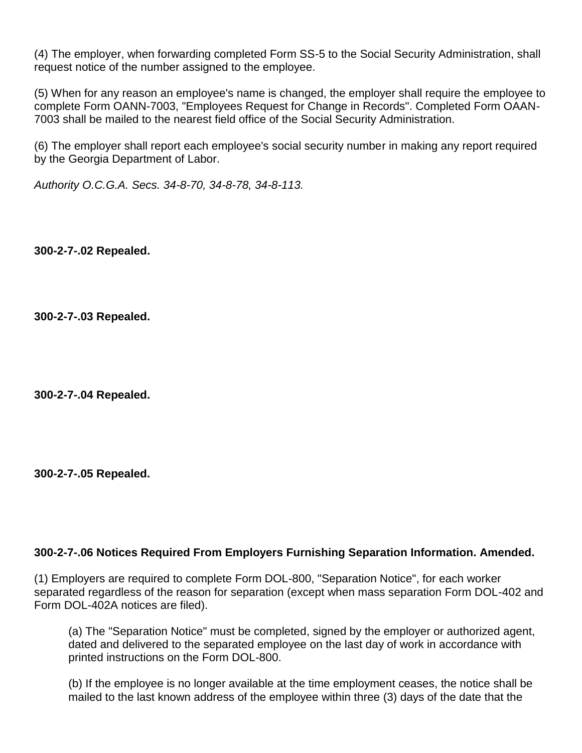(4) The employer, when forwarding completed Form SS-5 to the Social Security Administration, shall request notice of the number assigned to the employee.

(5) When for any reason an employee's name is changed, the employer shall require the employee to complete Form OANN-7003, "Employees Request for Change in Records". Completed Form OAAN-7003 shall be mailed to the nearest field office of the Social Security Administration.

(6) The employer shall report each employee's social security number in making any report required by the Georgia Department of Labor.

*Authority O.C.G.A. Secs. 34-8-70, 34-8-78, 34-8-113.*

**300-2-7-.02 Repealed.**

**300-2-7-.03 Repealed.**

**300-2-7-.04 Repealed.**

**300-2-7-.05 Repealed.**

**300-2-7-.06 Notices Required From Employers Furnishing Separation Information. Amended.**

(1) Employers are required to complete Form DOL-800, "Separation Notice", for each worker separated regardless of the reason for separation (except when mass separation Form DOL-402 and Form DOL-402A notices are filed).

(a) The "Separation Notice" must be completed, signed by the employer or authorized agent, dated and delivered to the separated employee on the last day of work in accordance with printed instructions on the Form DOL-800.

(b) If the employee is no longer available at the time employment ceases, the notice shall be mailed to the last known address of the employee within three (3) days of the date that the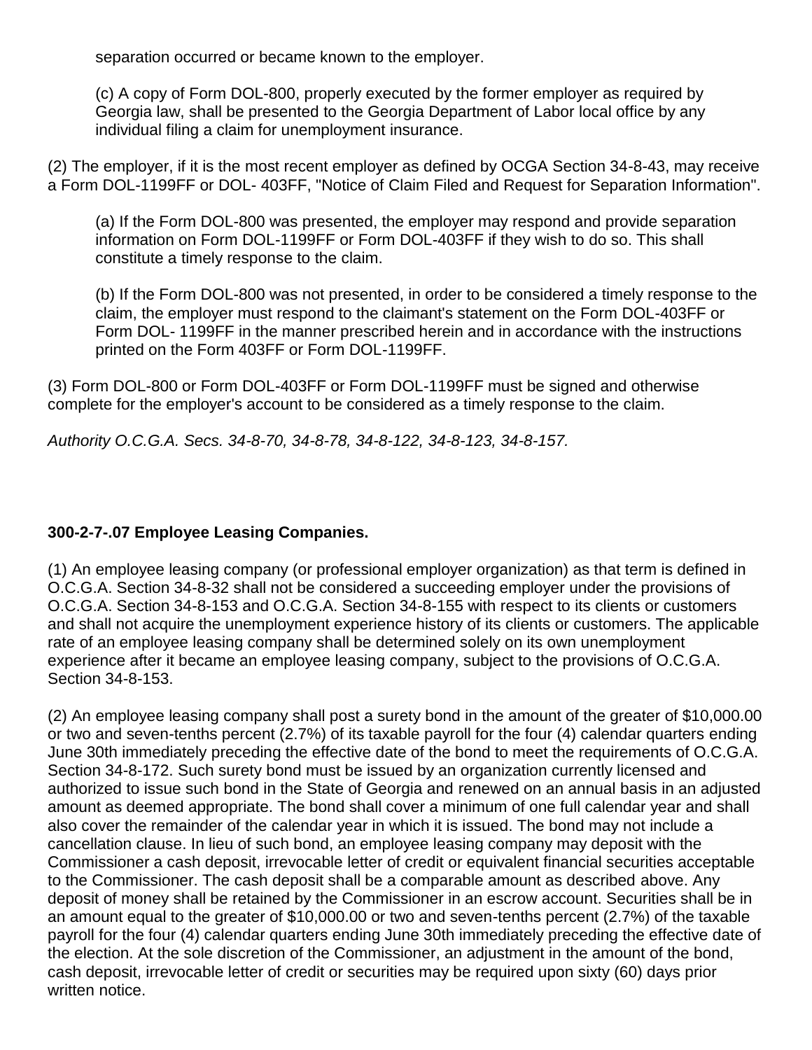separation occurred or became known to the employer.

(c) A copy of Form DOL-800, properly executed by the former employer as required by Georgia law, shall be presented to the Georgia Department of Labor local office by any individual filing a claim for unemployment insurance.

(2) The employer, if it is the most recent employer as defined by OCGA Section 34-8-43, may receive a Form DOL-1199FF or DOL- 403FF, "Notice of Claim Filed and Request for Separation Information".

(a) If the Form DOL-800 was presented, the employer may respond and provide separation information on Form DOL-1199FF or Form DOL-403FF if they wish to do so. This shall constitute a timely response to the claim.

(b) If the Form DOL-800 was not presented, in order to be considered a timely response to the claim, the employer must respond to the claimant's statement on the Form DOL-403FF or Form DOL- 1199FF in the manner prescribed herein and in accordance with the instructions printed on the Form 403FF or Form DOL-1199FF.

(3) Form DOL-800 or Form DOL-403FF or Form DOL-1199FF must be signed and otherwise complete for the employer's account to be considered as a timely response to the claim.

*Authority O.C.G.A. Secs. 34-8-70, 34-8-78, 34-8-122, 34-8-123, 34-8-157.*

**300-2-7-.07 Employee Leasing Companies.**

(1) An employee leasing company (or professional employer organization) as that term is defined in O.C.G.A. Section 34-8-32 shall not be considered a succeeding employer under the provisions of O.C.G.A. Section 34-8-153 and O.C.G.A. Section 34-8-155 with respect to its clients or customers and shall not acquire the unemployment experience history of its clients or customers. The applicable rate of an employee leasing company shall be determined solely on its own unemployment experience after it became an employee leasing company, subject to the provisions of O.C.G.A. Section 34-8-153.

(2) An employee leasing company shall post a surety bond in the amount of the greater of $10,000.00 or two and seven-tenths percent (2.7%) of its taxable payroll for the four (4) calendar quarters ending June 30th immediately preceding the effective date of the bond to meet the requirements of O.C.G.A. Section 34-8-172. Such surety bond must be issued by an organization currently licensed and authorized to issue such bond in the State of Georgia and renewed on an annual basis in an adjusted amount as deemed appropriate. The bond shall cover a minimum of one full calendar year and shall also cover the remainder of the calendar year in which it is issued. The bond may not include a cancellation clause. In lieu of such bond, an employee leasing company may deposit with the Commissioner a cash deposit, irrevocable letter of credit or equivalent financial securities acceptable to the Commissioner. The cash deposit shall be a comparable amount as described above. Any deposit of money shall be retained by the Commissioner in an escrow account. Securities shall be in an amount equal to the greater of $10,000.00 or two and seven-tenths percent (2.7%) of the taxable payroll for the four (4) calendar quarters ending June 30th immediately preceding the effective date of the election. At the sole discretion of the Commissioner, an adjustment in the amount of the bond, cash deposit, irrevocable letter of credit or securities may be required upon sixty (60) days prior written notice.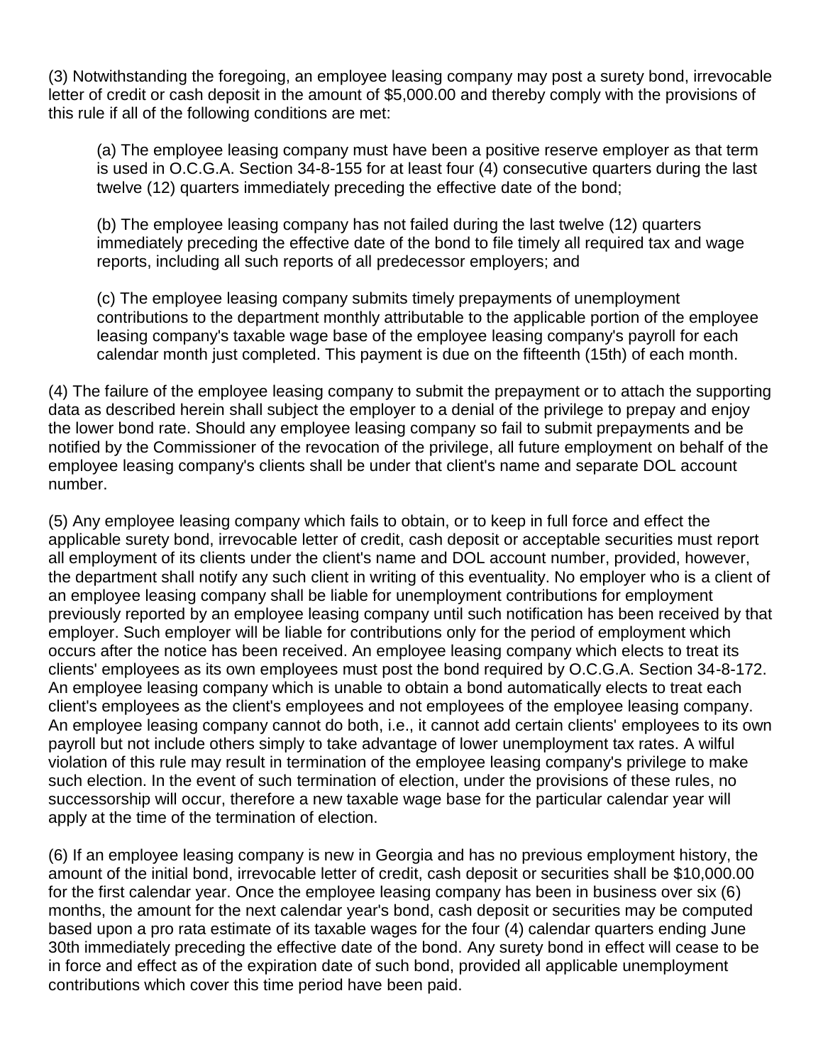(3) Notwithstanding the foregoing, an employee leasing company may post a surety bond, irrevocable letter of credit or cash deposit in the amount of $5,000.00 and thereby comply with the provisions of this rule if all of the following conditions are met:

> (a) The employee leasing company must have been a positive reserve employer as that term is used in O.C.G.A. Section 34-8-155 for at least four (4) consecutive quarters during the last twelve (12) quarters immediately preceding the effective date of the bond;
>
> (b) The employee leasing company has not failed during the last twelve (12) quarters immediately preceding the effective date of the bond to file timely all required tax and wage reports, including all such reports of all predecessor employers; and
>
> (c) The employee leasing company submits timely prepayments of unemployment contributions to the department monthly attributable to the applicable portion of the employee leasing company's taxable wage base of the employee leasing company's payroll for each calendar month just completed. This payment is due on the fifteenth (15th) of each month.

(4) The failure of the employee leasing company to submit the prepayment or to attach the supporting data as described herein shall subject the employer to a denial of the privilege to prepay and enjoy the lower bond rate. Should any employee leasing company so fail to submit prepayments and be notified by the Commissioner of the revocation of the privilege, all future employment on behalf of the employee leasing company's clients shall be under that client's name and separate DOL account number.

(5) Any employee leasing company which fails to obtain, or to keep in full force and effect the applicable surety bond, irrevocable letter of credit, cash deposit or acceptable securities must report all employment of its clients under the client's name and DOL account number, provided, however, the department shall notify any such client in writing of this eventuality. No employer who is a client of an employee leasing company shall be liable for unemployment contributions for employment previously reported by an employee leasing company until such notification has been received by that employer. Such employer will be liable for contributions only for the period of employment which occurs after the notice has been received. An employee leasing company which elects to treat its clients' employees as its own employees must post the bond required by O.C.G.A. Section 34-8-172. An employee leasing company which is unable to obtain a bond automatically elects to treat each client's employees as the client's employees and not employees of the employee leasing company. An employee leasing company cannot do both, i.e., it cannot add certain clients' employees to its own payroll but not include others simply to take advantage of lower unemployment tax rates. A wilful violation of this rule may result in termination of the employee leasing company's privilege to make such election. In the event of such termination of election, under the provisions of these rules, no successorship will occur, therefore a new taxable wage base for the particular calendar year will apply at the time of the termination of election.

(6) If an employee leasing company is new in Georgia and has no previous employment history, the amount of the initial bond, irrevocable letter of credit, cash deposit or securities shall be $10,000.00 for the first calendar year. Once the employee leasing company has been in business over six (6) months, the amount for the next calendar year's bond, cash deposit or securities may be computed based upon a pro rata estimate of its taxable wages for the four (4) calendar quarters ending June 30th immediately preceding the effective date of the bond. Any surety bond in effect will cease to be in force and effect as of the expiration date of such bond, provided all applicable unemployment contributions which cover this time period have been paid.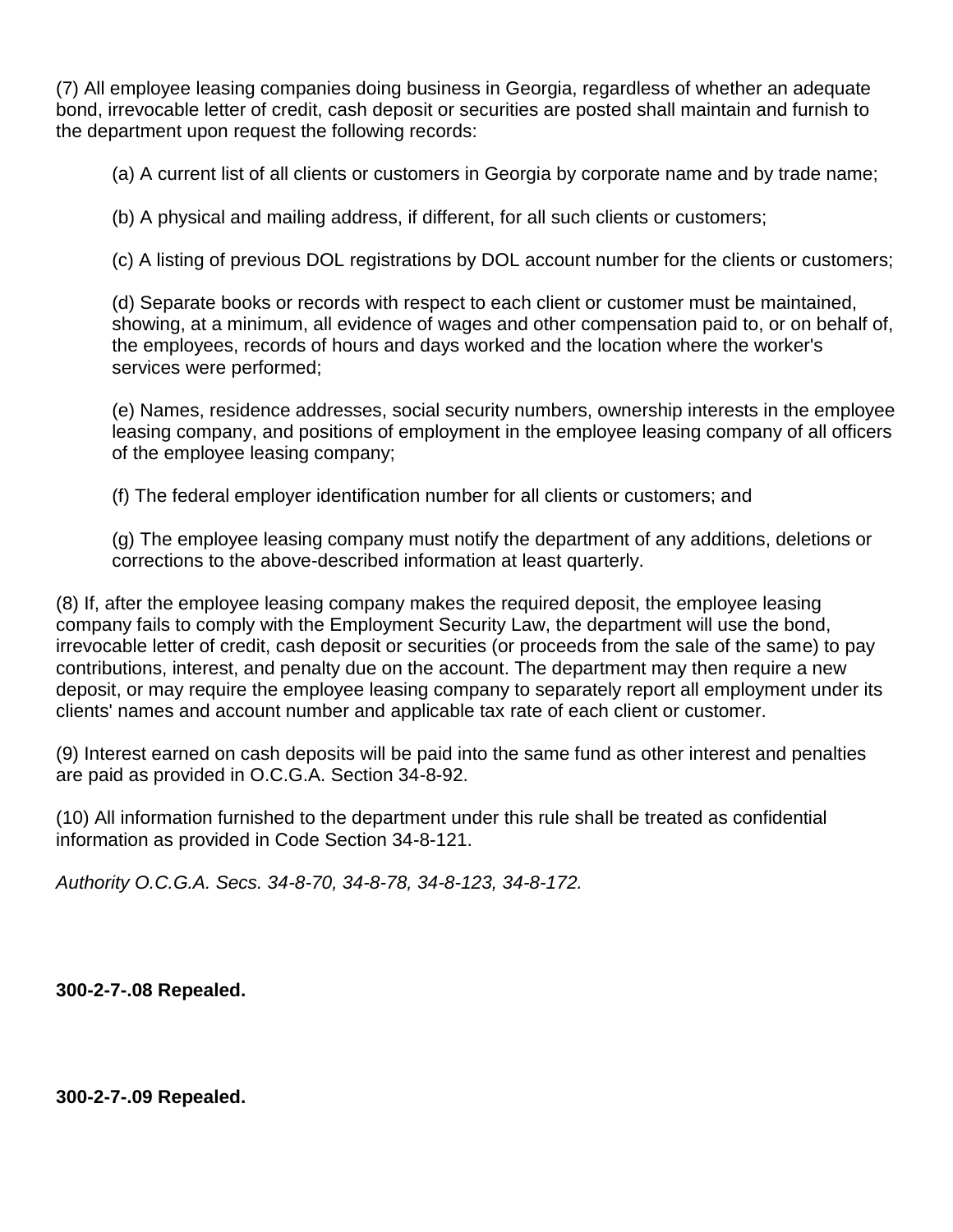(7) All employee leasing companies doing business in Georgia, regardless of whether an adequate bond, irrevocable letter of credit, cash deposit or securities are posted shall maintain and furnish to the department upon request the following records:

(a) A current list of all clients or customers in Georgia by corporate name and by trade name;

(b) A physical and mailing address, if different, for all such clients or customers;

(c) A listing of previous DOL registrations by DOL account number for the clients or customers;

(d) Separate books or records with respect to each client or customer must be maintained, showing, at a minimum, all evidence of wages and other compensation paid to, or on behalf of, the employees, records of hours and days worked and the location where the worker's services were performed;

(e) Names, residence addresses, social security numbers, ownership interests in the employee leasing company, and positions of employment in the employee leasing company of all officers of the employee leasing company;

(f) The federal employer identification number for all clients or customers; and

(g) The employee leasing company must notify the department of any additions, deletions or corrections to the above-described information at least quarterly.

(8) If, after the employee leasing company makes the required deposit, the employee leasing company fails to comply with the Employment Security Law, the department will use the bond, irrevocable letter of credit, cash deposit or securities (or proceeds from the sale of the same) to pay contributions, interest, and penalty due on the account. The department may then require a new deposit, or may require the employee leasing company to separately report all employment under its clients' names and account number and applicable tax rate of each client or customer.

(9) Interest earned on cash deposits will be paid into the same fund as other interest and penalties are paid as provided in O.C.G.A. Section 34-8-92.

(10) All information furnished to the department under this rule shall be treated as confidential information as provided in Code Section 34-8-121.

*Authority O.C.G.A. Secs. 34-8-70, 34-8-78, 34-8-123, 34-8-172.*

**300-2-7-.08 Repealed.**

**300-2-7-.09 Repealed.**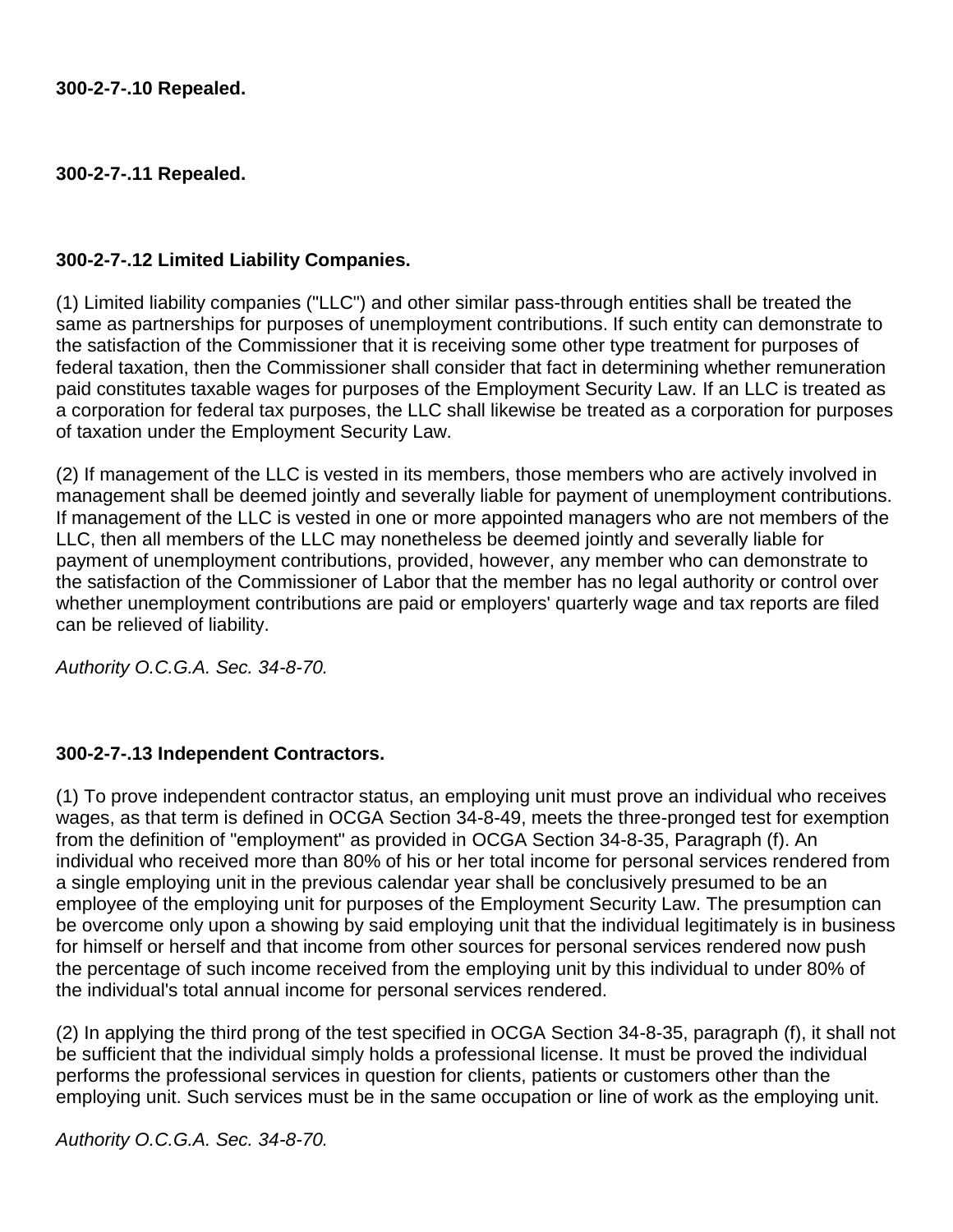**300-2-7-.10 Repealed.**

**300-2-7-.11 Repealed.**

**300-2-7-.12 Limited Liability Companies.**

(1) Limited liability companies ("LLC") and other similar pass-through entities shall be treated the same as partnerships for purposes of unemployment contributions. If such entity can demonstrate to the satisfaction of the Commissioner that it is receiving some other type treatment for purposes of federal taxation, then the Commissioner shall consider that fact in determining whether remuneration paid constitutes taxable wages for purposes of the Employment Security Law. If an LLC is treated as a corporation for federal tax purposes, the LLC shall likewise be treated as a corporation for purposes of taxation under the Employment Security Law.

(2) If management of the LLC is vested in its members, those members who are actively involved in management shall be deemed jointly and severally liable for payment of unemployment contributions. If management of the LLC is vested in one or more appointed managers who are not members of the LLC, then all members of the LLC may nonetheless be deemed jointly and severally liable for payment of unemployment contributions, provided, however, any member who can demonstrate to the satisfaction of the Commissioner of Labor that the member has no legal authority or control over whether unemployment contributions are paid or employers' quarterly wage and tax reports are filed can be relieved of liability.

*Authority O.C.G.A. Sec. 34-8-70.*

**300-2-7-.13 Independent Contractors.**

(1) To prove independent contractor status, an employing unit must prove an individual who receives wages, as that term is defined in OCGA Section 34-8-49, meets the three-pronged test for exemption from the definition of "employment" as provided in OCGA Section 34-8-35, Paragraph (f). An individual who received more than 80% of his or her total income for personal services rendered from a single employing unit in the previous calendar year shall be conclusively presumed to be an employee of the employing unit for purposes of the Employment Security Law. The presumption can be overcome only upon a showing by said employing unit that the individual legitimately is in business for himself or herself and that income from other sources for personal services rendered now push the percentage of such income received from the employing unit by this individual to under 80% of the individual's total annual income for personal services rendered.

(2) In applying the third prong of the test specified in OCGA Section 34-8-35, paragraph (f), it shall not be sufficient that the individual simply holds a professional license. It must be proved the individual performs the professional services in question for clients, patients or customers other than the employing unit. Such services must be in the same occupation or line of work as the employing unit.

*Authority O.C.G.A. Sec. 34-8-70.*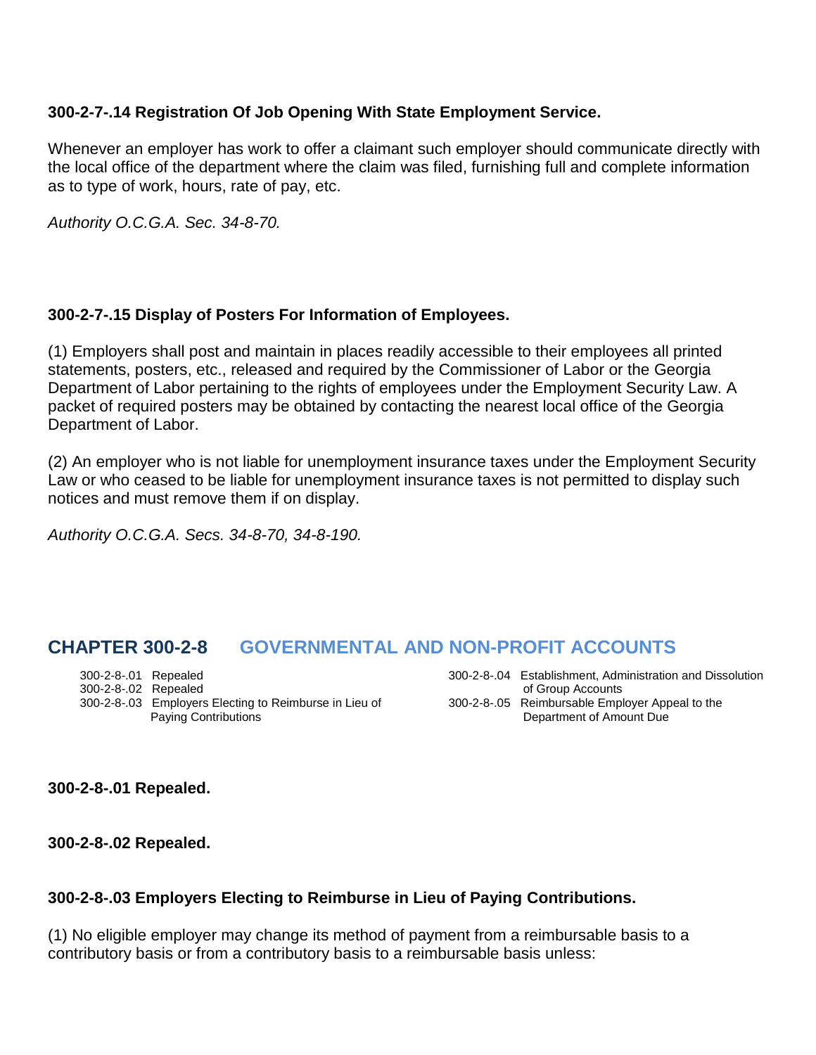**300-2-7-.14 Registration Of Job Opening With State Employment Service.**

Whenever an employer has work to offer a claimant such employer should communicate directly with the local office of the department where the claim was filed, furnishing full and complete information as to type of work, hours, rate of pay, etc.

*Authority O.C.G.A. Sec. 34-8-70.*

**300-2-7-.15 Display of Posters For Information of Employees.**

(1) Employers shall post and maintain in places readily accessible to their employees all printed statements, posters, etc., released and required by the Commissioner of Labor or the Georgia Department of Labor pertaining to the rights of employees under the Employment Security Law. A packet of required posters may be obtained by contacting the nearest local office of the Georgia Department of Labor.

(2) An employer who is not liable for unemployment insurance taxes under the Employment Security Law or who ceased to be liable for unemployment insurance taxes is not permitted to display such notices and must remove them if on display.

*Authority O.C.G.A. Secs. 34-8-70, 34-8-190.*

## CHAPTER 300-2-8 GOVERNMENTAL AND NON-PROFIT ACCOUNTS

300-2-8-.01 Repealed
300-2-8-.02 Repealed
300-2-8-.03 Employers Electing to Reimburse in Lieu of Paying Contributions
300-2-8-.04 Establishment, Administration and Dissolution of Group Accounts
300-2-8-.05 Reimbursable Employer Appeal to the Department of Amount Due

**300-2-8-.01 Repealed.**

**300-2-8-.02 Repealed.**

**300-2-8-.03 Employers Electing to Reimburse in Lieu of Paying Contributions.**

(1) No eligible employer may change its method of payment from a reimbursable basis to a contributory basis or from a contributory basis to a reimbursable basis unless: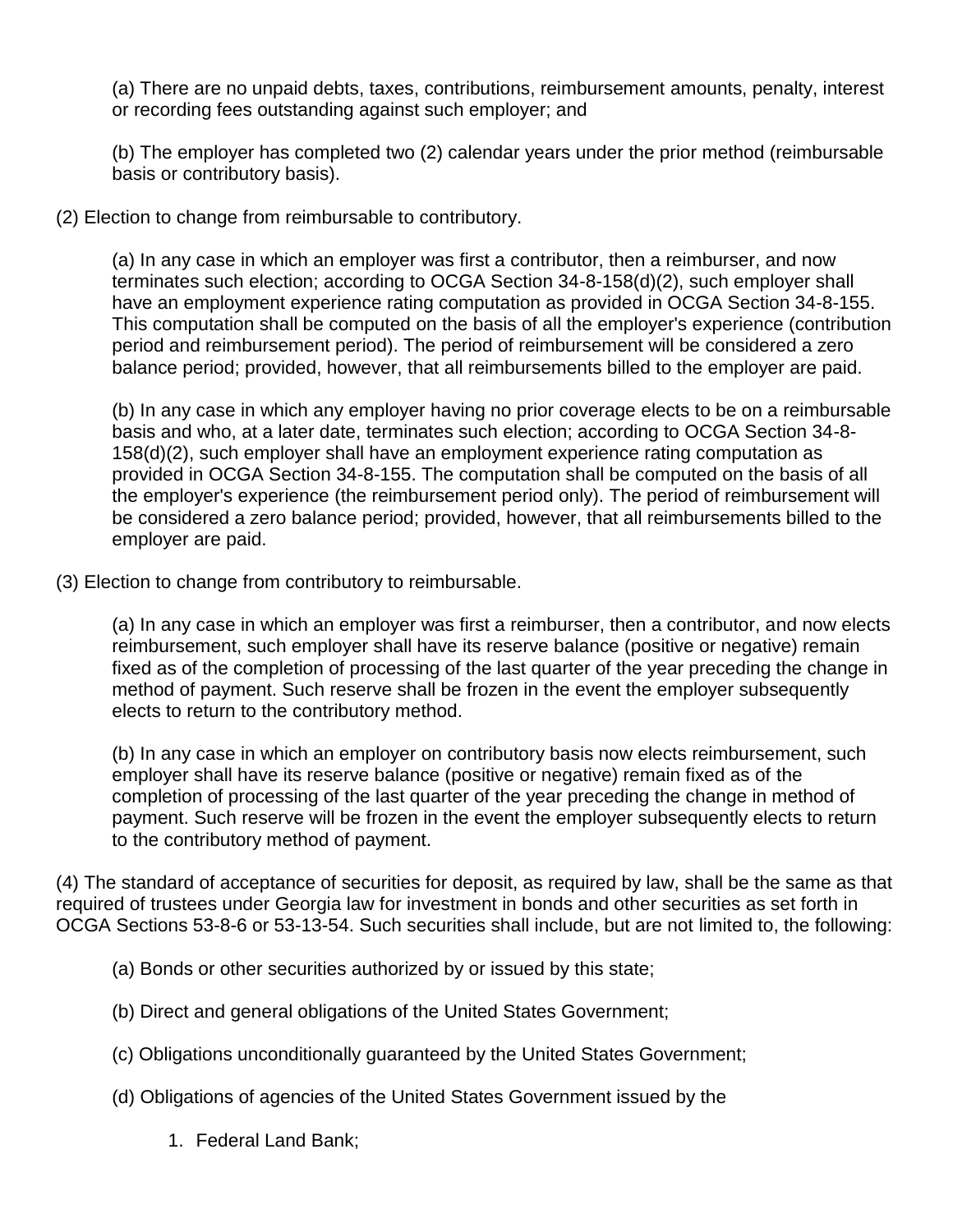(a) There are no unpaid debts, taxes, contributions, reimbursement amounts, penalty, interest or recording fees outstanding against such employer; and

(b) The employer has completed two (2) calendar years under the prior method (reimbursable basis or contributory basis).

(2) Election to change from reimbursable to contributory.

(a) In any case in which an employer was first a contributor, then a reimburser, and now terminates such election; according to OCGA Section 34-8-158(d)(2), such employer shall have an employment experience rating computation as provided in OCGA Section 34-8-155. This computation shall be computed on the basis of all the employer's experience (contribution period and reimbursement period). The period of reimbursement will be considered a zero balance period; provided, however, that all reimbursements billed to the employer are paid.

(b) In any case in which any employer having no prior coverage elects to be on a reimbursable basis and who, at a later date, terminates such election; according to OCGA Section 34-8-158(d)(2), such employer shall have an employment experience rating computation as provided in OCGA Section 34-8-155. The computation shall be computed on the basis of all the employer's experience (the reimbursement period only). The period of reimbursement will be considered a zero balance period; provided, however, that all reimbursements billed to the employer are paid.

(3) Election to change from contributory to reimbursable.

(a) In any case in which an employer was first a reimburser, then a contributor, and now elects reimbursement, such employer shall have its reserve balance (positive or negative) remain fixed as of the completion of processing of the last quarter of the year preceding the change in method of payment. Such reserve shall be frozen in the event the employer subsequently elects to return to the contributory method.

(b) In any case in which an employer on contributory basis now elects reimbursement, such employer shall have its reserve balance (positive or negative) remain fixed as of the completion of processing of the last quarter of the year preceding the change in method of payment. Such reserve will be frozen in the event the employer subsequently elects to return to the contributory method of payment.

(4) The standard of acceptance of securities for deposit, as required by law, shall be the same as that required of trustees under Georgia law for investment in bonds and other securities as set forth in OCGA Sections 53-8-6 or 53-13-54. Such securities shall include, but are not limited to, the following:

(a) Bonds or other securities authorized by or issued by this state;

(b) Direct and general obligations of the United States Government;

(c) Obligations unconditionally guaranteed by the United States Government;

(d) Obligations of agencies of the United States Government issued by the

1. Federal Land Bank;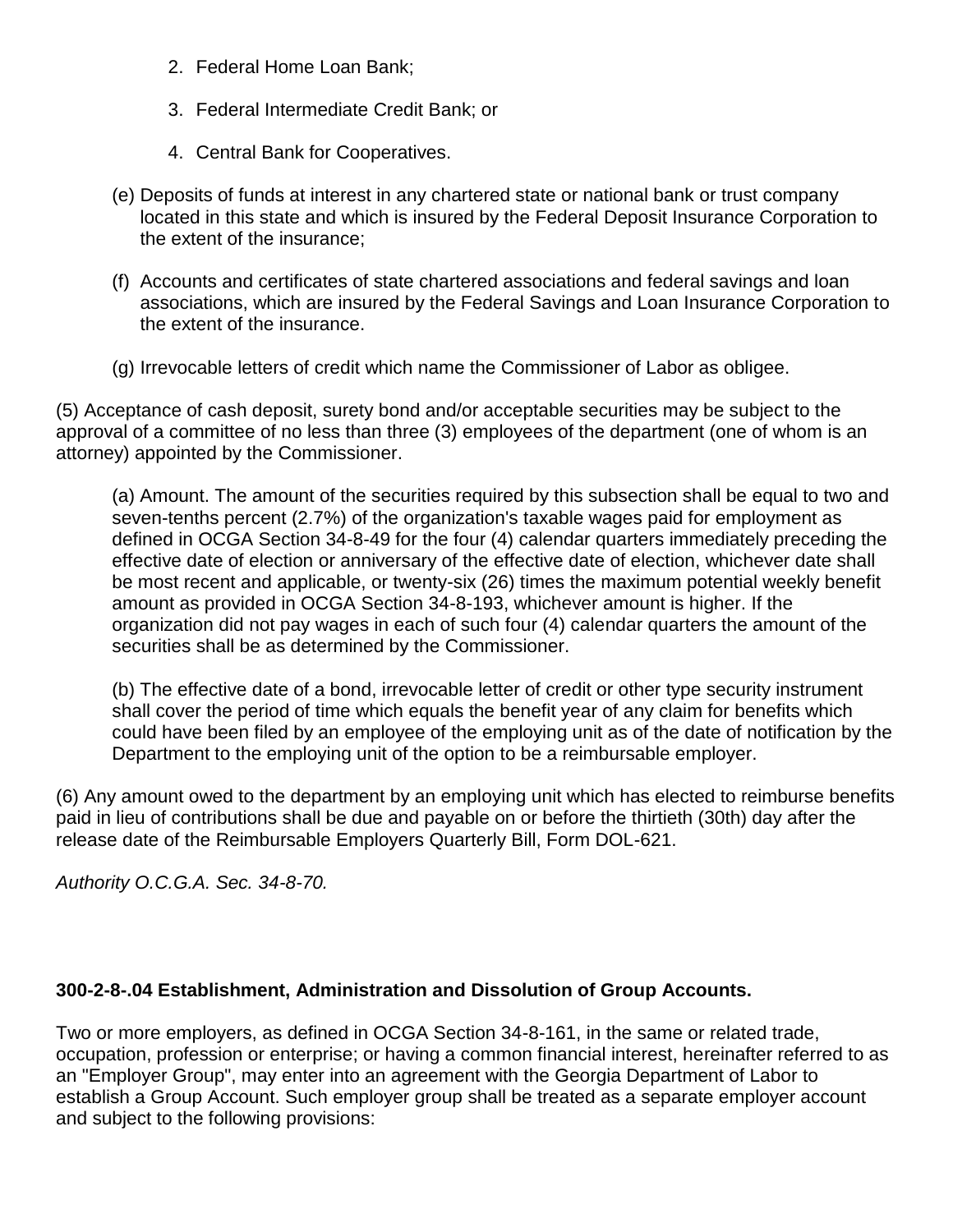2. Federal Home Loan Bank;

3. Federal Intermediate Credit Bank; or

4. Central Bank for Cooperatives.

(e) Deposits of funds at interest in any chartered state or national bank or trust company located in this state and which is insured by the Federal Deposit Insurance Corporation to the extent of the insurance;

(f) Accounts and certificates of state chartered associations and federal savings and loan associations, which are insured by the Federal Savings and Loan Insurance Corporation to the extent of the insurance.

(g) Irrevocable letters of credit which name the Commissioner of Labor as obligee.

(5) Acceptance of cash deposit, surety bond and/or acceptable securities may be subject to the approval of a committee of no less than three (3) employees of the department (one of whom is an attorney) appointed by the Commissioner.

(a) Amount. The amount of the securities required by this subsection shall be equal to two and seven-tenths percent (2.7%) of the organization's taxable wages paid for employment as defined in OCGA Section 34-8-49 for the four (4) calendar quarters immediately preceding the effective date of election or anniversary of the effective date of election, whichever date shall be most recent and applicable, or twenty-six (26) times the maximum potential weekly benefit amount as provided in OCGA Section 34-8-193, whichever amount is higher. If the organization did not pay wages in each of such four (4) calendar quarters the amount of the securities shall be as determined by the Commissioner.

(b) The effective date of a bond, irrevocable letter of credit or other type security instrument shall cover the period of time which equals the benefit year of any claim for benefits which could have been filed by an employee of the employing unit as of the date of notification by the Department to the employing unit of the option to be a reimbursable employer.

(6) Any amount owed to the department by an employing unit which has elected to reimburse benefits paid in lieu of contributions shall be due and payable on or before the thirtieth (30th) day after the release date of the Reimbursable Employers Quarterly Bill, Form DOL-621.

*Authority O.C.G.A. Sec. 34-8-70.*

**300-2-8-.04 Establishment, Administration and Dissolution of Group Accounts.**

Two or more employers, as defined in OCGA Section 34-8-161, in the same or related trade, occupation, profession or enterprise; or having a common financial interest, hereinafter referred to as an "Employer Group", may enter into an agreement with the Georgia Department of Labor to establish a Group Account. Such employer group shall be treated as a separate employer account and subject to the following provisions: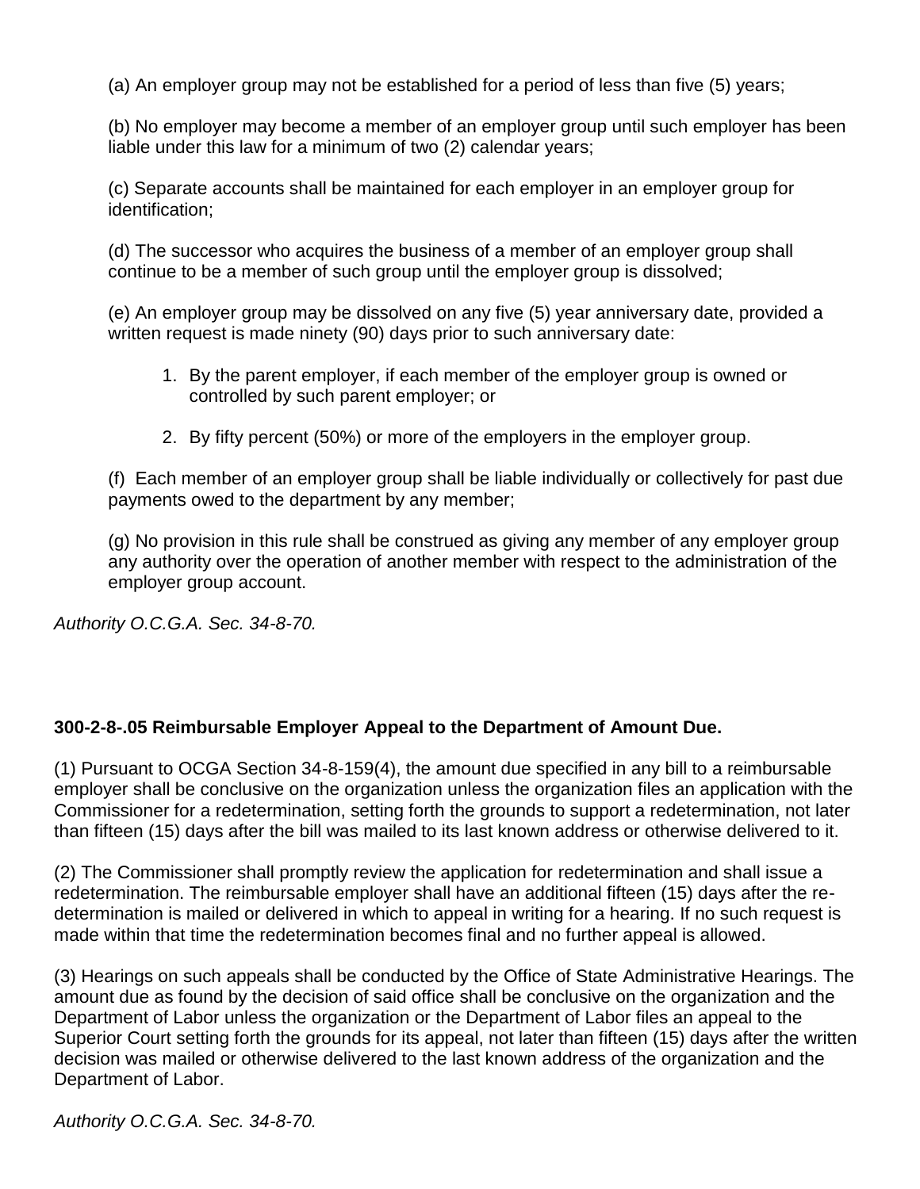(a) An employer group may not be established for a period of less than five (5) years;

(b) No employer may become a member of an employer group until such employer has been liable under this law for a minimum of two (2) calendar years;

(c) Separate accounts shall be maintained for each employer in an employer group for identification;

(d) The successor who acquires the business of a member of an employer group shall continue to be a member of such group until the employer group is dissolved;

(e) An employer group may be dissolved on any five (5) year anniversary date, provided a written request is made ninety (90) days prior to such anniversary date:

1. By the parent employer, if each member of the employer group is owned or controlled by such parent employer; or
2. By fifty percent (50%) or more of the employers in the employer group.

(f) Each member of an employer group shall be liable individually or collectively for past due payments owed to the department by any member;

(g) No provision in this rule shall be construed as giving any member of any employer group any authority over the operation of another member with respect to the administration of the employer group account.

*Authority O.C.G.A. Sec. 34-8-70.*

**300-2-8-.05 Reimbursable Employer Appeal to the Department of Amount Due.**

(1) Pursuant to OCGA Section 34-8-159(4), the amount due specified in any bill to a reimbursable employer shall be conclusive on the organization unless the organization files an application with the Commissioner for a redetermination, setting forth the grounds to support a redetermination, not later than fifteen (15) days after the bill was mailed to its last known address or otherwise delivered to it.

(2) The Commissioner shall promptly review the application for redetermination and shall issue a redetermination. The reimbursable employer shall have an additional fifteen (15) days after the re-determination is mailed or delivered in which to appeal in writing for a hearing. If no such request is made within that time the redetermination becomes final and no further appeal is allowed.

(3) Hearings on such appeals shall be conducted by the Office of State Administrative Hearings. The amount due as found by the decision of said office shall be conclusive on the organization and the Department of Labor unless the organization or the Department of Labor files an appeal to the Superior Court setting forth the grounds for its appeal, not later than fifteen (15) days after the written decision was mailed or otherwise delivered to the last known address of the organization and the Department of Labor.

*Authority O.C.G.A. Sec. 34-8-70.*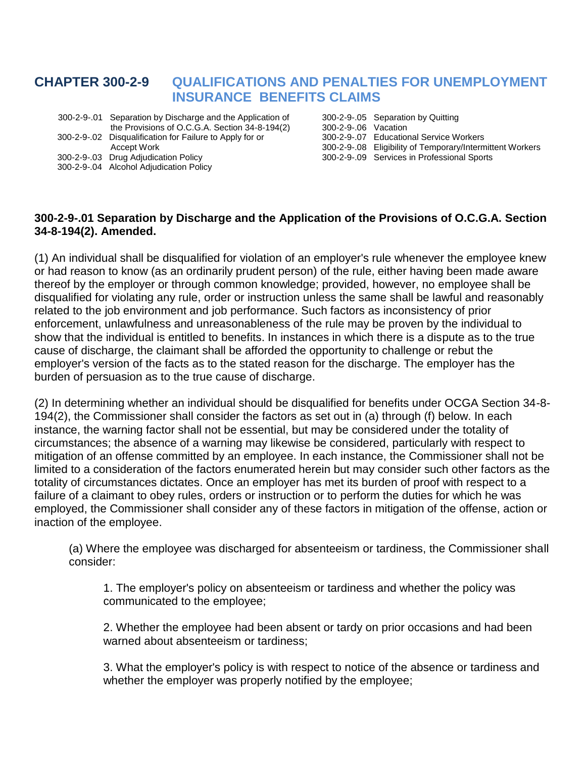# CHAPTER 300-2-9 QUALIFICATIONS AND PENALTIES FOR UNEMPLOYMENT INSURANCE BENEFITS CLAIMS

300-2-9-.01 Separation by Discharge and the Application of the Provisions of O.C.G.A. Section 34-8-194(2)
300-2-9-.02 Disqualification for Failure to Apply for or Accept Work
300-2-9-.03 Drug Adjudication Policy
300-2-9-.04 Alcohol Adjudication Policy
300-2-9-.05 Separation by Quitting
300-2-9-.06 Vacation
300-2-9-.07 Educational Service Workers
300-2-9-.08 Eligibility of Temporary/Intermittent Workers
300-2-9-.09 Services in Professional Sports

## 300-2-9-.01 Separation by Discharge and the Application of the Provisions of O.C.G.A. Section 34-8-194(2). Amended.

(1) An individual shall be disqualified for violation of an employer's rule whenever the employee knew or had reason to know (as an ordinarily prudent person) of the rule, either having been made aware thereof by the employer or through common knowledge; provided, however, no employee shall be disqualified for violating any rule, order or instruction unless the same shall be lawful and reasonably related to the job environment and job performance. Such factors as inconsistency of prior enforcement, unlawfulness and unreasonableness of the rule may be proven by the individual to show that the individual is entitled to benefits. In instances in which there is a dispute as to the true cause of discharge, the claimant shall be afforded the opportunity to challenge or rebut the employer's version of the facts as to the stated reason for the discharge. The employer has the burden of persuasion as to the true cause of discharge.

(2) In determining whether an individual should be disqualified for benefits under OCGA Section 34-8-194(2), the Commissioner shall consider the factors as set out in (a) through (f) below. In each instance, the warning factor shall not be essential, but may be considered under the totality of circumstances; the absence of a warning may likewise be considered, particularly with respect to mitigation of an offense committed by an employee. In each instance, the Commissioner shall not be limited to a consideration of the factors enumerated herein but may consider such other factors as the totality of circumstances dictates. Once an employer has met its burden of proof with respect to a failure of a claimant to obey rules, orders or instruction or to perform the duties for which he was employed, the Commissioner shall consider any of these factors in mitigation of the offense, action or inaction of the employee.

(a) Where the employee was discharged for absenteeism or tardiness, the Commissioner shall consider:

1. The employer's policy on absenteeism or tardiness and whether the policy was communicated to the employee;

2. Whether the employee had been absent or tardy on prior occasions and had been warned about absenteeism or tardiness;

3. What the employer's policy is with respect to notice of the absence or tardiness and whether the employer was properly notified by the employee;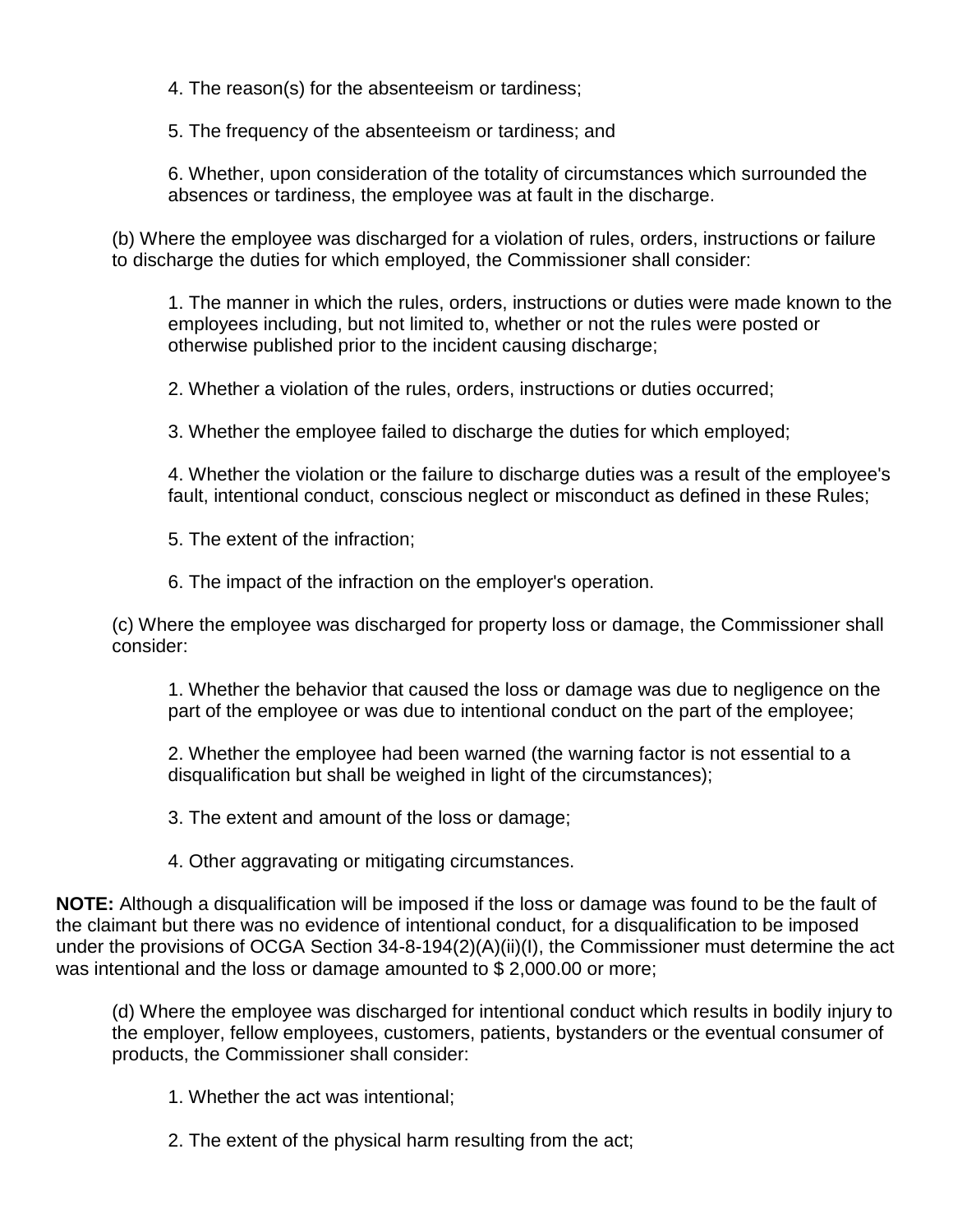4. The reason(s) for the absenteeism or tardiness;

5. The frequency of the absenteeism or tardiness; and

6. Whether, upon consideration of the totality of circumstances which surrounded the absences or tardiness, the employee was at fault in the discharge.

(b) Where the employee was discharged for a violation of rules, orders, instructions or failure to discharge the duties for which employed, the Commissioner shall consider:

1. The manner in which the rules, orders, instructions or duties were made known to the employees including, but not limited to, whether or not the rules were posted or otherwise published prior to the incident causing discharge;

2. Whether a violation of the rules, orders, instructions or duties occurred;

3. Whether the employee failed to discharge the duties for which employed;

4. Whether the violation or the failure to discharge duties was a result of the employee's fault, intentional conduct, conscious neglect or misconduct as defined in these Rules;

5. The extent of the infraction;

6. The impact of the infraction on the employer's operation.

(c) Where the employee was discharged for property loss or damage, the Commissioner shall consider:

1. Whether the behavior that caused the loss or damage was due to negligence on the part of the employee or was due to intentional conduct on the part of the employee;

2. Whether the employee had been warned (the warning factor is not essential to a disqualification but shall be weighed in light of the circumstances);

3. The extent and amount of the loss or damage;

4. Other aggravating or mitigating circumstances.

**NOTE:** Although a disqualification will be imposed if the loss or damage was found to be the fault of the claimant but there was no evidence of intentional conduct, for a disqualification to be imposed under the provisions of OCGA Section 34-8-194(2)(A)(ii)(I), the Commissioner must determine the act was intentional and the loss or damage amounted to $ 2,000.00 or more;

(d) Where the employee was discharged for intentional conduct which results in bodily injury to the employer, fellow employees, customers, patients, bystanders or the eventual consumer of products, the Commissioner shall consider:

1. Whether the act was intentional;

2. The extent of the physical harm resulting from the act;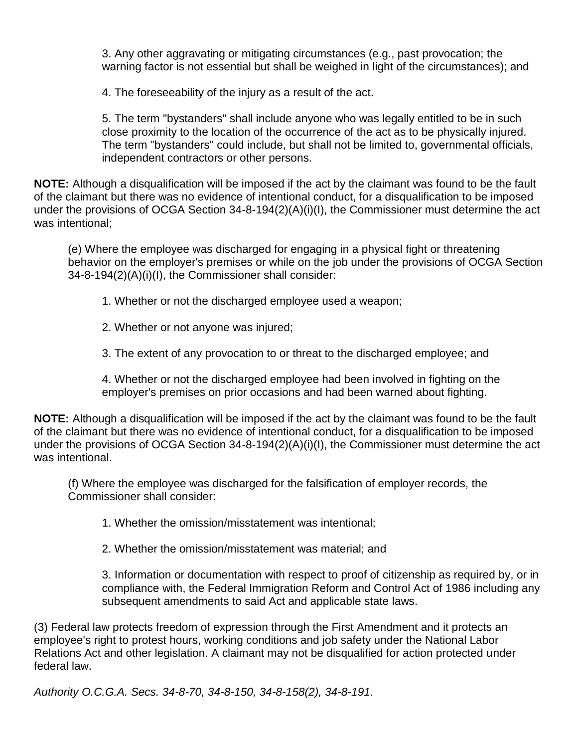3. Any other aggravating or mitigating circumstances (e.g., past provocation; the warning factor is not essential but shall be weighed in light of the circumstances); and

4. The foreseeability of the injury as a result of the act.

5. The term "bystanders" shall include anyone who was legally entitled to be in such close proximity to the location of the occurrence of the act as to be physically injured. The term "bystanders" could include, but shall not be limited to, governmental officials, independent contractors or other persons.

**NOTE:** Although a disqualification will be imposed if the act by the claimant was found to be the fault of the claimant but there was no evidence of intentional conduct, for a disqualification to be imposed under the provisions of OCGA Section 34-8-194(2)(A)(i)(I), the Commissioner must determine the act was intentional;

(e) Where the employee was discharged for engaging in a physical fight or threatening behavior on the employer's premises or while on the job under the provisions of OCGA Section 34-8-194(2)(A)(i)(I), the Commissioner shall consider:

1. Whether or not the discharged employee used a weapon;

2. Whether or not anyone was injured;

3. The extent of any provocation to or threat to the discharged employee; and

4. Whether or not the discharged employee had been involved in fighting on the employer's premises on prior occasions and had been warned about fighting.

**NOTE:** Although a disqualification will be imposed if the act by the claimant was found to be the fault of the claimant but there was no evidence of intentional conduct, for a disqualification to be imposed under the provisions of OCGA Section 34-8-194(2)(A)(i)(I), the Commissioner must determine the act was intentional.

(f) Where the employee was discharged for the falsification of employer records, the Commissioner shall consider:

1. Whether the omission/misstatement was intentional;

2. Whether the omission/misstatement was material; and

3. Information or documentation with respect to proof of citizenship as required by, or in compliance with, the Federal Immigration Reform and Control Act of 1986 including any subsequent amendments to said Act and applicable state laws.

(3) Federal law protects freedom of expression through the First Amendment and it protects an employee's right to protest hours, working conditions and job safety under the National Labor Relations Act and other legislation. A claimant may not be disqualified for action protected under federal law.

*Authority O.C.G.A. Secs. 34-8-70, 34-8-150, 34-8-158(2), 34-8-191.*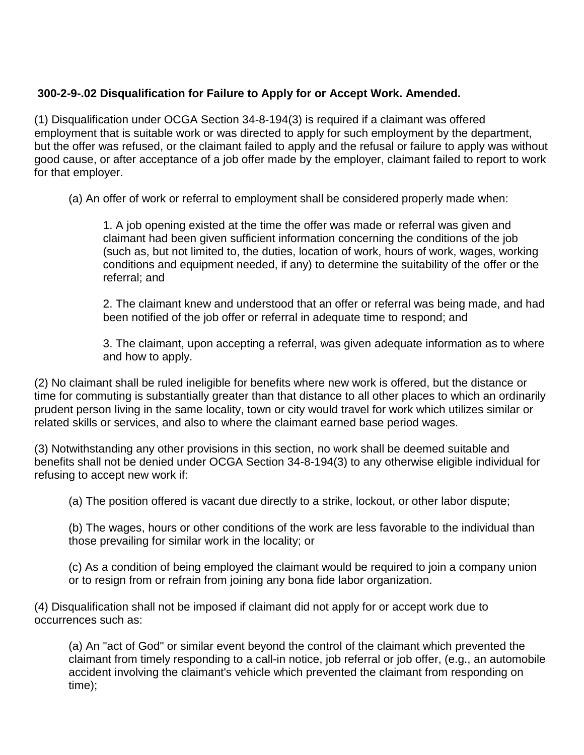**300-2-9-.02 Disqualification for Failure to Apply for or Accept Work. Amended.**

(1) Disqualification under OCGA Section 34-8-194(3) is required if a claimant was offered employment that is suitable work or was directed to apply for such employment by the department, but the offer was refused, or the claimant failed to apply and the refusal or failure to apply was without good cause, or after acceptance of a job offer made by the employer, claimant failed to report to work for that employer.

(a) An offer of work or referral to employment shall be considered properly made when:

1. A job opening existed at the time the offer was made or referral was given and claimant had been given sufficient information concerning the conditions of the job (such as, but not limited to, the duties, location of work, hours of work, wages, working conditions and equipment needed, if any) to determine the suitability of the offer or the referral; and

2. The claimant knew and understood that an offer or referral was being made, and had been notified of the job offer or referral in adequate time to respond; and

3. The claimant, upon accepting a referral, was given adequate information as to where and how to apply.

(2) No claimant shall be ruled ineligible for benefits where new work is offered, but the distance or time for commuting is substantially greater than that distance to all other places to which an ordinarily prudent person living in the same locality, town or city would travel for work which utilizes similar or related skills or services, and also to where the claimant earned base period wages.

(3) Notwithstanding any other provisions in this section, no work shall be deemed suitable and benefits shall not be denied under OCGA Section 34-8-194(3) to any otherwise eligible individual for refusing to accept new work if:

(a) The position offered is vacant due directly to a strike, lockout, or other labor dispute;

(b) The wages, hours or other conditions of the work are less favorable to the individual than those prevailing for similar work in the locality; or

(c) As a condition of being employed the claimant would be required to join a company union or to resign from or refrain from joining any bona fide labor organization.

(4) Disqualification shall not be imposed if claimant did not apply for or accept work due to occurrences such as:

(a) An "act of God" or similar event beyond the control of the claimant which prevented the claimant from timely responding to a call-in notice, job referral or job offer, (e.g., an automobile accident involving the claimant's vehicle which prevented the claimant from responding on time);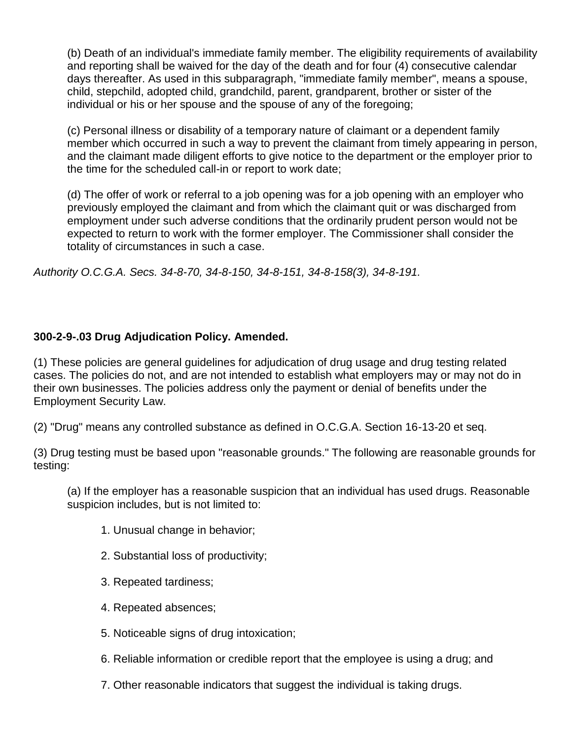(b) Death of an individual's immediate family member. The eligibility requirements of availability and reporting shall be waived for the day of the death and for four (4) consecutive calendar days thereafter. As used in this subparagraph, "immediate family member", means a spouse, child, stepchild, adopted child, grandchild, parent, grandparent, brother or sister of the individual or his or her spouse and the spouse of any of the foregoing;

(c) Personal illness or disability of a temporary nature of claimant or a dependent family member which occurred in such a way to prevent the claimant from timely appearing in person, and the claimant made diligent efforts to give notice to the department or the employer prior to the time for the scheduled call-in or report to work date;

(d) The offer of work or referral to a job opening was for a job opening with an employer who previously employed the claimant and from which the claimant quit or was discharged from employment under such adverse conditions that the ordinarily prudent person would not be expected to return to work with the former employer. The Commissioner shall consider the totality of circumstances in such a case.

*Authority O.C.G.A. Secs. 34-8-70, 34-8-150, 34-8-151, 34-8-158(3), 34-8-191.*

**300-2-9-.03 Drug Adjudication Policy. Amended.**

(1) These policies are general guidelines for adjudication of drug usage and drug testing related cases. The policies do not, and are not intended to establish what employers may or may not do in their own businesses. The policies address only the payment or denial of benefits under the Employment Security Law.

(2) "Drug" means any controlled substance as defined in O.C.G.A. Section 16-13-20 et seq.

(3) Drug testing must be based upon "reasonable grounds." The following are reasonable grounds for testing:

(a) If the employer has a reasonable suspicion that an individual has used drugs. Reasonable suspicion includes, but is not limited to:

1. Unusual change in behavior;

2. Substantial loss of productivity;

3. Repeated tardiness;

4. Repeated absences;

5. Noticeable signs of drug intoxication;

6. Reliable information or credible report that the employee is using a drug; and

7. Other reasonable indicators that suggest the individual is taking drugs.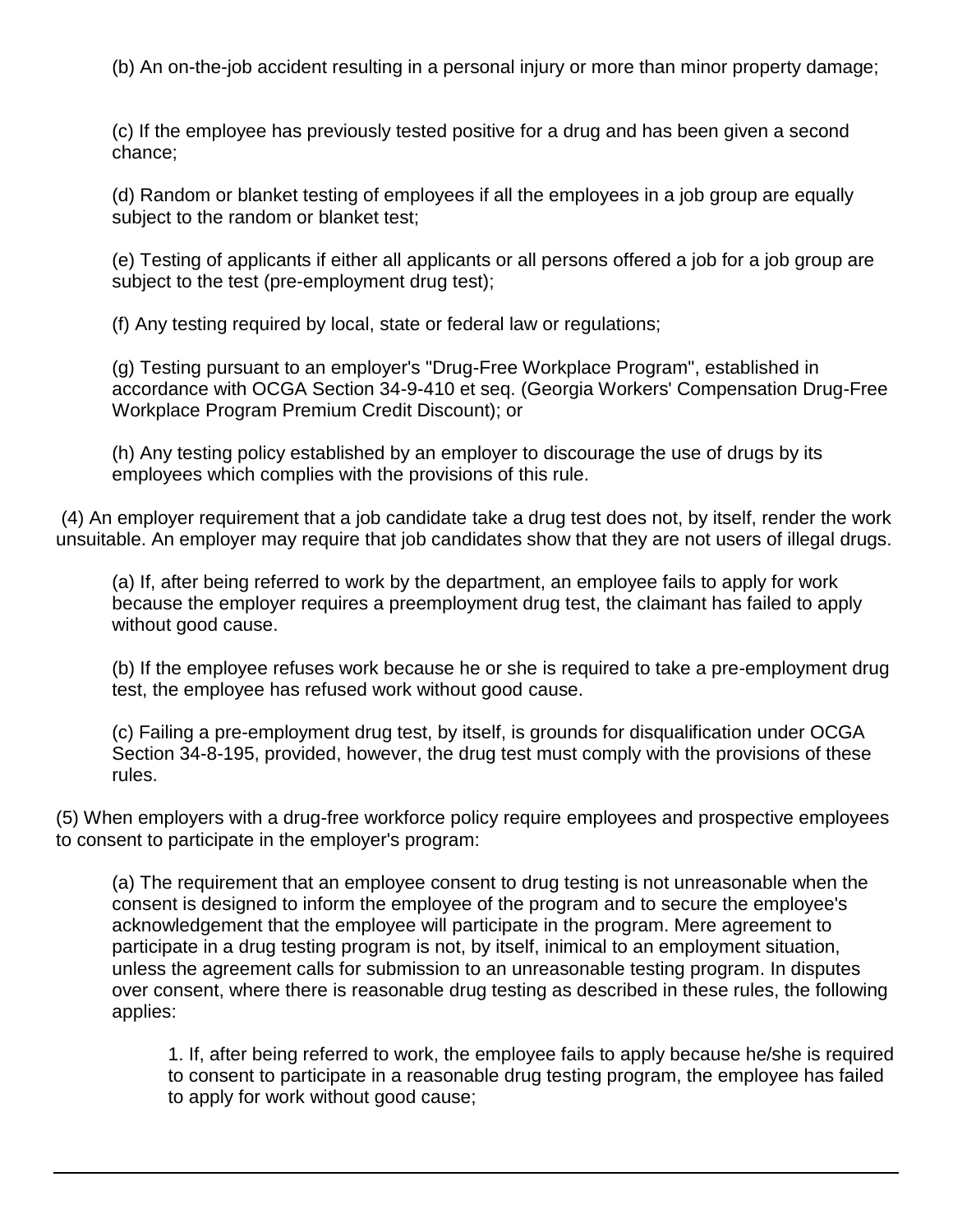(b) An on-the-job accident resulting in a personal injury or more than minor property damage;

(c) If the employee has previously tested positive for a drug and has been given a second chance;

(d) Random or blanket testing of employees if all the employees in a job group are equally subject to the random or blanket test;

(e) Testing of applicants if either all applicants or all persons offered a job for a job group are subject to the test (pre-employment drug test);

(f) Any testing required by local, state or federal law or regulations;

(g) Testing pursuant to an employer's "Drug-Free Workplace Program", established in accordance with OCGA Section 34-9-410 et seq. (Georgia Workers' Compensation Drug-Free Workplace Program Premium Credit Discount); or

(h) Any testing policy established by an employer to discourage the use of drugs by its employees which complies with the provisions of this rule.

(4) An employer requirement that a job candidate take a drug test does not, by itself, render the work unsuitable. An employer may require that job candidates show that they are not users of illegal drugs.

(a) If, after being referred to work by the department, an employee fails to apply for work because the employer requires a preemployment drug test, the claimant has failed to apply without good cause.

(b) If the employee refuses work because he or she is required to take a pre-employment drug test, the employee has refused work without good cause.

(c) Failing a pre-employment drug test, by itself, is grounds for disqualification under OCGA Section 34-8-195, provided, however, the drug test must comply with the provisions of these rules.

(5) When employers with a drug-free workforce policy require employees and prospective employees to consent to participate in the employer's program:

(a) The requirement that an employee consent to drug testing is not unreasonable when the consent is designed to inform the employee of the program and to secure the employee's acknowledgement that the employee will participate in the program. Mere agreement to participate in a drug testing program is not, by itself, inimical to an employment situation, unless the agreement calls for submission to an unreasonable testing program. In disputes over consent, where there is reasonable drug testing as described in these rules, the following applies:

1. If, after being referred to work, the employee fails to apply because he/she is required to consent to participate in a reasonable drug testing program, the employee has failed to apply for work without good cause;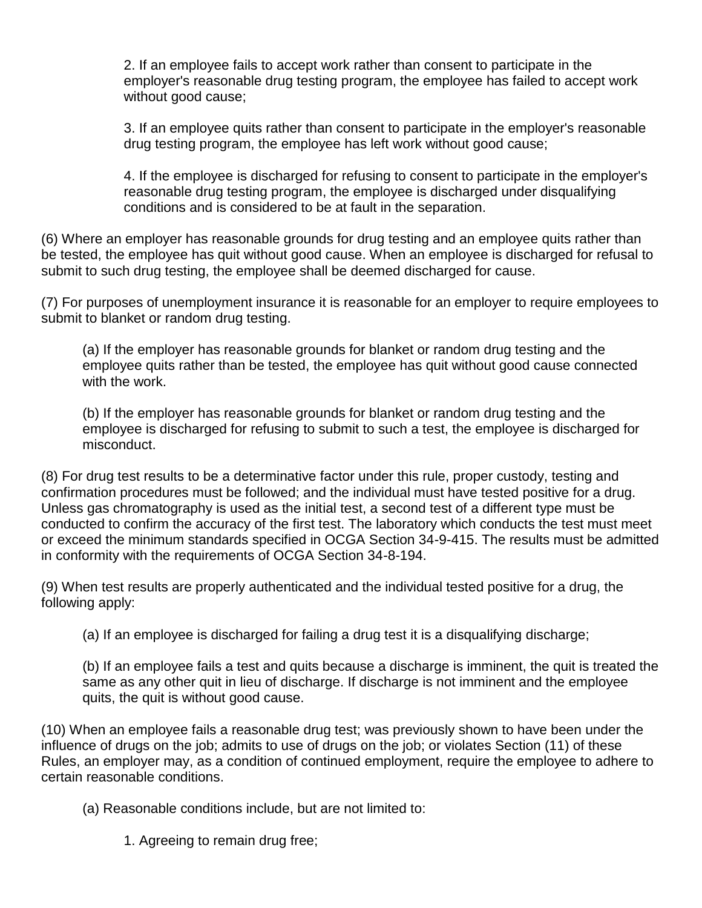2. If an employee fails to accept work rather than consent to participate in the employer's reasonable drug testing program, the employee has failed to accept work without good cause;

3. If an employee quits rather than consent to participate in the employer's reasonable drug testing program, the employee has left work without good cause;

4. If the employee is discharged for refusing to consent to participate in the employer's reasonable drug testing program, the employee is discharged under disqualifying conditions and is considered to be at fault in the separation.

(6) Where an employer has reasonable grounds for drug testing and an employee quits rather than be tested, the employee has quit without good cause. When an employee is discharged for refusal to submit to such drug testing, the employee shall be deemed discharged for cause.

(7) For purposes of unemployment insurance it is reasonable for an employer to require employees to submit to blanket or random drug testing.

(a) If the employer has reasonable grounds for blanket or random drug testing and the employee quits rather than be tested, the employee has quit without good cause connected with the work.

(b) If the employer has reasonable grounds for blanket or random drug testing and the employee is discharged for refusing to submit to such a test, the employee is discharged for misconduct.

(8) For drug test results to be a determinative factor under this rule, proper custody, testing and confirmation procedures must be followed; and the individual must have tested positive for a drug. Unless gas chromatography is used as the initial test, a second test of a different type must be conducted to confirm the accuracy of the first test. The laboratory which conducts the test must meet or exceed the minimum standards specified in OCGA Section 34-9-415. The results must be admitted in conformity with the requirements of OCGA Section 34-8-194.

(9) When test results are properly authenticated and the individual tested positive for a drug, the following apply:

(a) If an employee is discharged for failing a drug test it is a disqualifying discharge;

(b) If an employee fails a test and quits because a discharge is imminent, the quit is treated the same as any other quit in lieu of discharge. If discharge is not imminent and the employee quits, the quit is without good cause.

(10) When an employee fails a reasonable drug test; was previously shown to have been under the influence of drugs on the job; admits to use of drugs on the job; or violates Section (11) of these Rules, an employer may, as a condition of continued employment, require the employee to adhere to certain reasonable conditions.

(a) Reasonable conditions include, but are not limited to:

1. Agreeing to remain drug free;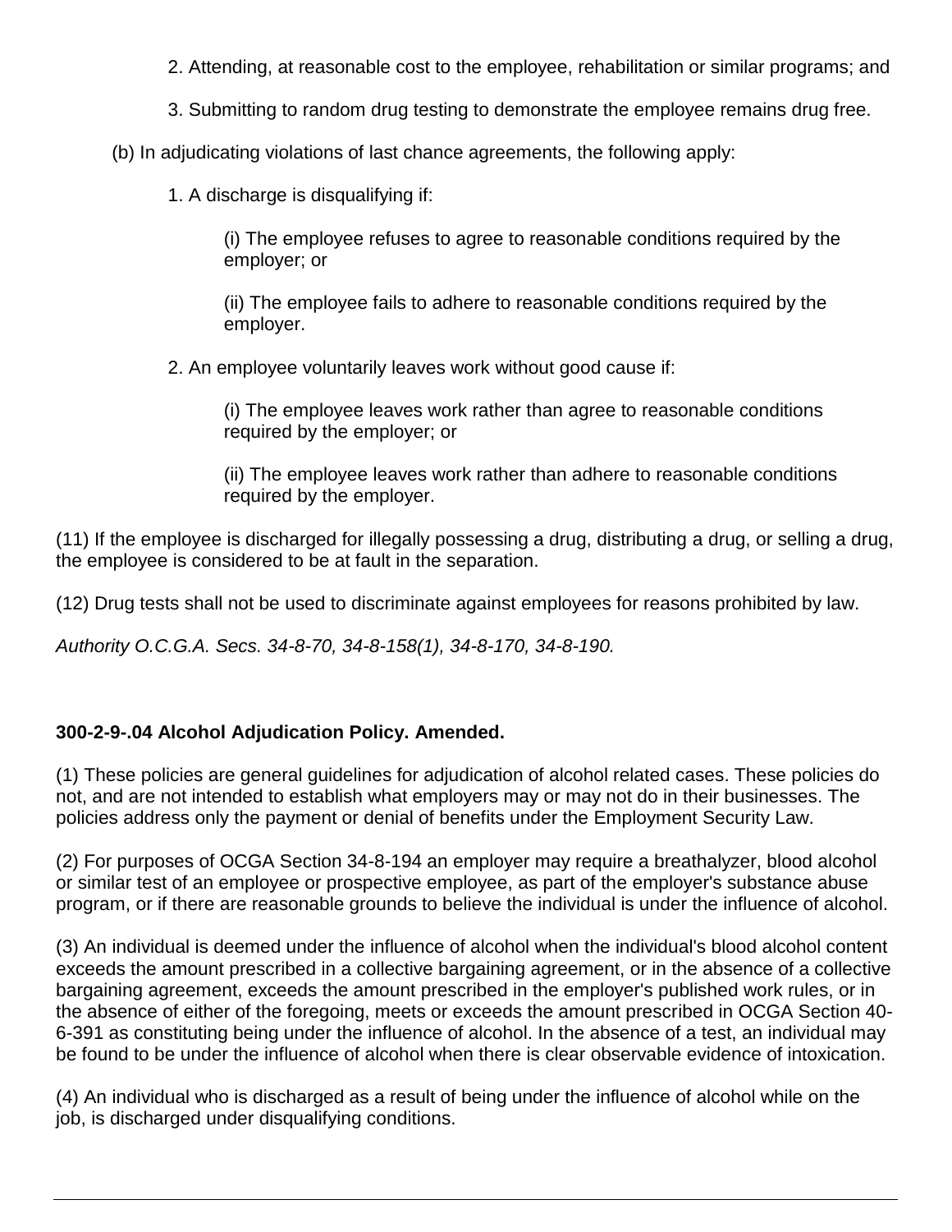2. Attending, at reasonable cost to the employee, rehabilitation or similar programs; and

3. Submitting to random drug testing to demonstrate the employee remains drug free.

(b) In adjudicating violations of last chance agreements, the following apply:

1. A discharge is disqualifying if:

(i) The employee refuses to agree to reasonable conditions required by the employer; or

(ii) The employee fails to adhere to reasonable conditions required by the employer.

2. An employee voluntarily leaves work without good cause if:

(i) The employee leaves work rather than agree to reasonable conditions required by the employer; or

(ii) The employee leaves work rather than adhere to reasonable conditions required by the employer.

(11) If the employee is discharged for illegally possessing a drug, distributing a drug, or selling a drug, the employee is considered to be at fault in the separation.

(12) Drug tests shall not be used to discriminate against employees for reasons prohibited by law.

*Authority O.C.G.A. Secs. 34-8-70, 34-8-158(1), 34-8-170, 34-8-190.*

**300-2-9-.04 Alcohol Adjudication Policy. Amended.**

(1) These policies are general guidelines for adjudication of alcohol related cases. These policies do not, and are not intended to establish what employers may or may not do in their businesses. The policies address only the payment or denial of benefits under the Employment Security Law.

(2) For purposes of OCGA Section 34-8-194 an employer may require a breathalyzer, blood alcohol or similar test of an employee or prospective employee, as part of the employer's substance abuse program, or if there are reasonable grounds to believe the individual is under the influence of alcohol.

(3) An individual is deemed under the influence of alcohol when the individual's blood alcohol content exceeds the amount prescribed in a collective bargaining agreement, or in the absence of a collective bargaining agreement, exceeds the amount prescribed in the employer's published work rules, or in the absence of either of the foregoing, meets or exceeds the amount prescribed in OCGA Section 40-6-391 as constituting being under the influence of alcohol. In the absence of a test, an individual may be found to be under the influence of alcohol when there is clear observable evidence of intoxication.

(4) An individual who is discharged as a result of being under the influence of alcohol while on the job, is discharged under disqualifying conditions.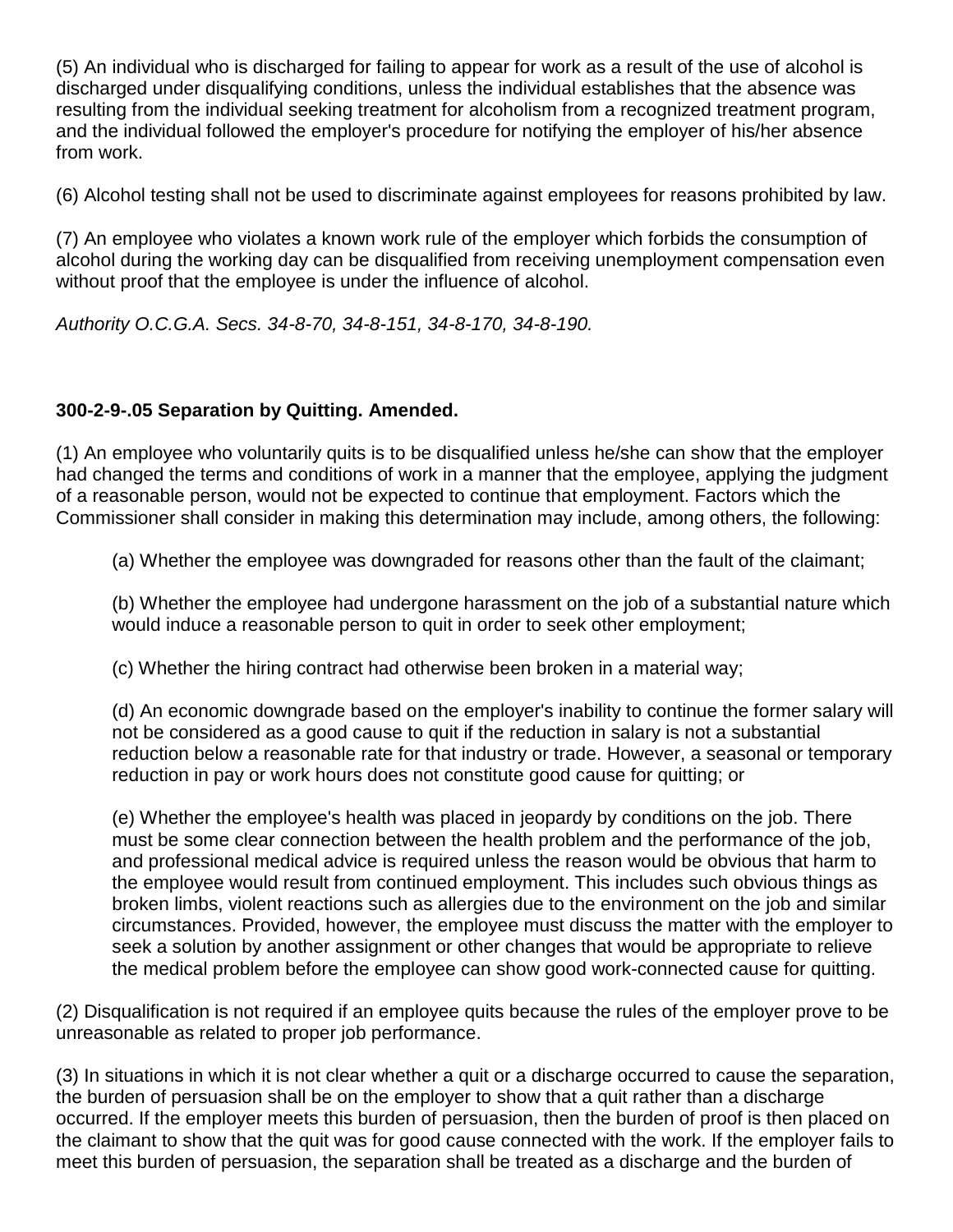(5) An individual who is discharged for failing to appear for work as a result of the use of alcohol is discharged under disqualifying conditions, unless the individual establishes that the absence was resulting from the individual seeking treatment for alcoholism from a recognized treatment program, and the individual followed the employer's procedure for notifying the employer of his/her absence from work.

(6) Alcohol testing shall not be used to discriminate against employees for reasons prohibited by law.

(7) An employee who violates a known work rule of the employer which forbids the consumption of alcohol during the working day can be disqualified from receiving unemployment compensation even without proof that the employee is under the influence of alcohol.

*Authority O.C.G.A. Secs. 34-8-70, 34-8-151, 34-8-170, 34-8-190.*

**300-2-9-.05 Separation by Quitting. Amended.**

(1) An employee who voluntarily quits is to be disqualified unless he/she can show that the employer had changed the terms and conditions of work in a manner that the employee, applying the judgment of a reasonable person, would not be expected to continue that employment. Factors which the Commissioner shall consider in making this determination may include, among others, the following:

(a) Whether the employee was downgraded for reasons other than the fault of the claimant;

(b) Whether the employee had undergone harassment on the job of a substantial nature which would induce a reasonable person to quit in order to seek other employment;

(c) Whether the hiring contract had otherwise been broken in a material way;

(d) An economic downgrade based on the employer's inability to continue the former salary will not be considered as a good cause to quit if the reduction in salary is not a substantial reduction below a reasonable rate for that industry or trade. However, a seasonal or temporary reduction in pay or work hours does not constitute good cause for quitting; or

(e) Whether the employee's health was placed in jeopardy by conditions on the job. There must be some clear connection between the health problem and the performance of the job, and professional medical advice is required unless the reason would be obvious that harm to the employee would result from continued employment. This includes such obvious things as broken limbs, violent reactions such as allergies due to the environment on the job and similar circumstances. Provided, however, the employee must discuss the matter with the employer to seek a solution by another assignment or other changes that would be appropriate to relieve the medical problem before the employee can show good work-connected cause for quitting.

(2) Disqualification is not required if an employee quits because the rules of the employer prove to be unreasonable as related to proper job performance.

(3) In situations in which it is not clear whether a quit or a discharge occurred to cause the separation, the burden of persuasion shall be on the employer to show that a quit rather than a discharge occurred. If the employer meets this burden of persuasion, then the burden of proof is then placed on the claimant to show that the quit was for good cause connected with the work. If the employer fails to meet this burden of persuasion, the separation shall be treated as a discharge and the burden of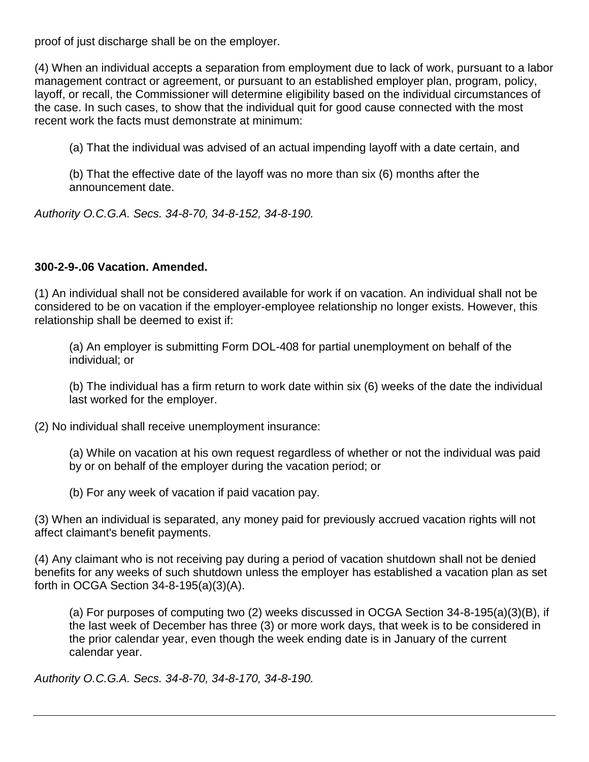proof of just discharge shall be on the employer.

(4) When an individual accepts a separation from employment due to lack of work, pursuant to a labor management contract or agreement, or pursuant to an established employer plan, program, policy, layoff, or recall, the Commissioner will determine eligibility based on the individual circumstances of the case. In such cases, to show that the individual quit for good cause connected with the most recent work the facts must demonstrate at minimum:

(a) That the individual was advised of an actual impending layoff with a date certain, and

(b) That the effective date of the layoff was no more than six (6) months after the announcement date.

*Authority O.C.G.A. Secs. 34-8-70, 34-8-152, 34-8-190.*

**300-2-9-.06 Vacation. Amended.**

(1) An individual shall not be considered available for work if on vacation. An individual shall not be considered to be on vacation if the employer-employee relationship no longer exists. However, this relationship shall be deemed to exist if:

(a) An employer is submitting Form DOL-408 for partial unemployment on behalf of the individual; or

(b) The individual has a firm return to work date within six (6) weeks of the date the individual last worked for the employer.

(2) No individual shall receive unemployment insurance:

(a) While on vacation at his own request regardless of whether or not the individual was paid by or on behalf of the employer during the vacation period; or

(b) For any week of vacation if paid vacation pay.

(3) When an individual is separated, any money paid for previously accrued vacation rights will not affect claimant's benefit payments.

(4) Any claimant who is not receiving pay during a period of vacation shutdown shall not be denied benefits for any weeks of such shutdown unless the employer has established a vacation plan as set forth in OCGA Section 34-8-195(a)(3)(A).

(a) For purposes of computing two (2) weeks discussed in OCGA Section 34-8-195(a)(3)(B), if the last week of December has three (3) or more work days, that week is to be considered in the prior calendar year, even though the week ending date is in January of the current calendar year.

*Authority O.C.G.A. Secs. 34-8-70, 34-8-170, 34-8-190.*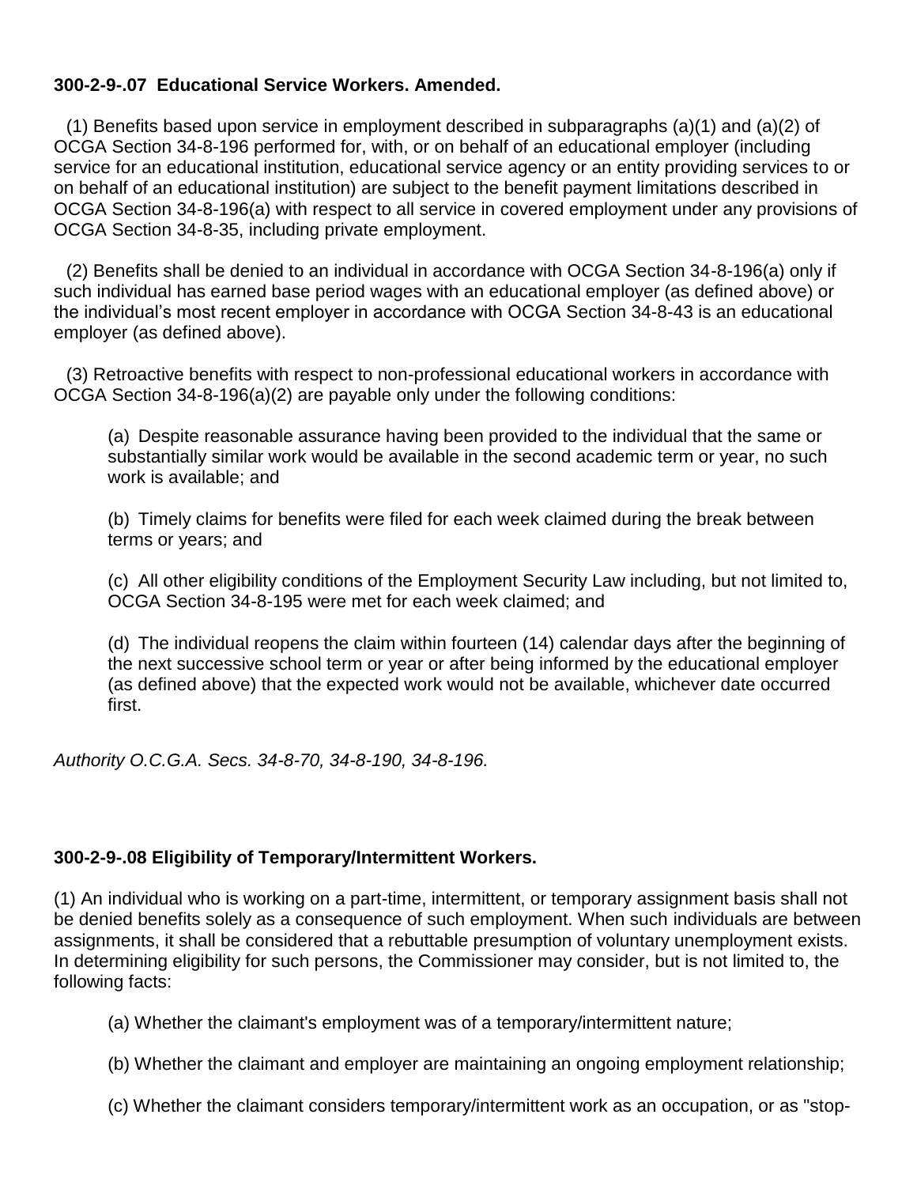**300-2-9-.07 Educational Service Workers. Amended.**

(1) Benefits based upon service in employment described in subparagraphs (a)(1) and (a)(2) of OCGA Section 34-8-196 performed for, with, or on behalf of an educational employer (including service for an educational institution, educational service agency or an entity providing services to or on behalf of an educational institution) are subject to the benefit payment limitations described in OCGA Section 34-8-196(a) with respect to all service in covered employment under any provisions of OCGA Section 34-8-35, including private employment.

(2) Benefits shall be denied to an individual in accordance with OCGA Section 34-8-196(a) only if such individual has earned base period wages with an educational employer (as defined above) or the individual's most recent employer in accordance with OCGA Section 34-8-43 is an educational employer (as defined above).

(3) Retroactive benefits with respect to non-professional educational workers in accordance with OCGA Section 34-8-196(a)(2) are payable only under the following conditions:

(a) Despite reasonable assurance having been provided to the individual that the same or substantially similar work would be available in the second academic term or year, no such work is available; and

(b) Timely claims for benefits were filed for each week claimed during the break between terms or years; and

(c) All other eligibility conditions of the Employment Security Law including, but not limited to, OCGA Section 34-8-195 were met for each week claimed; and

(d) The individual reopens the claim within fourteen (14) calendar days after the beginning of the next successive school term or year or after being informed by the educational employer (as defined above) that the expected work would not be available, whichever date occurred first.

*Authority O.C.G.A. Secs. 34-8-70, 34-8-190, 34-8-196.*

**300-2-9-.08 Eligibility of Temporary/Intermittent Workers.**

(1) An individual who is working on a part-time, intermittent, or temporary assignment basis shall not be denied benefits solely as a consequence of such employment. When such individuals are between assignments, it shall be considered that a rebuttable presumption of voluntary unemployment exists. In determining eligibility for such persons, the Commissioner may consider, but is not limited to, the following facts:

(a) Whether the claimant's employment was of a temporary/intermittent nature;

(b) Whether the claimant and employer are maintaining an ongoing employment relationship;

(c) Whether the claimant considers temporary/intermittent work as an occupation, or as "stop-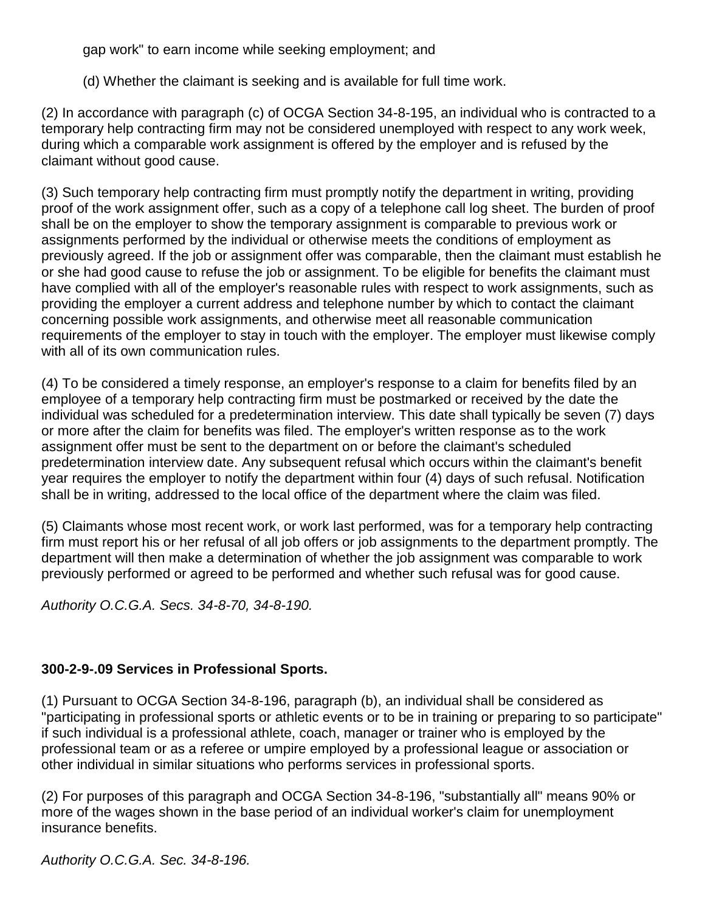gap work" to earn income while seeking employment; and

(d) Whether the claimant is seeking and is available for full time work.

(2) In accordance with paragraph (c) of OCGA Section 34-8-195, an individual who is contracted to a temporary help contracting firm may not be considered unemployed with respect to any work week, during which a comparable work assignment is offered by the employer and is refused by the claimant without good cause.

(3) Such temporary help contracting firm must promptly notify the department in writing, providing proof of the work assignment offer, such as a copy of a telephone call log sheet. The burden of proof shall be on the employer to show the temporary assignment is comparable to previous work or assignments performed by the individual or otherwise meets the conditions of employment as previously agreed. If the job or assignment offer was comparable, then the claimant must establish he or she had good cause to refuse the job or assignment. To be eligible for benefits the claimant must have complied with all of the employer's reasonable rules with respect to work assignments, such as providing the employer a current address and telephone number by which to contact the claimant concerning possible work assignments, and otherwise meet all reasonable communication requirements of the employer to stay in touch with the employer. The employer must likewise comply with all of its own communication rules.

(4) To be considered a timely response, an employer's response to a claim for benefits filed by an employee of a temporary help contracting firm must be postmarked or received by the date the individual was scheduled for a predetermination interview. This date shall typically be seven (7) days or more after the claim for benefits was filed. The employer's written response as to the work assignment offer must be sent to the department on or before the claimant's scheduled predetermination interview date. Any subsequent refusal which occurs within the claimant's benefit year requires the employer to notify the department within four (4) days of such refusal. Notification shall be in writing, addressed to the local office of the department where the claim was filed.

(5) Claimants whose most recent work, or work last performed, was for a temporary help contracting firm must report his or her refusal of all job offers or job assignments to the department promptly. The department will then make a determination of whether the job assignment was comparable to work previously performed or agreed to be performed and whether such refusal was for good cause.

*Authority O.C.G.A. Secs. 34-8-70, 34-8-190.*

**300-2-9-.09 Services in Professional Sports.**

(1) Pursuant to OCGA Section 34-8-196, paragraph (b), an individual shall be considered as "participating in professional sports or athletic events or to be in training or preparing to so participate" if such individual is a professional athlete, coach, manager or trainer who is employed by the professional team or as a referee or umpire employed by a professional league or association or other individual in similar situations who performs services in professional sports.

(2) For purposes of this paragraph and OCGA Section 34-8-196, "substantially all" means 90% or more of the wages shown in the base period of an individual worker's claim for unemployment insurance benefits.

*Authority O.C.G.A. Sec. 34-8-196.*